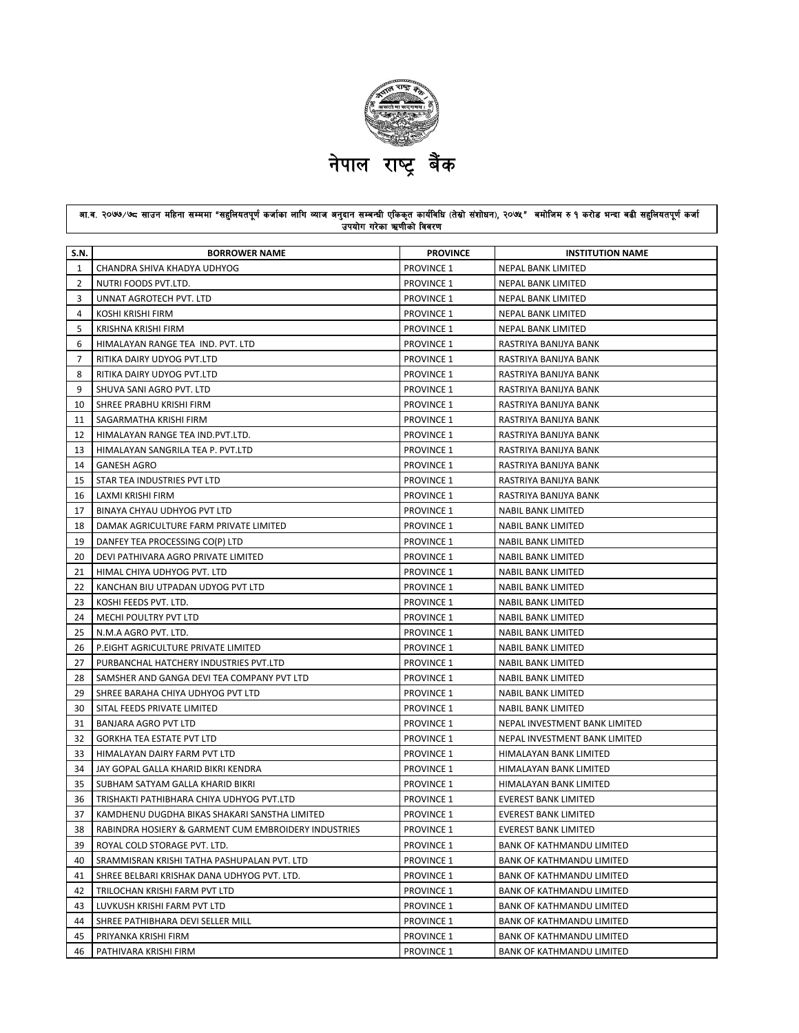# नेपाल राष्ट्र बैंक

आ.व. २०७७/७८ साउन महिना सम्ममा "सहुलियतपूर्ण कर्जाका लागि ब्याज अनुदान सम्बन्धी एकिकृत कार्यविधि (तेस्रो संशोधन), २०७५" बमोजिम रु १ करोड भन्दा बढी सहुलियतपूर्ण कर्जा उपयोग गरेका ऋणीको विवरण

| S.N. | BORROWER NAME | PROVINCE | INSTITUTION NAME |
|---|---|---|---|
| 1 | CHANDRA SHIVA KHADYA UDHYOG | PROVINCE 1 | NEPAL BANK LIMITED |
| 2 | NUTRI FOODS PVT.LTD. | PROVINCE 1 | NEPAL BANK LIMITED |
| 3 | UNNAT AGROTECH PVT. LTD | PROVINCE 1 | NEPAL BANK LIMITED |
| 4 | KOSHI KRISHI FIRM | PROVINCE 1 | NEPAL BANK LIMITED |
| 5 | KRISHNA KRISHI FIRM | PROVINCE 1 | NEPAL BANK LIMITED |
| 6 | HIMALAYAN RANGE TEA IND. PVT. LTD | PROVINCE 1 | RASTRIYA BANIJYA BANK |
| 7 | RITIKA DAIRY UDYOG PVT.LTD | PROVINCE 1 | RASTRIYA BANIJYA BANK |
| 8 | RITIKA DAIRY UDYOG PVT.LTD | PROVINCE 1 | RASTRIYA BANIJYA BANK |
| 9 | SHUVA SANI AGRO PVT. LTD | PROVINCE 1 | RASTRIYA BANIJYA BANK |
| 10 | SHREE PRABHU KRISHI FIRM | PROVINCE 1 | RASTRIYA BANIJYA BANK |
| 11 | SAGARMATHA KRISHI FIRM | PROVINCE 1 | RASTRIYA BANIJYA BANK |
| 12 | HIMALAYAN RANGE TEA IND.PVT.LTD. | PROVINCE 1 | RASTRIYA BANIJYA BANK |
| 13 | HIMALAYAN SANGRILA TEA P. PVT.LTD | PROVINCE 1 | RASTRIYA BANIJYA BANK |
| 14 | GANESH AGRO | PROVINCE 1 | RASTRIYA BANIJYA BANK |
| 15 | STAR TEA INDUSTRIES PVT LTD | PROVINCE 1 | RASTRIYA BANIJYA BANK |
| 16 | LAXMI KRISHI FIRM | PROVINCE 1 | RASTRIYA BANIJYA BANK |
| 17 | BINAYA CHYAU UDHYOG PVT LTD | PROVINCE 1 | NABIL BANK LIMITED |
| 18 | DAMAK AGRICULTURE FARM PRIVATE LIMITED | PROVINCE 1 | NABIL BANK LIMITED |
| 19 | DANFEY TEA PROCESSING CO(P) LTD | PROVINCE 1 | NABIL BANK LIMITED |
| 20 | DEVI PATHIVARA AGRO PRIVATE LIMITED | PROVINCE 1 | NABIL BANK LIMITED |
| 21 | HIMAL CHIYA UDHYOG PVT. LTD | PROVINCE 1 | NABIL BANK LIMITED |
| 22 | KANCHAN BIU UTPADAN UDYOG PVT LTD | PROVINCE 1 | NABIL BANK LIMITED |
| 23 | KOSHI FEEDS PVT. LTD. | PROVINCE 1 | NABIL BANK LIMITED |
| 24 | MECHI POULTRY PVT LTD | PROVINCE 1 | NABIL BANK LIMITED |
| 25 | N.M.A AGRO PVT. LTD. | PROVINCE 1 | NABIL BANK LIMITED |
| 26 | P.EIGHT AGRICULTURE PRIVATE LIMITED | PROVINCE 1 | NABIL BANK LIMITED |
| 27 | PURBANCHAL HATCHERY INDUSTRIES PVT.LTD | PROVINCE 1 | NABIL BANK LIMITED |
| 28 | SAMSHER AND GANGA DEVI TEA COMPANY PVT LTD | PROVINCE 1 | NABIL BANK LIMITED |
| 29 | SHREE BARAHA CHIYA UDHYOG PVT LTD | PROVINCE 1 | NABIL BANK LIMITED |
| 30 | SITAL FEEDS PRIVATE LIMITED | PROVINCE 1 | NABIL BANK LIMITED |
| 31 | BANJARA AGRO PVT LTD | PROVINCE 1 | NEPAL INVESTMENT BANK LIMITED |
| 32 | GORKHA TEA ESTATE PVT LTD | PROVINCE 1 | NEPAL INVESTMENT BANK LIMITED |
| 33 | HIMALAYAN DAIRY FARM PVT LTD | PROVINCE 1 | HIMALAYAN BANK LIMITED |
| 34 | JAY GOPAL GALLA KHARID BIKRI KENDRA | PROVINCE 1 | HIMALAYAN BANK LIMITED |
| 35 | SUBHAM SATYAM GALLA KHARID BIKRI | PROVINCE 1 | HIMALAYAN BANK LIMITED |
| 36 | TRISHAKTI PATHIBHARA CHIYA UDHYOG PVT.LTD | PROVINCE 1 | EVEREST BANK LIMITED |
| 37 | KAMDHENU DUGDHA BIKAS SHAKARI SANSTHA LIMITED | PROVINCE 1 | EVEREST BANK LIMITED |
| 38 | RABINDRA HOSIERY & GARMENT CUM EMBROIDERY INDUSTRIES | PROVINCE 1 | EVEREST BANK LIMITED |
| 39 | ROYAL COLD STORAGE PVT. LTD. | PROVINCE 1 | BANK OF KATHMANDU LIMITED |
| 40 | SRAMMISRAN KRISHI TATHA PASHUPALAN PVT. LTD | PROVINCE 1 | BANK OF KATHMANDU LIMITED |
| 41 | SHREE BELBARI KRISHAK DANA UDHYOG PVT. LTD. | PROVINCE 1 | BANK OF KATHMANDU LIMITED |
| 42 | TRILOCHAN KRISHI FARM PVT LTD | PROVINCE 1 | BANK OF KATHMANDU LIMITED |
| 43 | LUVKUSH KRISHI FARM PVT LTD | PROVINCE 1 | BANK OF KATHMANDU LIMITED |
| 44 | SHREE PATHIBHARA DEVI SELLER MILL | PROVINCE 1 | BANK OF KATHMANDU LIMITED |
| 45 | PRIYANKA KRISHI FIRM | PROVINCE 1 | BANK OF KATHMANDU LIMITED |
| 46 | PATHIVARA KRISHI FIRM | PROVINCE 1 | BANK OF KATHMANDU LIMITED |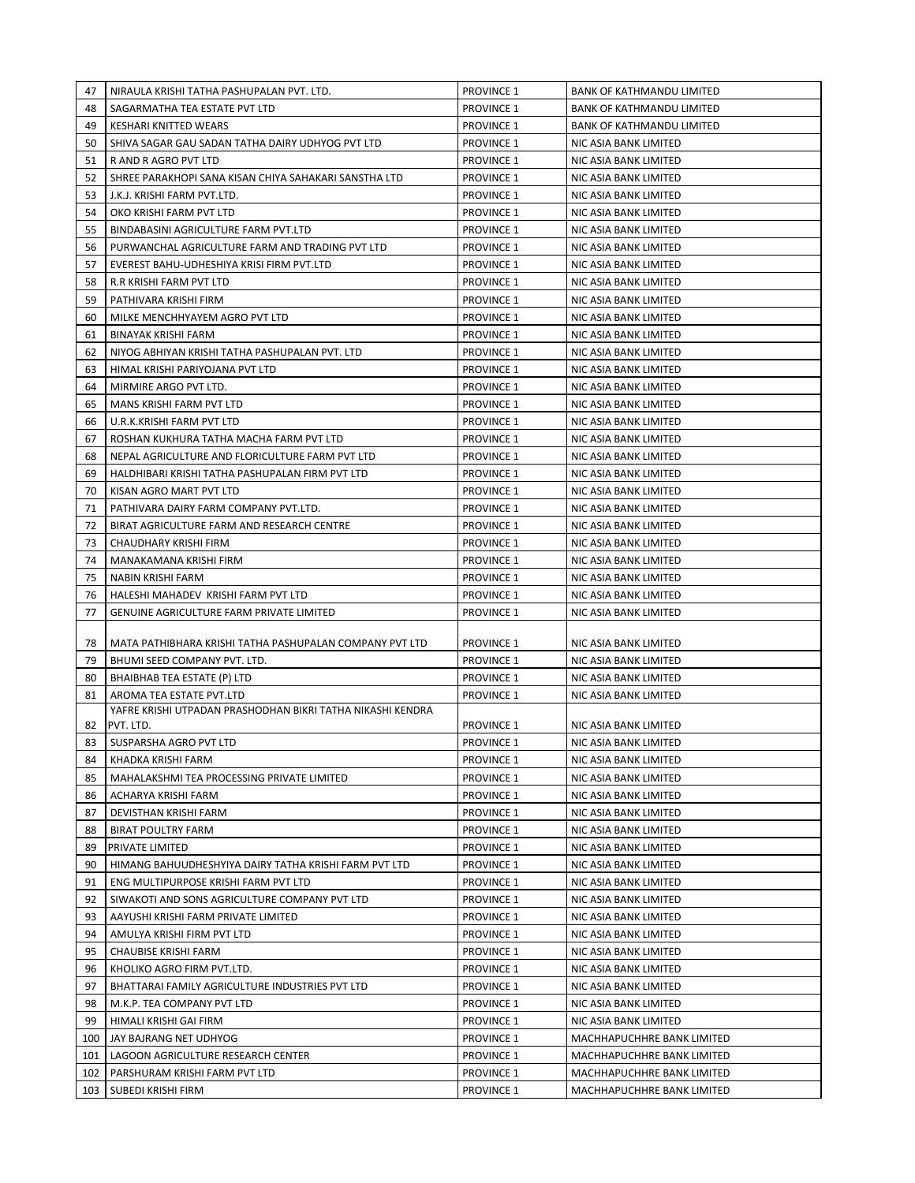| 47 | NIRAULA KRISHI TATHA PASHUPALAN PVT. LTD. | PROVINCE 1 | BANK OF KATHMANDU LIMITED |
|---|---|---|---|
| 48 | SAGARMATHA TEA ESTATE PVT LTD | PROVINCE 1 | BANK OF KATHMANDU LIMITED |
| 49 | KESHARI KNITTED WEARS | PROVINCE 1 | BANK OF KATHMANDU LIMITED |
| 50 | SHIVA SAGAR GAU SADAN TATHA DAIRY UDHYOG PVT LTD | PROVINCE 1 | NIC ASIA BANK LIMITED |
| 51 | R AND R AGRO PVT LTD | PROVINCE 1 | NIC ASIA BANK LIMITED |
| 52 | SHREE PARAKHOPI SANA KISAN CHIYA SAHAKARI SANSTHA LTD | PROVINCE 1 | NIC ASIA BANK LIMITED |
| 53 | J.K.J. KRISHI FARM PVT.LTD. | PROVINCE 1 | NIC ASIA BANK LIMITED |
| 54 | OKO KRISHI FARM PVT LTD | PROVINCE 1 | NIC ASIA BANK LIMITED |
| 55 | BINDABASINI AGRICULTURE FARM PVT.LTD | PROVINCE 1 | NIC ASIA BANK LIMITED |
| 56 | PURWANCHAL AGRICULTURE FARM AND TRADING PVT LTD | PROVINCE 1 | NIC ASIA BANK LIMITED |
| 57 | EVEREST BAHU-UDHESHIYA KRISI FIRM PVT.LTD | PROVINCE 1 | NIC ASIA BANK LIMITED |
| 58 | R.R KRISHI FARM PVT LTD | PROVINCE 1 | NIC ASIA BANK LIMITED |
| 59 | PATHIVARA KRISHI FIRM | PROVINCE 1 | NIC ASIA BANK LIMITED |
| 60 | MILKE MENCHHYAYEM AGRO PVT LTD | PROVINCE 1 | NIC ASIA BANK LIMITED |
| 61 | BINAYAK KRISHI FARM | PROVINCE 1 | NIC ASIA BANK LIMITED |
| 62 | NIYOG ABHIYAN KRISHI TATHA PASHUPALAN PVT. LTD | PROVINCE 1 | NIC ASIA BANK LIMITED |
| 63 | HIMAL KRISHI PARIYOJANA PVT LTD | PROVINCE 1 | NIC ASIA BANK LIMITED |
| 64 | MIRMIRE ARGO PVT LTD. | PROVINCE 1 | NIC ASIA BANK LIMITED |
| 65 | MANS KRISHI FARM PVT LTD | PROVINCE 1 | NIC ASIA BANK LIMITED |
| 66 | U.R.K.KRISHI FARM PVT LTD | PROVINCE 1 | NIC ASIA BANK LIMITED |
| 67 | ROSHAN KUKHURA TATHA MACHA FARM PVT LTD | PROVINCE 1 | NIC ASIA BANK LIMITED |
| 68 | NEPAL AGRICULTURE AND FLORICULTURE FARM PVT LTD | PROVINCE 1 | NIC ASIA BANK LIMITED |
| 69 | HALDHIBARI KRISHI TATHA PASHUPALAN FIRM PVT LTD | PROVINCE 1 | NIC ASIA BANK LIMITED |
| 70 | KISAN AGRO MART PVT LTD | PROVINCE 1 | NIC ASIA BANK LIMITED |
| 71 | PATHIVARA DAIRY FARM COMPANY PVT.LTD. | PROVINCE 1 | NIC ASIA BANK LIMITED |
| 72 | BIRAT AGRICULTURE FARM AND RESEARCH CENTRE | PROVINCE 1 | NIC ASIA BANK LIMITED |
| 73 | CHAUDHARY KRISHI FIRM | PROVINCE 1 | NIC ASIA BANK LIMITED |
| 74 | MANAKAMANA KRISHI FIRM | PROVINCE 1 | NIC ASIA BANK LIMITED |
| 75 | NABIN KRISHI FARM | PROVINCE 1 | NIC ASIA BANK LIMITED |
| 76 | HALESHI MAHADEV KRISHI FARM PVT LTD | PROVINCE 1 | NIC ASIA BANK LIMITED |
| 77 | GENUINE AGRICULTURE FARM PRIVATE LIMITED | PROVINCE 1 | NIC ASIA BANK LIMITED |
| 78 | MATA PATHIBHARA KRISHI TATHA PASHUPALAN COMPANY PVT LTD | PROVINCE 1 | NIC ASIA BANK LIMITED |
| 79 | BHUMI SEED COMPANY PVT. LTD. | PROVINCE 1 | NIC ASIA BANK LIMITED |
| 80 | BHAIBHAB TEA ESTATE (P) LTD | PROVINCE 1 | NIC ASIA BANK LIMITED |
| 81 | AROMA TEA ESTATE PVT.LTD | PROVINCE 1 | NIC ASIA BANK LIMITED |
| 82 | YAFRE KRISHI UTPADAN PRASHODHAN BIKRI TATHA NIKASHI KENDRA PVT. LTD. | PROVINCE 1 | NIC ASIA BANK LIMITED |
| 83 | SUSPARSHA AGRO PVT LTD | PROVINCE 1 | NIC ASIA BANK LIMITED |
| 84 | KHADKA KRISHI FARM | PROVINCE 1 | NIC ASIA BANK LIMITED |
| 85 | MAHALAKSHMI TEA PROCESSING PRIVATE LIMITED | PROVINCE 1 | NIC ASIA BANK LIMITED |
| 86 | ACHARYA KRISHI FARM | PROVINCE 1 | NIC ASIA BANK LIMITED |
| 87 | DEVISTHAN KRISHI FARM | PROVINCE 1 | NIC ASIA BANK LIMITED |
| 88 | BIRAT POULTRY FARM | PROVINCE 1 | NIC ASIA BANK LIMITED |
| 89 | PRIVATE LIMITED | PROVINCE 1 | NIC ASIA BANK LIMITED |
| 90 | HIMANG BAHUUDHESHYIYA DAIRY TATHA KRISHI FARM PVT LTD | PROVINCE 1 | NIC ASIA BANK LIMITED |
| 91 | ENG MULTIPURPOSE KRISHI FARM PVT LTD | PROVINCE 1 | NIC ASIA BANK LIMITED |
| 92 | SIWAKOTI AND SONS AGRICULTURE COMPANY PVT LTD | PROVINCE 1 | NIC ASIA BANK LIMITED |
| 93 | AAYUSHI KRISHI FARM PRIVATE LIMITED | PROVINCE 1 | NIC ASIA BANK LIMITED |
| 94 | AMULYA KRISHI FIRM PVT LTD | PROVINCE 1 | NIC ASIA BANK LIMITED |
| 95 | CHAUBISE KRISHI FARM | PROVINCE 1 | NIC ASIA BANK LIMITED |
| 96 | KHOLIKO AGRO FIRM PVT.LTD. | PROVINCE 1 | NIC ASIA BANK LIMITED |
| 97 | BHATTARAI FAMILY AGRICULTURE INDUSTRIES PVT LTD | PROVINCE 1 | NIC ASIA BANK LIMITED |
| 98 | M.K.P. TEA COMPANY PVT LTD | PROVINCE 1 | NIC ASIA BANK LIMITED |
| 99 | HIMALI KRISHI GAI FIRM | PROVINCE 1 | NIC ASIA BANK LIMITED |
| 100 | JAY BAJRANG NET UDHYOG | PROVINCE 1 | MACHHAPUCHHRE BANK LIMITED |
| 101 | LAGOON AGRICULTURE RESEARCH CENTER | PROVINCE 1 | MACHHAPUCHHRE BANK LIMITED |
| 102 | PARSHURAM KRISHI FARM PVT LTD | PROVINCE 1 | MACHHAPUCHHRE BANK LIMITED |
| 103 | SUBEDI KRISHI FIRM | PROVINCE 1 | MACHHAPUCHHRE BANK LIMITED |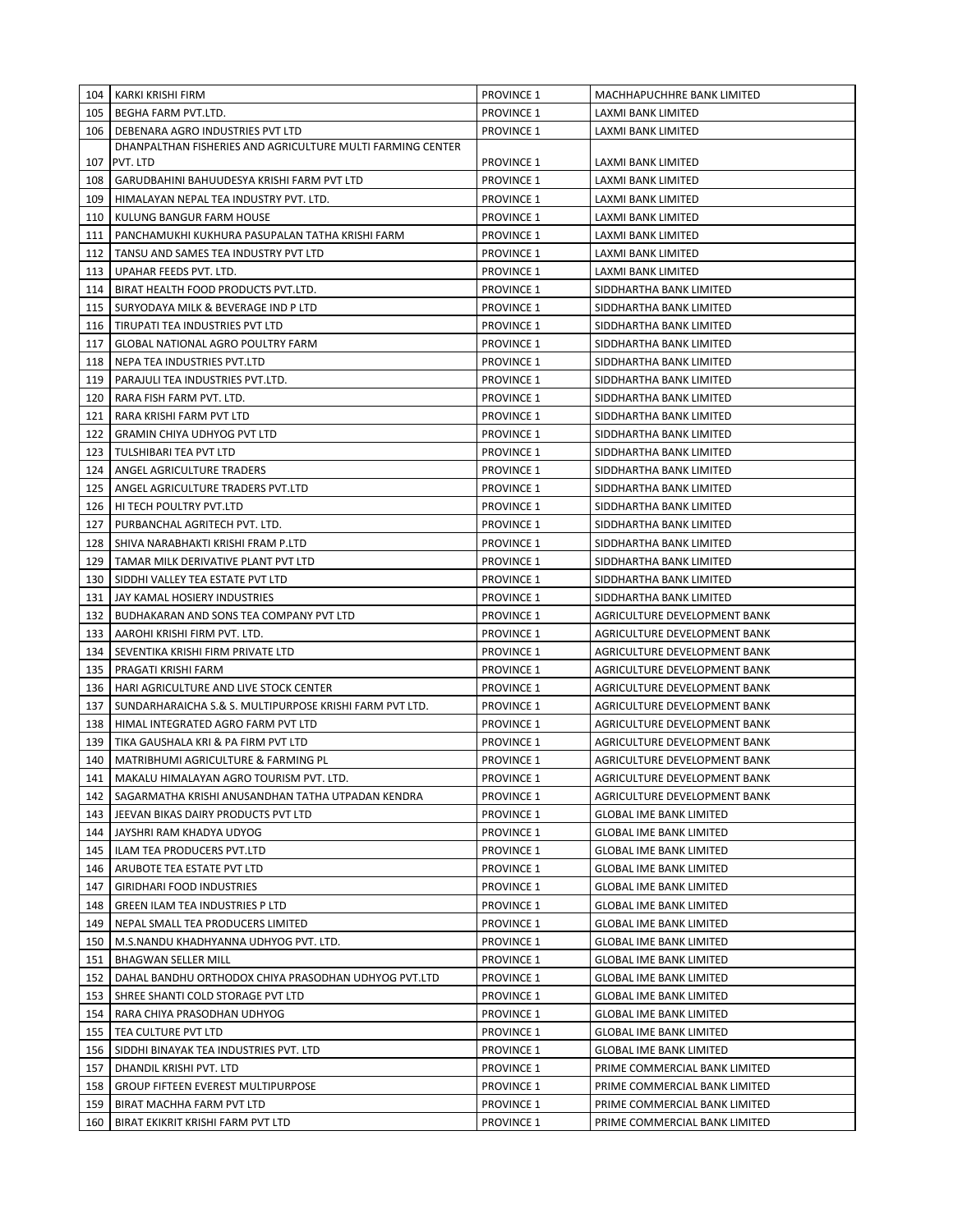| 104 | KARKI KRISHI FIRM | PROVINCE 1 | MACHHAPUCHHRE BANK LIMITED |
|---|---|---|---|
| 105 | BEGHA FARM PVT.LTD. | PROVINCE 1 | LAXMI BANK LIMITED |
| 106 | DEBENARA AGRO INDUSTRIES PVT LTD | PROVINCE 1 | LAXMI BANK LIMITED |
| 107 | DHANPALTHAN FISHERIES AND AGRICULTURE MULTI FARMING CENTER PVT. LTD | PROVINCE 1 | LAXMI BANK LIMITED |
| 108 | GARUDBAHINI BAHUUDESYA KRISHI FARM PVT LTD | PROVINCE 1 | LAXMI BANK LIMITED |
| 109 | HIMALAYAN NEPAL TEA INDUSTRY PVT. LTD. | PROVINCE 1 | LAXMI BANK LIMITED |
| 110 | KULUNG BANGUR FARM HOUSE | PROVINCE 1 | LAXMI BANK LIMITED |
| 111 | PANCHAMUKHI KUKHURA PASUPALAN TATHA KRISHI FARM | PROVINCE 1 | LAXMI BANK LIMITED |
| 112 | TANSU AND SAMES TEA INDUSTRY PVT LTD | PROVINCE 1 | LAXMI BANK LIMITED |
| 113 | UPAHAR FEEDS PVT. LTD. | PROVINCE 1 | LAXMI BANK LIMITED |
| 114 | BIRAT HEALTH FOOD PRODUCTS PVT.LTD. | PROVINCE 1 | SIDDHARTHA BANK LIMITED |
| 115 | SURYODAYA MILK & BEVERAGE IND P LTD | PROVINCE 1 | SIDDHARTHA BANK LIMITED |
| 116 | TIRUPATI TEA INDUSTRIES PVT LTD | PROVINCE 1 | SIDDHARTHA BANK LIMITED |
| 117 | GLOBAL NATIONAL AGRO POULTRY FARM | PROVINCE 1 | SIDDHARTHA BANK LIMITED |
| 118 | NEPA TEA INDUSTRIES PVT.LTD | PROVINCE 1 | SIDDHARTHA BANK LIMITED |
| 119 | PARAJULI TEA INDUSTRIES PVT.LTD. | PROVINCE 1 | SIDDHARTHA BANK LIMITED |
| 120 | RARA FISH FARM PVT. LTD. | PROVINCE 1 | SIDDHARTHA BANK LIMITED |
| 121 | RARA KRISHI FARM PVT LTD | PROVINCE 1 | SIDDHARTHA BANK LIMITED |
| 122 | GRAMIN CHIYA UDHYOG PVT LTD | PROVINCE 1 | SIDDHARTHA BANK LIMITED |
| 123 | TULSHIBARI TEA PVT LTD | PROVINCE 1 | SIDDHARTHA BANK LIMITED |
| 124 | ANGEL AGRICULTURE TRADERS | PROVINCE 1 | SIDDHARTHA BANK LIMITED |
| 125 | ANGEL AGRICULTURE TRADERS PVT.LTD | PROVINCE 1 | SIDDHARTHA BANK LIMITED |
| 126 | HI TECH POULTRY PVT.LTD | PROVINCE 1 | SIDDHARTHA BANK LIMITED |
| 127 | PURBANCHAL AGRITECH PVT. LTD. | PROVINCE 1 | SIDDHARTHA BANK LIMITED |
| 128 | SHIVA NARABHAKTI KRISHI FRAM P.LTD | PROVINCE 1 | SIDDHARTHA BANK LIMITED |
| 129 | TAMAR MILK DERIVATIVE PLANT PVT LTD | PROVINCE 1 | SIDDHARTHA BANK LIMITED |
| 130 | SIDDHI VALLEY TEA ESTATE PVT LTD | PROVINCE 1 | SIDDHARTHA BANK LIMITED |
| 131 | JAY KAMAL HOSIERY INDUSTRIES | PROVINCE 1 | SIDDHARTHA BANK LIMITED |
| 132 | BUDHAKARAN AND SONS TEA COMPANY PVT LTD | PROVINCE 1 | AGRICULTURE DEVELOPMENT BANK |
| 133 | AAROHI KRISHI FIRM PVT. LTD. | PROVINCE 1 | AGRICULTURE DEVELOPMENT BANK |
| 134 | SEVENTIKA KRISHI FIRM PRIVATE LTD | PROVINCE 1 | AGRICULTURE DEVELOPMENT BANK |
| 135 | PRAGATI KRISHI FARM | PROVINCE 1 | AGRICULTURE DEVELOPMENT BANK |
| 136 | HARI AGRICULTURE AND LIVE STOCK CENTER | PROVINCE 1 | AGRICULTURE DEVELOPMENT BANK |
| 137 | SUNDARHARAICHA S.& S. MULTIPURPOSE KRISHI FARM PVT LTD. | PROVINCE 1 | AGRICULTURE DEVELOPMENT BANK |
| 138 | HIMAL INTEGRATED AGRO FARM PVT LTD | PROVINCE 1 | AGRICULTURE DEVELOPMENT BANK |
| 139 | TIKA GAUSHALA KRI & PA FIRM PVT LTD | PROVINCE 1 | AGRICULTURE DEVELOPMENT BANK |
| 140 | MATRIBHUMI AGRICULTURE & FARMING PL | PROVINCE 1 | AGRICULTURE DEVELOPMENT BANK |
| 141 | MAKALU HIMALAYAN AGRO TOURISM PVT. LTD. | PROVINCE 1 | AGRICULTURE DEVELOPMENT BANK |
| 142 | SAGARMATHA KRISHI ANUSANDHAN TATHA UTPADAN KENDRA | PROVINCE 1 | AGRICULTURE DEVELOPMENT BANK |
| 143 | JEEVAN BIKAS DAIRY PRODUCTS PVT LTD | PROVINCE 1 | GLOBAL IME BANK LIMITED |
| 144 | JAYSHRI RAM KHADYA UDYOG | PROVINCE 1 | GLOBAL IME BANK LIMITED |
| 145 | ILAM TEA PRODUCERS PVT.LTD | PROVINCE 1 | GLOBAL IME BANK LIMITED |
| 146 | ARUBOTE TEA ESTATE PVT LTD | PROVINCE 1 | GLOBAL IME BANK LIMITED |
| 147 | GIRIDHARI FOOD INDUSTRIES | PROVINCE 1 | GLOBAL IME BANK LIMITED |
| 148 | GREEN ILAM TEA INDUSTRIES P LTD | PROVINCE 1 | GLOBAL IME BANK LIMITED |
| 149 | NEPAL SMALL TEA PRODUCERS LIMITED | PROVINCE 1 | GLOBAL IME BANK LIMITED |
| 150 | M.S.NANDU KHADHYANNA UDHYOG PVT. LTD. | PROVINCE 1 | GLOBAL IME BANK LIMITED |
| 151 | BHAGWAN SELLER MILL | PROVINCE 1 | GLOBAL IME BANK LIMITED |
| 152 | DAHAL BANDHU ORTHODOX CHIYA PRASODHAN UDHYOG PVT.LTD | PROVINCE 1 | GLOBAL IME BANK LIMITED |
| 153 | SHREE SHANTI COLD STORAGE PVT LTD | PROVINCE 1 | GLOBAL IME BANK LIMITED |
| 154 | RARA CHIYA PRASODHAN UDHYOG | PROVINCE 1 | GLOBAL IME BANK LIMITED |
| 155 | TEA CULTURE PVT LTD | PROVINCE 1 | GLOBAL IME BANK LIMITED |
| 156 | SIDDHI BINAYAK TEA INDUSTRIES PVT. LTD | PROVINCE 1 | GLOBAL IME BANK LIMITED |
| 157 | DHANDIL KRISHI PVT. LTD | PROVINCE 1 | PRIME COMMERCIAL BANK LIMITED |
| 158 | GROUP FIFTEEN EVEREST MULTIPURPOSE | PROVINCE 1 | PRIME COMMERCIAL BANK LIMITED |
| 159 | BIRAT MACHHA FARM PVT LTD | PROVINCE 1 | PRIME COMMERCIAL BANK LIMITED |
| 160 | BIRAT EKIKRIT KRISHI FARM PVT LTD | PROVINCE 1 | PRIME COMMERCIAL BANK LIMITED |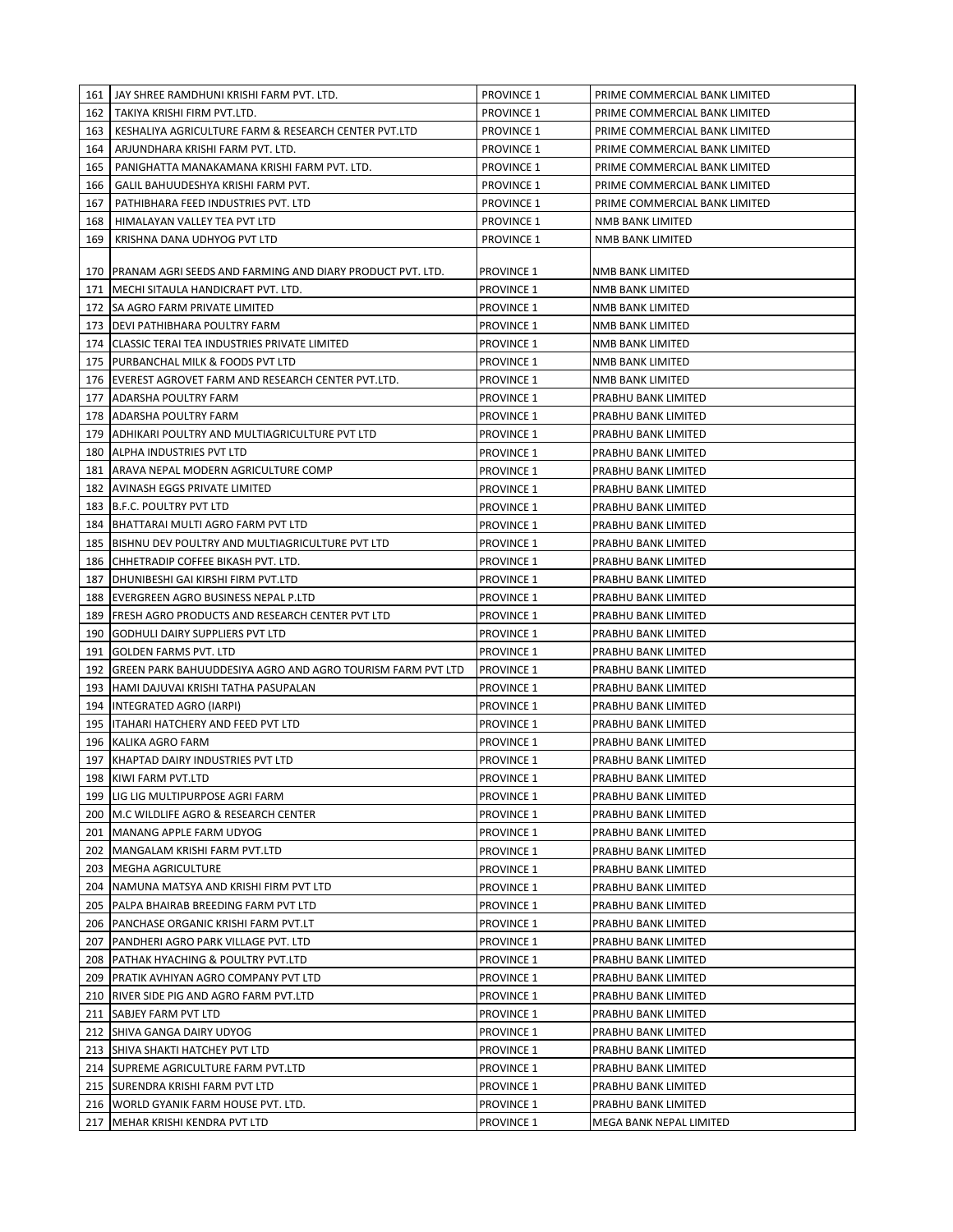| 161 | JAY SHREE RAMDHUNI KRISHI FARM PVT. LTD. | PROVINCE 1 | PRIME COMMERCIAL BANK LIMITED |
|---|---|---|---|
| 162 | TAKIYA KRISHI FIRM PVT.LTD. | PROVINCE 1 | PRIME COMMERCIAL BANK LIMITED |
| 163 | KESHALIYA AGRICULTURE FARM & RESEARCH CENTER PVT.LTD | PROVINCE 1 | PRIME COMMERCIAL BANK LIMITED |
| 164 | ARJUNDHARA KRISHI FARM PVT. LTD. | PROVINCE 1 | PRIME COMMERCIAL BANK LIMITED |
| 165 | PANIGHATTA MANAKAMANA KRISHI FARM PVT. LTD. | PROVINCE 1 | PRIME COMMERCIAL BANK LIMITED |
| 166 | GALIL BAHUUDESHYA KRISHI FARM PVT. | PROVINCE 1 | PRIME COMMERCIAL BANK LIMITED |
| 167 | PATHIBHARA FEED INDUSTRIES PVT. LTD | PROVINCE 1 | PRIME COMMERCIAL BANK LIMITED |
| 168 | HIMALAYAN VALLEY TEA PVT LTD | PROVINCE 1 | NMB BANK LIMITED |
| 169 | KRISHNA DANA UDHYOG PVT LTD | PROVINCE 1 | NMB BANK LIMITED |
| 170 | PRANAM AGRI SEEDS AND FARMING AND DIARY PRODUCT PVT. LTD. | PROVINCE 1 | NMB BANK LIMITED |
| 171 | MECHI SITAULA HANDICRAFT PVT. LTD. | PROVINCE 1 | NMB BANK LIMITED |
| 172 | SA AGRO FARM PRIVATE LIMITED | PROVINCE 1 | NMB BANK LIMITED |
| 173 | DEVI PATHIBHARA POULTRY FARM | PROVINCE 1 | NMB BANK LIMITED |
| 174 | CLASSIC TERAI TEA INDUSTRIES PRIVATE LIMITED | PROVINCE 1 | NMB BANK LIMITED |
| 175 | PURBANCHAL MILK & FOODS PVT LTD | PROVINCE 1 | NMB BANK LIMITED |
| 176 | EVEREST AGROVET FARM AND RESEARCH CENTER PVT.LTD. | PROVINCE 1 | NMB BANK LIMITED |
| 177 | ADARSHA POULTRY FARM | PROVINCE 1 | PRABHU BANK LIMITED |
| 178 | ADARSHA POULTRY FARM | PROVINCE 1 | PRABHU BANK LIMITED |
| 179 | ADHIKARI POULTRY AND MULTIAGRICULTURE PVT LTD | PROVINCE 1 | PRABHU BANK LIMITED |
| 180 | ALPHA INDUSTRIES PVT LTD | PROVINCE 1 | PRABHU BANK LIMITED |
| 181 | ARAVA NEPAL MODERN AGRICULTURE COMP | PROVINCE 1 | PRABHU BANK LIMITED |
| 182 | AVINASH EGGS PRIVATE LIMITED | PROVINCE 1 | PRABHU BANK LIMITED |
| 183 | B.F.C. POULTRY PVT LTD | PROVINCE 1 | PRABHU BANK LIMITED |
| 184 | BHATTARAI MULTI AGRO FARM PVT LTD | PROVINCE 1 | PRABHU BANK LIMITED |
| 185 | BISHNU DEV POULTRY AND MULTIAGRICULTURE PVT LTD | PROVINCE 1 | PRABHU BANK LIMITED |
| 186 | CHHETRADIP COFFEE BIKASH PVT. LTD. | PROVINCE 1 | PRABHU BANK LIMITED |
| 187 | DHUNIBESHI GAI KIRSHI FIRM PVT.LTD | PROVINCE 1 | PRABHU BANK LIMITED |
| 188 | EVERGREEN AGRO BUSINESS NEPAL P.LTD | PROVINCE 1 | PRABHU BANK LIMITED |
| 189 | FRESH AGRO PRODUCTS AND RESEARCH CENTER PVT LTD | PROVINCE 1 | PRABHU BANK LIMITED |
| 190 | GODHULI DAIRY SUPPLIERS PVT LTD | PROVINCE 1 | PRABHU BANK LIMITED |
| 191 | GOLDEN FARMS PVT. LTD | PROVINCE 1 | PRABHU BANK LIMITED |
| 192 | GREEN PARK BAHUUDDESIYA AGRO AND AGRO TOURISM FARM PVT LTD | PROVINCE 1 | PRABHU BANK LIMITED |
| 193 | HAMI DAJUVAI KRISHI TATHA PASUPALAN | PROVINCE 1 | PRABHU BANK LIMITED |
| 194 | INTEGRATED AGRO (IARPI) | PROVINCE 1 | PRABHU BANK LIMITED |
| 195 | ITAHARI HATCHERY AND FEED PVT LTD | PROVINCE 1 | PRABHU BANK LIMITED |
| 196 | KALIKA AGRO FARM | PROVINCE 1 | PRABHU BANK LIMITED |
| 197 | KHAPTAD DAIRY INDUSTRIES PVT LTD | PROVINCE 1 | PRABHU BANK LIMITED |
| 198 | KIWI FARM PVT.LTD | PROVINCE 1 | PRABHU BANK LIMITED |
| 199 | LIG LIG MULTIPURPOSE AGRI FARM | PROVINCE 1 | PRABHU BANK LIMITED |
| 200 | M.C WILDLIFE AGRO & RESEARCH CENTER | PROVINCE 1 | PRABHU BANK LIMITED |
| 201 | MANANG APPLE FARM UDYOG | PROVINCE 1 | PRABHU BANK LIMITED |
| 202 | MANGALAM KRISHI FARM PVT.LTD | PROVINCE 1 | PRABHU BANK LIMITED |
| 203 | MEGHA AGRICULTURE | PROVINCE 1 | PRABHU BANK LIMITED |
| 204 | NAMUNA MATSYA AND KRISHI FIRM PVT LTD | PROVINCE 1 | PRABHU BANK LIMITED |
| 205 | PALPA BHAIRAB BREEDING FARM PVT LTD | PROVINCE 1 | PRABHU BANK LIMITED |
| 206 | PANCHASE ORGANIC KRISHI FARM PVT.LT | PROVINCE 1 | PRABHU BANK LIMITED |
| 207 | PANDHERI AGRO PARK VILLAGE PVT. LTD | PROVINCE 1 | PRABHU BANK LIMITED |
| 208 | PATHAK HYACHING & POULTRY PVT.LTD | PROVINCE 1 | PRABHU BANK LIMITED |
| 209 | PRATIK AVHIYAN AGRO COMPANY PVT LTD | PROVINCE 1 | PRABHU BANK LIMITED |
| 210 | RIVER SIDE PIG AND AGRO FARM PVT.LTD | PROVINCE 1 | PRABHU BANK LIMITED |
| 211 | SABJEY FARM PVT LTD | PROVINCE 1 | PRABHU BANK LIMITED |
| 212 | SHIVA GANGA DAIRY UDYOG | PROVINCE 1 | PRABHU BANK LIMITED |
| 213 | SHIVA SHAKTI HATCHEY PVT LTD | PROVINCE 1 | PRABHU BANK LIMITED |
| 214 | SUPREME AGRICULTURE FARM PVT.LTD | PROVINCE 1 | PRABHU BANK LIMITED |
| 215 | SURENDRA KRISHI FARM PVT LTD | PROVINCE 1 | PRABHU BANK LIMITED |
| 216 | WORLD GYANIK FARM HOUSE PVT. LTD. | PROVINCE 1 | PRABHU BANK LIMITED |
| 217 | MEHAR KRISHI KENDRA PVT LTD | PROVINCE 1 | MEGA BANK NEPAL LIMITED |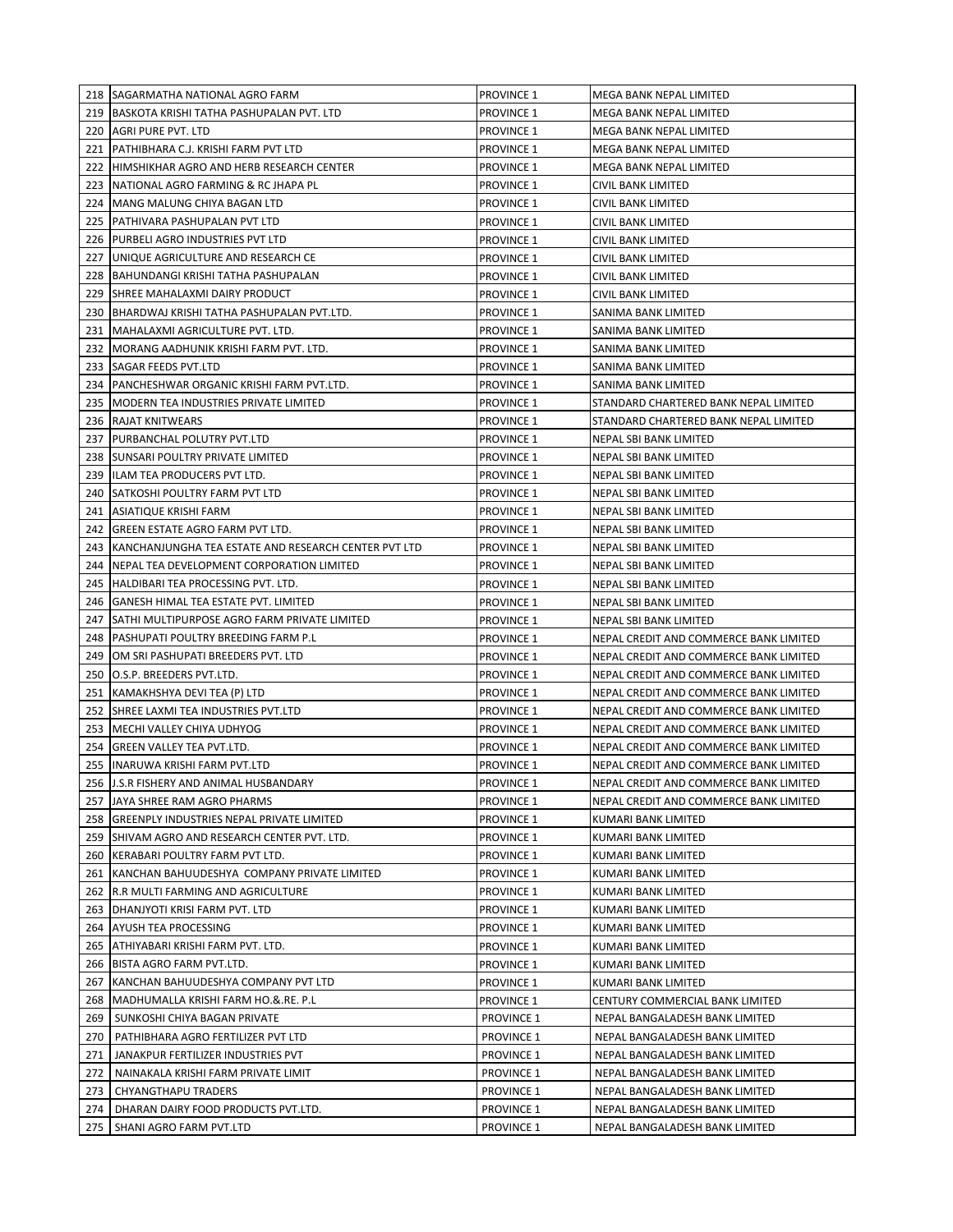| | | | |
|---|---|---|---|
| 218 | SAGARMATHA NATIONAL AGRO FARM | PROVINCE 1 | MEGA BANK NEPAL LIMITED |
| 219 | BASKOTA KRISHI TATHA PASHUPALAN PVT. LTD | PROVINCE 1 | MEGA BANK NEPAL LIMITED |
| 220 | AGRI PURE PVT. LTD | PROVINCE 1 | MEGA BANK NEPAL LIMITED |
| 221 | PATHIBHARA C.J. KRISHI FARM PVT LTD | PROVINCE 1 | MEGA BANK NEPAL LIMITED |
| 222 | HIMSHIKHAR AGRO AND HERB RESEARCH CENTER | PROVINCE 1 | MEGA BANK NEPAL LIMITED |
| 223 | NATIONAL AGRO FARMING & RC JHAPA PL | PROVINCE 1 | CIVIL BANK LIMITED |
| 224 | MANG MALUNG CHIYA BAGAN LTD | PROVINCE 1 | CIVIL BANK LIMITED |
| 225 | PATHIVARA PASHUPALAN PVT LTD | PROVINCE 1 | CIVIL BANK LIMITED |
| 226 | PURBELI AGRO INDUSTRIES PVT LTD | PROVINCE 1 | CIVIL BANK LIMITED |
| 227 | UNIQUE AGRICULTURE AND RESEARCH CE | PROVINCE 1 | CIVIL BANK LIMITED |
| 228 | BAHUNDANGI KRISHI TATHA PASHUPALAN | PROVINCE 1 | CIVIL BANK LIMITED |
| 229 | SHREE MAHALAXMI DAIRY PRODUCT | PROVINCE 1 | CIVIL BANK LIMITED |
| 230 | BHARDWAJ KRISHI TATHA PASHUPALAN PVT.LTD. | PROVINCE 1 | SANIMA BANK LIMITED |
| 231 | MAHALAXMI AGRICULTURE PVT. LTD. | PROVINCE 1 | SANIMA BANK LIMITED |
| 232 | MORANG AADHUNIK KRISHI FARM PVT. LTD. | PROVINCE 1 | SANIMA BANK LIMITED |
| 233 | SAGAR FEEDS PVT.LTD | PROVINCE 1 | SANIMA BANK LIMITED |
| 234 | PANCHESHWAR ORGANIC KRISHI FARM PVT.LTD. | PROVINCE 1 | SANIMA BANK LIMITED |
| 235 | MODERN TEA INDUSTRIES PRIVATE LIMITED | PROVINCE 1 | STANDARD CHARTERED BANK NEPAL LIMITED |
| 236 | RAJAT KNITWEARS | PROVINCE 1 | STANDARD CHARTERED BANK NEPAL LIMITED |
| 237 | PURBANCHAL POLUTRY PVT.LTD | PROVINCE 1 | NEPAL SBI BANK LIMITED |
| 238 | SUNSARI POULTRY PRIVATE LIMITED | PROVINCE 1 | NEPAL SBI BANK LIMITED |
| 239 | ILAM TEA PRODUCERS PVT LTD. | PROVINCE 1 | NEPAL SBI BANK LIMITED |
| 240 | SATKOSHI POULTRY FARM PVT LTD | PROVINCE 1 | NEPAL SBI BANK LIMITED |
| 241 | ASIATIQUE KRISHI FARM | PROVINCE 1 | NEPAL SBI BANK LIMITED |
| 242 | GREEN ESTATE AGRO FARM PVT LTD. | PROVINCE 1 | NEPAL SBI BANK LIMITED |
| 243 | KANCHANJUNGHA TEA ESTATE AND RESEARCH CENTER PVT LTD | PROVINCE 1 | NEPAL SBI BANK LIMITED |
| 244 | NEPAL TEA DEVELOPMENT CORPORATION LIMITED | PROVINCE 1 | NEPAL SBI BANK LIMITED |
| 245 | HALDIBARI TEA PROCESSING PVT. LTD. | PROVINCE 1 | NEPAL SBI BANK LIMITED |
| 246 | GANESH HIMAL TEA ESTATE PVT. LIMITED | PROVINCE 1 | NEPAL SBI BANK LIMITED |
| 247 | SATHI MULTIPURPOSE AGRO FARM PRIVATE LIMITED | PROVINCE 1 | NEPAL SBI BANK LIMITED |
| 248 | PASHUPATI POULTRY BREEDING FARM P.L | PROVINCE 1 | NEPAL CREDIT AND COMMERCE BANK LIMITED |
| 249 | OM SRI PASHUPATI BREEDERS PVT. LTD | PROVINCE 1 | NEPAL CREDIT AND COMMERCE BANK LIMITED |
| 250 | O.S.P. BREEDERS PVT.LTD. | PROVINCE 1 | NEPAL CREDIT AND COMMERCE BANK LIMITED |
| 251 | KAMAKHSHYA DEVI TEA (P) LTD | PROVINCE 1 | NEPAL CREDIT AND COMMERCE BANK LIMITED |
| 252 | SHREE LAXMI TEA INDUSTRIES PVT.LTD | PROVINCE 1 | NEPAL CREDIT AND COMMERCE BANK LIMITED |
| 253 | MECHI VALLEY CHIYA UDHYOG | PROVINCE 1 | NEPAL CREDIT AND COMMERCE BANK LIMITED |
| 254 | GREEN VALLEY TEA PVT.LTD. | PROVINCE 1 | NEPAL CREDIT AND COMMERCE BANK LIMITED |
| 255 | INARUWA KRISHI FARM PVT.LTD | PROVINCE 1 | NEPAL CREDIT AND COMMERCE BANK LIMITED |
| 256 | J.S.R FISHERY AND ANIMAL HUSBANDARY | PROVINCE 1 | NEPAL CREDIT AND COMMERCE BANK LIMITED |
| 257 | JAYA SHREE RAM AGRO PHARMS | PROVINCE 1 | NEPAL CREDIT AND COMMERCE BANK LIMITED |
| 258 | GREENPLY INDUSTRIES NEPAL PRIVATE LIMITED | PROVINCE 1 | KUMARI BANK LIMITED |
| 259 | SHIVAM AGRO AND RESEARCH CENTER PVT. LTD. | PROVINCE 1 | KUMARI BANK LIMITED |
| 260 | KERABARI POULTRY FARM PVT LTD. | PROVINCE 1 | KUMARI BANK LIMITED |
| 261 | KANCHAN BAHUUDESHYA COMPANY PRIVATE LIMITED | PROVINCE 1 | KUMARI BANK LIMITED |
| 262 | R.R MULTI FARMING AND AGRICULTURE | PROVINCE 1 | KUMARI BANK LIMITED |
| 263 | DHANJYOTI KRISI FARM PVT. LTD | PROVINCE 1 | KUMARI BANK LIMITED |
| 264 | AYUSH TEA PROCESSING | PROVINCE 1 | KUMARI BANK LIMITED |
| 265 | ATHIYABARI KRISHI FARM PVT. LTD. | PROVINCE 1 | KUMARI BANK LIMITED |
| 266 | BISTA AGRO FARM PVT.LTD. | PROVINCE 1 | KUMARI BANK LIMITED |
| 267 | KANCHAN BAHUUDESHYA COMPANY PVT LTD | PROVINCE 1 | KUMARI BANK LIMITED |
| 268 | MADHUMALLA KRISHI FARM HO.&.RE. P.L | PROVINCE 1 | CENTURY COMMERCIAL BANK LIMITED |
| 269 | SUNKOSHI CHIYA BAGAN PRIVATE | PROVINCE 1 | NEPAL BANGALADESH BANK LIMITED |
| 270 | PATHIBHARA AGRO FERTILIZER PVT LTD | PROVINCE 1 | NEPAL BANGALADESH BANK LIMITED |
| 271 | JANAKPUR FERTILIZER INDUSTRIES PVT | PROVINCE 1 | NEPAL BANGALADESH BANK LIMITED |
| 272 | NAINAKALA KRISHI FARM PRIVATE LIMIT | PROVINCE 1 | NEPAL BANGALADESH BANK LIMITED |
| 273 | CHYANGTHAPU TRADERS | PROVINCE 1 | NEPAL BANGALADESH BANK LIMITED |
| 274 | DHARAN DAIRY FOOD PRODUCTS PVT.LTD. | PROVINCE 1 | NEPAL BANGALADESH BANK LIMITED |
| 275 | SHANI AGRO FARM PVT.LTD | PROVINCE 1 | NEPAL BANGALADESH BANK LIMITED |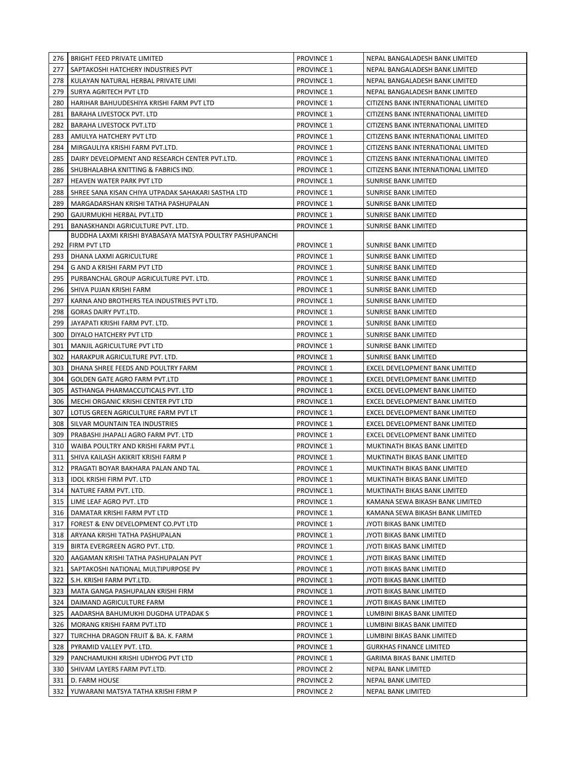| 276 | BRIGHT FEED PRIVATE LIMITED | PROVINCE 1 | NEPAL BANGALADESH BANK LIMITED |
|---|---|---|---|
| 277 | SAPTAKOSHI HATCHERY INDUSTRIES PVT | PROVINCE 1 | NEPAL BANGALADESH BANK LIMITED |
| 278 | KULAYAN NATURAL HERBAL PRIVATE LIMI | PROVINCE 1 | NEPAL BANGALADESH BANK LIMITED |
| 279 | SURYA AGRITECH PVT LTD | PROVINCE 1 | NEPAL BANGALADESH BANK LIMITED |
| 280 | HARIHAR BAHUUDESHIYA KRISHI FARM PVT LTD | PROVINCE 1 | CITIZENS BANK INTERNATIONAL LIMITED |
| 281 | BARAHA LIVESTOCK PVT. LTD | PROVINCE 1 | CITIZENS BANK INTERNATIONAL LIMITED |
| 282 | BARAHA LIVESTOCK PVT.LTD | PROVINCE 1 | CITIZENS BANK INTERNATIONAL LIMITED |
| 283 | AMULYA HATCHERY PVT LTD | PROVINCE 1 | CITIZENS BANK INTERNATIONAL LIMITED |
| 284 | MIRGAULIYA KRISHI FARM PVT.LTD. | PROVINCE 1 | CITIZENS BANK INTERNATIONAL LIMITED |
| 285 | DAIRY DEVELOPMENT AND RESEARCH CENTER PVT.LTD. | PROVINCE 1 | CITIZENS BANK INTERNATIONAL LIMITED |
| 286 | SHUBHALABHA KNITTING & FABRICS IND. | PROVINCE 1 | CITIZENS BANK INTERNATIONAL LIMITED |
| 287 | HEAVEN WATER PARK PVT LTD | PROVINCE 1 | SUNRISE BANK LIMITED |
| 288 | SHREE SANA KISAN CHIYA UTPADAK SAHAKARI SASTHA LTD | PROVINCE 1 | SUNRISE BANK LIMITED |
| 289 | MARGADARSHAN KRISHI TATHA PASHUPALAN | PROVINCE 1 | SUNRISE BANK LIMITED |
| 290 | GAJURMUKHI HERBAL PVT.LTD | PROVINCE 1 | SUNRISE BANK LIMITED |
| 291 | BANASKHANDI AGRICULTURE PVT. LTD. | PROVINCE 1 | SUNRISE BANK LIMITED |
| 292 | BUDDHA LAXMI KRISHI BYABASAYA MATSYA POULTRY PASHUPANCHI FIRM PVT LTD | PROVINCE 1 | SUNRISE BANK LIMITED |
| 293 | DHANA LAXMI AGRICULTURE | PROVINCE 1 | SUNRISE BANK LIMITED |
| 294 | G AND A KRISHI FARM PVT LTD | PROVINCE 1 | SUNRISE BANK LIMITED |
| 295 | PURBANCHAL GROUP AGRICULTURE PVT. LTD. | PROVINCE 1 | SUNRISE BANK LIMITED |
| 296 | SHIVA PUJAN KRISHI FARM | PROVINCE 1 | SUNRISE BANK LIMITED |
| 297 | KARNA AND BROTHERS TEA INDUSTRIES PVT LTD. | PROVINCE 1 | SUNRISE BANK LIMITED |
| 298 | GORAS DAIRY PVT.LTD. | PROVINCE 1 | SUNRISE BANK LIMITED |
| 299 | JAYAPATI KRISHI FARM PVT. LTD. | PROVINCE 1 | SUNRISE BANK LIMITED |
| 300 | DIYALO HATCHERY PVT LTD | PROVINCE 1 | SUNRISE BANK LIMITED |
| 301 | MANJIL AGRICULTURE PVT LTD | PROVINCE 1 | SUNRISE BANK LIMITED |
| 302 | HARAKPUR AGRICULTURE PVT. LTD. | PROVINCE 1 | SUNRISE BANK LIMITED |
| 303 | DHANA SHREE FEEDS AND POULTRY FARM | PROVINCE 1 | EXCEL DEVELOPMENT BANK LIMITED |
| 304 | GOLDEN GATE AGRO FARM PVT.LTD | PROVINCE 1 | EXCEL DEVELOPMENT BANK LIMITED |
| 305 | ASTHANGA PHARMACCUTICALS PVT. LTD | PROVINCE 1 | EXCEL DEVELOPMENT BANK LIMITED |
| 306 | MECHI ORGANIC KRISHI CENTER PVT LTD | PROVINCE 1 | EXCEL DEVELOPMENT BANK LIMITED |
| 307 | LOTUS GREEN AGRICULTURE FARM PVT LT | PROVINCE 1 | EXCEL DEVELOPMENT BANK LIMITED |
| 308 | SILVAR MOUNTAIN TEA INDUSTRIES | PROVINCE 1 | EXCEL DEVELOPMENT BANK LIMITED |
| 309 | PRABASHI JHAPALI AGRO FARM PVT. LTD | PROVINCE 1 | EXCEL DEVELOPMENT BANK LIMITED |
| 310 | WAIBA POULTRY AND KRISHI FARM PVT.L | PROVINCE 1 | MUKTINATH BIKAS BANK LIMITED |
| 311 | SHIVA KAILASH AKIKRIT KRISHI FARM P | PROVINCE 1 | MUKTINATH BIKAS BANK LIMITED |
| 312 | PRAGATI BOYAR BAKHARA PALAN AND TAL | PROVINCE 1 | MUKTINATH BIKAS BANK LIMITED |
| 313 | IDOL KRISHI FIRM PVT. LTD | PROVINCE 1 | MUKTINATH BIKAS BANK LIMITED |
| 314 | NATURE FARM PVT. LTD. | PROVINCE 1 | MUKTINATH BIKAS BANK LIMITED |
| 315 | LIME LEAF AGRO PVT. LTD | PROVINCE 1 | KAMANA SEWA BIKASH BANK LIMITED |
| 316 | DAMATAR KRISHI FARM PVT LTD | PROVINCE 1 | KAMANA SEWA BIKASH BANK LIMITED |
| 317 | FOREST & ENV DEVELOPMENT CO.PVT LTD | PROVINCE 1 | JYOTI BIKAS BANK LIMITED |
| 318 | ARYANA KRISHI TATHA PASHUPALAN | PROVINCE 1 | JYOTI BIKAS BANK LIMITED |
| 319 | BIRTA EVERGREEN AGRO PVT. LTD. | PROVINCE 1 | JYOTI BIKAS BANK LIMITED |
| 320 | AAGAMAN KRISHI TATHA PASHUPALAN PVT | PROVINCE 1 | JYOTI BIKAS BANK LIMITED |
| 321 | SAPTAKOSHI NATIONAL MULTIPURPOSE PV | PROVINCE 1 | JYOTI BIKAS BANK LIMITED |
| 322 | S.H. KRISHI FARM PVT.LTD. | PROVINCE 1 | JYOTI BIKAS BANK LIMITED |
| 323 | MATA GANGA PASHUPALAN KRISHI FIRM | PROVINCE 1 | JYOTI BIKAS BANK LIMITED |
| 324 | DAIMAND AGRICULTURE FARM | PROVINCE 1 | JYOTI BIKAS BANK LIMITED |
| 325 | AADARSHA BAHUMUKHI DUGDHA UTPADAK S | PROVINCE 1 | LUMBINI BIKAS BANK LIMITED |
| 326 | MORANG KRISHI FARM PVT.LTD | PROVINCE 1 | LUMBINI BIKAS BANK LIMITED |
| 327 | TURCHHA DRAGON FRUIT & BA. K. FARM | PROVINCE 1 | LUMBINI BIKAS BANK LIMITED |
| 328 | PYRAMID VALLEY PVT. LTD. | PROVINCE 1 | GURKHAS FINANCE LIMITED |
| 329 | PANCHAMUKHI KRISHI UDHYOG PVT LTD | PROVINCE 1 | GARIMA BIKAS BANK LIMITED |
| 330 | SHIVAM LAYERS FARM PVT.LTD. | PROVINCE 2 | NEPAL BANK LIMITED |
| 331 | D. FARM HOUSE | PROVINCE 2 | NEPAL BANK LIMITED |
| 332 | YUWARANI MATSYA TATHA KRISHI FIRM P | PROVINCE 2 | NEPAL BANK LIMITED |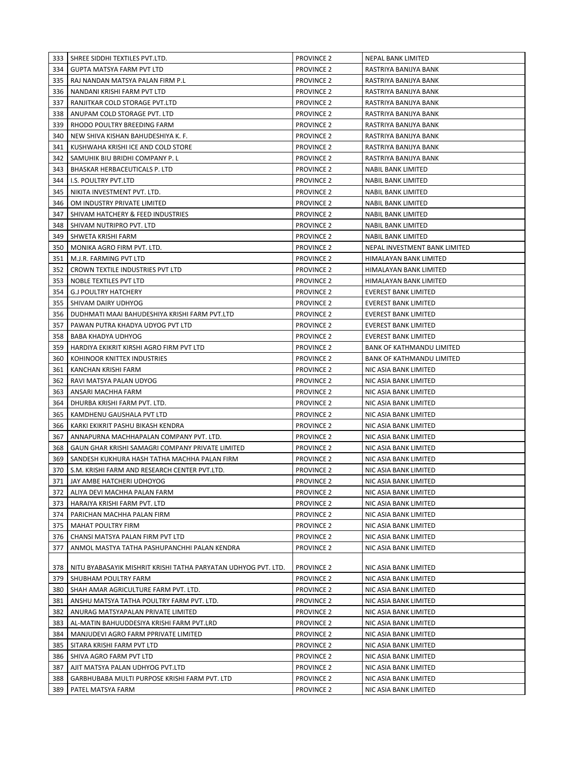| | | | |
|---|---|---|---|
| 333 | SHREE SIDDHI TEXTILES PVT.LTD. | PROVINCE 2 | NEPAL BANK LIMITED |
| 334 | GUPTA MATSYA FARM PVT LTD | PROVINCE 2 | RASTRIYA BANIJYA BANK |
| 335 | RAJ NANDAN MATSYA PALAN FIRM P.L | PROVINCE 2 | RASTRIYA BANIJYA BANK |
| 336 | NANDANI KRISHI FARM PVT LTD | PROVINCE 2 | RASTRIYA BANIJYA BANK |
| 337 | RANJITKAR COLD STORAGE PVT.LTD | PROVINCE 2 | RASTRIYA BANIJYA BANK |
| 338 | ANUPAM COLD STORAGE PVT. LTD | PROVINCE 2 | RASTRIYA BANIJYA BANK |
| 339 | RHODO POULTRY BREEDING FARM | PROVINCE 2 | RASTRIYA BANIJYA BANK |
| 340 | NEW SHIVA KISHAN BAHUDESHIYA K. F. | PROVINCE 2 | RASTRIYA BANIJYA BANK |
| 341 | KUSHWAHA KRISHI ICE AND COLD STORE | PROVINCE 2 | RASTRIYA BANIJYA BANK |
| 342 | SAMUHIK BIU BRIDHI COMPANY P. L | PROVINCE 2 | RASTRIYA BANIJYA BANK |
| 343 | BHASKAR HERBACEUTICALS P. LTD | PROVINCE 2 | NABIL BANK LIMITED |
| 344 | I.S. POULTRY PVT.LTD | PROVINCE 2 | NABIL BANK LIMITED |
| 345 | NIKITA INVESTMENT PVT. LTD. | PROVINCE 2 | NABIL BANK LIMITED |
| 346 | OM INDUSTRY PRIVATE LIMITED | PROVINCE 2 | NABIL BANK LIMITED |
| 347 | SHIVAM HATCHERY & FEED INDUSTRIES | PROVINCE 2 | NABIL BANK LIMITED |
| 348 | SHIVAM NUTRIPRO PVT. LTD | PROVINCE 2 | NABIL BANK LIMITED |
| 349 | SHWETA KRISHI FARM | PROVINCE 2 | NABIL BANK LIMITED |
| 350 | MONIKA AGRO FIRM PVT. LTD. | PROVINCE 2 | NEPAL INVESTMENT BANK LIMITED |
| 351 | M.J.R. FARMING PVT LTD | PROVINCE 2 | HIMALAYAN BANK LIMITED |
| 352 | CROWN TEXTILE INDUSTRIES PVT LTD | PROVINCE 2 | HIMALAYAN BANK LIMITED |
| 353 | NOBLE TEXTILES PVT LTD | PROVINCE 2 | HIMALAYAN BANK LIMITED |
| 354 | G.J POULTRY HATCHERY | PROVINCE 2 | EVEREST BANK LIMITED |
| 355 | SHIVAM DAIRY UDHYOG | PROVINCE 2 | EVEREST BANK LIMITED |
| 356 | DUDHMATI MAAI BAHUDESHIYA KRISHI FARM PVT.LTD | PROVINCE 2 | EVEREST BANK LIMITED |
| 357 | PAWAN PUTRA KHADYA UDYOG PVT LTD | PROVINCE 2 | EVEREST BANK LIMITED |
| 358 | BABA KHADYA UDHYOG | PROVINCE 2 | EVEREST BANK LIMITED |
| 359 | HARDIYA EKIKRIT KIRSHI AGRO FIRM PVT LTD | PROVINCE 2 | BANK OF KATHMANDU LIMITED |
| 360 | KOHINOOR KNITTEX INDUSTRIES | PROVINCE 2 | BANK OF KATHMANDU LIMITED |
| 361 | KANCHAN KRISHI FARM | PROVINCE 2 | NIC ASIA BANK LIMITED |
| 362 | RAVI MATSYA PALAN UDYOG | PROVINCE 2 | NIC ASIA BANK LIMITED |
| 363 | ANSARI MACHHA FARM | PROVINCE 2 | NIC ASIA BANK LIMITED |
| 364 | DHURBA KRISHI FARM PVT. LTD. | PROVINCE 2 | NIC ASIA BANK LIMITED |
| 365 | KAMDHENU GAUSHALA PVT LTD | PROVINCE 2 | NIC ASIA BANK LIMITED |
| 366 | KARKI EKIKRIT PASHU BIKASH KENDRA | PROVINCE 2 | NIC ASIA BANK LIMITED |
| 367 | ANNAPURNA MACHHAPALAN COMPANY PVT. LTD. | PROVINCE 2 | NIC ASIA BANK LIMITED |
| 368 | GAUN GHAR KRISHI SAMAGRI COMPANY PRIVATE LIMITED | PROVINCE 2 | NIC ASIA BANK LIMITED |
| 369 | SANDESH KUKHURA HASH TATHA MACHHA PALAN FIRM | PROVINCE 2 | NIC ASIA BANK LIMITED |
| 370 | S.M. KRISHI FARM AND RESEARCH CENTER PVT.LTD. | PROVINCE 2 | NIC ASIA BANK LIMITED |
| 371 | JAY AMBE HATCHERI UDHOYOG | PROVINCE 2 | NIC ASIA BANK LIMITED |
| 372 | ALIYA DEVI MACHHA PALAN FARM | PROVINCE 2 | NIC ASIA BANK LIMITED |
| 373 | HARAIYA KRISHI FARM PVT. LTD | PROVINCE 2 | NIC ASIA BANK LIMITED |
| 374 | PARICHAN MACHHA PALAN FIRM | PROVINCE 2 | NIC ASIA BANK LIMITED |
| 375 | MAHAT POULTRY FIRM | PROVINCE 2 | NIC ASIA BANK LIMITED |
| 376 | CHANSI MATSYA PALAN FIRM PVT LTD | PROVINCE 2 | NIC ASIA BANK LIMITED |
| 377 | ANMOL MASTYA TATHA PASHUPANCHHI PALAN KENDRA | PROVINCE 2 | NIC ASIA BANK LIMITED |
| 378 | NITU BYABASAYIK MISHRIT KRISHI TATHA PARYATAN UDHYOG PVT. LTD. | PROVINCE 2 | NIC ASIA BANK LIMITED |
| 379 | SHUBHAM POULTRY FARM | PROVINCE 2 | NIC ASIA BANK LIMITED |
| 380 | SHAH AMAR AGRICULTURE FARM PVT. LTD. | PROVINCE 2 | NIC ASIA BANK LIMITED |
| 381 | ANSHU MATSYA TATHA POULTRY FARM PVT. LTD. | PROVINCE 2 | NIC ASIA BANK LIMITED |
| 382 | ANURAG MATSYAPALAN PRIVATE LIMITED | PROVINCE 2 | NIC ASIA BANK LIMITED |
| 383 | AL-MATIN BAHUUDDESIYA KRISHI FARM PVT.LRD | PROVINCE 2 | NIC ASIA BANK LIMITED |
| 384 | MANJUDEVI AGRO FARM PPRIVATE LIMITED | PROVINCE 2 | NIC ASIA BANK LIMITED |
| 385 | SITARA KRISHI FARM PVT LTD | PROVINCE 2 | NIC ASIA BANK LIMITED |
| 386 | SHIVA AGRO FARM PVT LTD | PROVINCE 2 | NIC ASIA BANK LIMITED |
| 387 | AJIT MATSYA PALAN UDHYOG PVT.LTD | PROVINCE 2 | NIC ASIA BANK LIMITED |
| 388 | GARBHUBABA MULTI PURPOSE KRISHI FARM PVT. LTD | PROVINCE 2 | NIC ASIA BANK LIMITED |
| 389 | PATEL MATSYA FARM | PROVINCE 2 | NIC ASIA BANK LIMITED |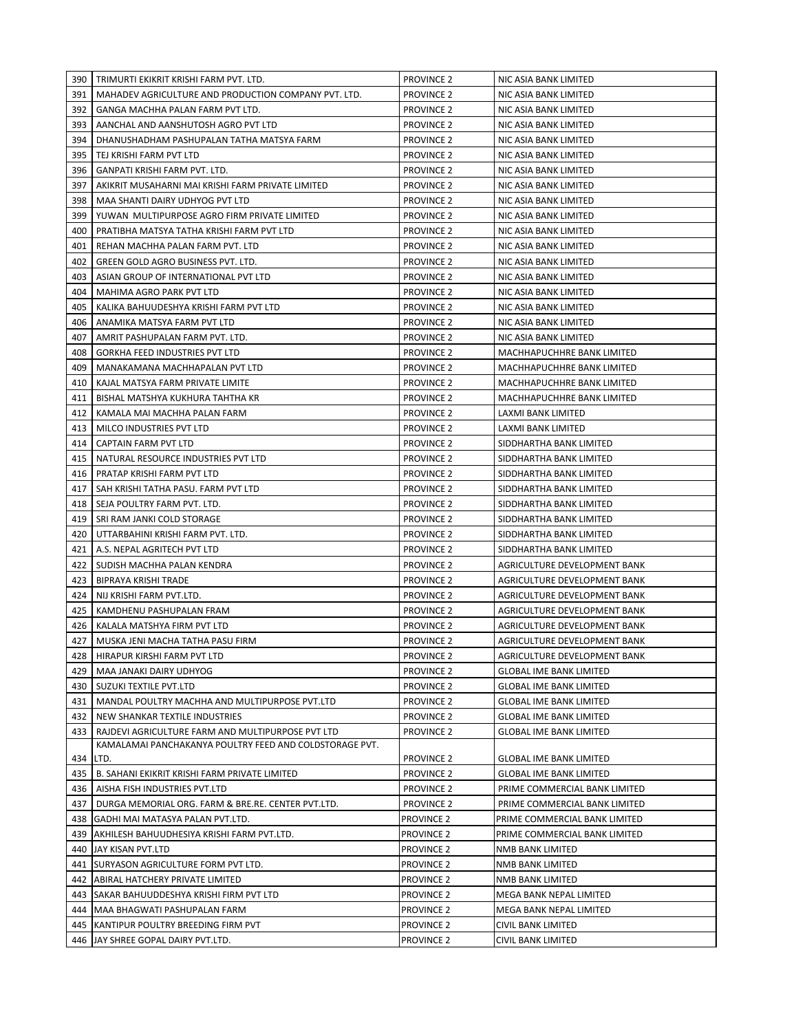| 390 | TRIMURTI EKIKRIT KRISHI FARM PVT. LTD. | PROVINCE 2 | NIC ASIA BANK LIMITED |
|---|---|---|---|
| 391 | MAHADEV AGRICULTURE AND PRODUCTION COMPANY PVT. LTD. | PROVINCE 2 | NIC ASIA BANK LIMITED |
| 392 | GANGA MACHHA PALAN FARM PVT LTD. | PROVINCE 2 | NIC ASIA BANK LIMITED |
| 393 | AANCHAL AND AANSHUTOSH AGRO PVT LTD | PROVINCE 2 | NIC ASIA BANK LIMITED |
| 394 | DHANUSHADHAM PASHUPALAN TATHA MATSYA FARM | PROVINCE 2 | NIC ASIA BANK LIMITED |
| 395 | TEJ KRISHI FARM PVT LTD | PROVINCE 2 | NIC ASIA BANK LIMITED |
| 396 | GANPATI KRISHI FARM PVT. LTD. | PROVINCE 2 | NIC ASIA BANK LIMITED |
| 397 | AKIKRIT MUSAHARNI MAI KRISHI FARM PRIVATE LIMITED | PROVINCE 2 | NIC ASIA BANK LIMITED |
| 398 | MAA SHANTI DAIRY UDHYOG PVT LTD | PROVINCE 2 | NIC ASIA BANK LIMITED |
| 399 | YUWAN MULTIPURPOSE AGRO FIRM PRIVATE LIMITED | PROVINCE 2 | NIC ASIA BANK LIMITED |
| 400 | PRATIBHA MATSYA TATHA KRISHI FARM PVT LTD | PROVINCE 2 | NIC ASIA BANK LIMITED |
| 401 | REHAN MACHHA PALAN FARM PVT. LTD | PROVINCE 2 | NIC ASIA BANK LIMITED |
| 402 | GREEN GOLD AGRO BUSINESS PVT. LTD. | PROVINCE 2 | NIC ASIA BANK LIMITED |
| 403 | ASIAN GROUP OF INTERNATIONAL PVT LTD | PROVINCE 2 | NIC ASIA BANK LIMITED |
| 404 | MAHIMA AGRO PARK PVT LTD | PROVINCE 2 | NIC ASIA BANK LIMITED |
| 405 | KALIKA BAHUUDESHYA KRISHI FARM PVT LTD | PROVINCE 2 | NIC ASIA BANK LIMITED |
| 406 | ANAMIKA MATSYA FARM PVT LTD | PROVINCE 2 | NIC ASIA BANK LIMITED |
| 407 | AMRIT PASHUPALAN FARM PVT. LTD. | PROVINCE 2 | NIC ASIA BANK LIMITED |
| 408 | GORKHA FEED INDUSTRIES PVT LTD | PROVINCE 2 | MACHHAPUCHHRE BANK LIMITED |
| 409 | MANAKAMANA MACHHAPALAN PVT LTD | PROVINCE 2 | MACHHAPUCHHRE BANK LIMITED |
| 410 | KAJAL MATSYA FARM PRIVATE LIMITE | PROVINCE 2 | MACHHAPUCHHRE BANK LIMITED |
| 411 | BISHAL MATSHYA KUKHURA TAHTHA KR | PROVINCE 2 | MACHHAPUCHHRE BANK LIMITED |
| 412 | KAMALA MAI MACHHA PALAN FARM | PROVINCE 2 | LAXMI BANK LIMITED |
| 413 | MILCO INDUSTRIES PVT LTD | PROVINCE 2 | LAXMI BANK LIMITED |
| 414 | CAPTAIN FARM PVT LTD | PROVINCE 2 | SIDDHARTHA BANK LIMITED |
| 415 | NATURAL RESOURCE INDUSTRIES PVT LTD | PROVINCE 2 | SIDDHARTHA BANK LIMITED |
| 416 | PRATAP KRISHI FARM PVT LTD | PROVINCE 2 | SIDDHARTHA BANK LIMITED |
| 417 | SAH KRISHI TATHA PASU. FARM PVT LTD | PROVINCE 2 | SIDDHARTHA BANK LIMITED |
| 418 | SEJA POULTRY FARM PVT. LTD. | PROVINCE 2 | SIDDHARTHA BANK LIMITED |
| 419 | SRI RAM JANKI COLD STORAGE | PROVINCE 2 | SIDDHARTHA BANK LIMITED |
| 420 | UTTARBAHINI KRISHI FARM PVT. LTD. | PROVINCE 2 | SIDDHARTHA BANK LIMITED |
| 421 | A.S. NEPAL AGRITECH PVT LTD | PROVINCE 2 | SIDDHARTHA BANK LIMITED |
| 422 | SUDISH MACHHA PALAN KENDRA | PROVINCE 2 | AGRICULTURE DEVELOPMENT BANK |
| 423 | BIPRAYA KRISHI TRADE | PROVINCE 2 | AGRICULTURE DEVELOPMENT BANK |
| 424 | NIJ KRISHI FARM PVT.LTD. | PROVINCE 2 | AGRICULTURE DEVELOPMENT BANK |
| 425 | KAMDHENU PASHUPALAN FRAM | PROVINCE 2 | AGRICULTURE DEVELOPMENT BANK |
| 426 | KALALA MATSHYA FIRM PVT LTD | PROVINCE 2 | AGRICULTURE DEVELOPMENT BANK |
| 427 | MUSKA JENI MACHA TATHA PASU FIRM | PROVINCE 2 | AGRICULTURE DEVELOPMENT BANK |
| 428 | HIRAPUR KIRSHI FARM PVT LTD | PROVINCE 2 | AGRICULTURE DEVELOPMENT BANK |
| 429 | MAA JANAKI DAIRY UDHYOG | PROVINCE 2 | GLOBAL IME BANK LIMITED |
| 430 | SUZUKI TEXTILE PVT.LTD | PROVINCE 2 | GLOBAL IME BANK LIMITED |
| 431 | MANDAL POULTRY MACHHA AND MULTIPURPOSE PVT.LTD | PROVINCE 2 | GLOBAL IME BANK LIMITED |
| 432 | NEW SHANKAR TEXTILE INDUSTRIES | PROVINCE 2 | GLOBAL IME BANK LIMITED |
| 433 | RAJDEVI AGRICULTURE FARM AND MULTIPURPOSE PVT LTD | PROVINCE 2 | GLOBAL IME BANK LIMITED |
| 434 | KAMALAMAI PANCHAKANYA POULTRY FEED AND COLDSTORAGE PVT. LTD. | PROVINCE 2 | GLOBAL IME BANK LIMITED |
| 435 | B. SAHANI EKIKRIT KRISHI FARM PRIVATE LIMITED | PROVINCE 2 | GLOBAL IME BANK LIMITED |
| 436 | AISHA FISH INDUSTRIES PVT.LTD | PROVINCE 2 | PRIME COMMERCIAL BANK LIMITED |
| 437 | DURGA MEMORIAL ORG. FARM & BRE.RE. CENTER PVT.LTD. | PROVINCE 2 | PRIME COMMERCIAL BANK LIMITED |
| 438 | GADHI MAI MATASYA PALAN PVT.LTD. | PROVINCE 2 | PRIME COMMERCIAL BANK LIMITED |
| 439 | AKHILESH BAHUUDHESIYA KRISHI FARM PVT.LTD. | PROVINCE 2 | PRIME COMMERCIAL BANK LIMITED |
| 440 | JAY KISAN PVT.LTD | PROVINCE 2 | NMB BANK LIMITED |
| 441 | SURYASON AGRICULTURE FORM PVT LTD. | PROVINCE 2 | NMB BANK LIMITED |
| 442 | ABIRAL HATCHERY PRIVATE LIMITED | PROVINCE 2 | NMB BANK LIMITED |
| 443 | SAKAR BAHUUDDESHYA KRISHI FIRM PVT LTD | PROVINCE 2 | MEGA BANK NEPAL LIMITED |
| 444 | MAA BHAGWATI PASHUPALAN FARM | PROVINCE 2 | MEGA BANK NEPAL LIMITED |
| 445 | KANTIPUR POULTRY BREEDING FIRM PVT | PROVINCE 2 | CIVIL BANK LIMITED |
| 446 | JAY SHREE GOPAL DAIRY PVT.LTD. | PROVINCE 2 | CIVIL BANK LIMITED |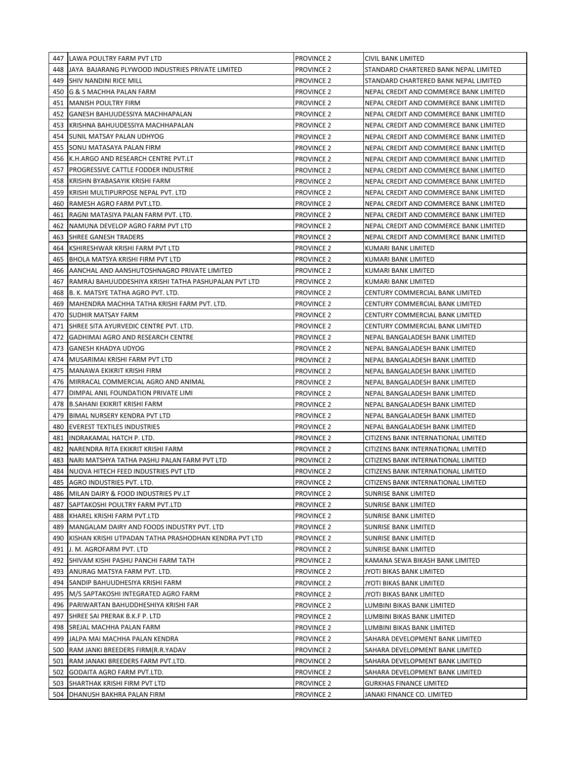| 447 | LAWA POULTRY FARM PVT LTD | PROVINCE 2 | CIVIL BANK LIMITED |
|---|---|---|---|
| 448 | JAYA BAJARANG PLYWOOD INDUSTRIES PRIVATE LIMITED | PROVINCE 2 | STANDARD CHARTERED BANK NEPAL LIMITED |
| 449 | SHIV NANDINI RICE MILL | PROVINCE 2 | STANDARD CHARTERED BANK NEPAL LIMITED |
| 450 | G & S MACHHA PALAN FARM | PROVINCE 2 | NEPAL CREDIT AND COMMERCE BANK LIMITED |
| 451 | MANISH POULTRY FIRM | PROVINCE 2 | NEPAL CREDIT AND COMMERCE BANK LIMITED |
| 452 | GANESH BAHUUDESSIYA MACHHAPALAN | PROVINCE 2 | NEPAL CREDIT AND COMMERCE BANK LIMITED |
| 453 | KRISHNA BAHUUDESSIYA MACHHAPALAN | PROVINCE 2 | NEPAL CREDIT AND COMMERCE BANK LIMITED |
| 454 | SUNIL MATSAY PALAN UDHYOG | PROVINCE 2 | NEPAL CREDIT AND COMMERCE BANK LIMITED |
| 455 | SONU MATASAYA PALAN FIRM | PROVINCE 2 | NEPAL CREDIT AND COMMERCE BANK LIMITED |
| 456 | K.H.ARGO AND RESEARCH CENTRE PVT.LT | PROVINCE 2 | NEPAL CREDIT AND COMMERCE BANK LIMITED |
| 457 | PROGRESSIVE CATTLE FODDER INDUSTRIE | PROVINCE 2 | NEPAL CREDIT AND COMMERCE BANK LIMITED |
| 458 | KRISHN BYABASAYIK KRISHI FARM | PROVINCE 2 | NEPAL CREDIT AND COMMERCE BANK LIMITED |
| 459 | KRISHI MULTIPURPOSE NEPAL PVT. LTD | PROVINCE 2 | NEPAL CREDIT AND COMMERCE BANK LIMITED |
| 460 | RAMESH AGRO FARM PVT.LTD. | PROVINCE 2 | NEPAL CREDIT AND COMMERCE BANK LIMITED |
| 461 | RAGNI MATASIYA PALAN FARM PVT. LTD. | PROVINCE 2 | NEPAL CREDIT AND COMMERCE BANK LIMITED |
| 462 | NAMUNA DEVELOP AGRO FARM PVT LTD | PROVINCE 2 | NEPAL CREDIT AND COMMERCE BANK LIMITED |
| 463 | SHREE GANESH TRADERS | PROVINCE 2 | NEPAL CREDIT AND COMMERCE BANK LIMITED |
| 464 | KSHIRESHWAR KRISHI FARM PVT LTD | PROVINCE 2 | KUMARI BANK LIMITED |
| 465 | BHOLA MATSYA KRISHI FIRM PVT LTD | PROVINCE 2 | KUMARI BANK LIMITED |
| 466 | AANCHAL AND AANSHUTOSHNAGRO PRIVATE LIMITED | PROVINCE 2 | KUMARI BANK LIMITED |
| 467 | RAMRAJ BAHUUDDESHIYA KRISHI TATHA PASHUPALAN PVT LTD | PROVINCE 2 | KUMARI BANK LIMITED |
| 468 | B. K. MATSYE TATHA AGRO PVT. LTD. | PROVINCE 2 | CENTURY COMMERCIAL BANK LIMITED |
| 469 | MAHENDRA MACHHA TATHA KRISHI FARM PVT. LTD. | PROVINCE 2 | CENTURY COMMERCIAL BANK LIMITED |
| 470 | SUDHIR MATSAY FARM | PROVINCE 2 | CENTURY COMMERCIAL BANK LIMITED |
| 471 | SHREE SITA AYURVEDIC CENTRE PVT. LTD. | PROVINCE 2 | CENTURY COMMERCIAL BANK LIMITED |
| 472 | GADHIMAI AGRO AND RESEARCH CENTRE | PROVINCE 2 | NEPAL BANGALADESH BANK LIMITED |
| 473 | GANESH KHADYA UDYOG | PROVINCE 2 | NEPAL BANGALADESH BANK LIMITED |
| 474 | MUSARIMAI KRISHI FARM PVT LTD | PROVINCE 2 | NEPAL BANGALADESH BANK LIMITED |
| 475 | MANAWA EKIKRIT KRISHI FIRM | PROVINCE 2 | NEPAL BANGALADESH BANK LIMITED |
| 476 | MIRRACAL COMMERCIAL AGRO AND ANIMAL | PROVINCE 2 | NEPAL BANGALADESH BANK LIMITED |
| 477 | DIMPAL ANIL FOUNDATION PRIVATE LIMI | PROVINCE 2 | NEPAL BANGALADESH BANK LIMITED |
| 478 | B.SAHANI EKIKRIT KRISHI FARM | PROVINCE 2 | NEPAL BANGALADESH BANK LIMITED |
| 479 | BIMAL NURSERY KENDRA PVT LTD | PROVINCE 2 | NEPAL BANGALADESH BANK LIMITED |
| 480 | EVEREST TEXTILES INDUSTRIES | PROVINCE 2 | NEPAL BANGALADESH BANK LIMITED |
| 481 | INDRAKAMAL HATCH P. LTD. | PROVINCE 2 | CITIZENS BANK INTERNATIONAL LIMITED |
| 482 | NARENDRA RITA EKIKRIT KRISHI FARM | PROVINCE 2 | CITIZENS BANK INTERNATIONAL LIMITED |
| 483 | NARI MATSHYA TATHA PASHU PALAN FARM PVT LTD | PROVINCE 2 | CITIZENS BANK INTERNATIONAL LIMITED |
| 484 | NUOVA HITECH FEED INDUSTRIES PVT LTD | PROVINCE 2 | CITIZENS BANK INTERNATIONAL LIMITED |
| 485 | AGRO INDUSTRIES PVT. LTD. | PROVINCE 2 | CITIZENS BANK INTERNATIONAL LIMITED |
| 486 | MILAN DAIRY & FOOD INDUSTRIES PV.LT | PROVINCE 2 | SUNRISE BANK LIMITED |
| 487 | SAPTAKOSHI POULTRY FARM PVT.LTD | PROVINCE 2 | SUNRISE BANK LIMITED |
| 488 | KHAREL KRISHI FARM PVT.LTD | PROVINCE 2 | SUNRISE BANK LIMITED |
| 489 | MANGALAM DAIRY AND FOODS INDUSTRY PVT. LTD | PROVINCE 2 | SUNRISE BANK LIMITED |
| 490 | KISHAN KRISHI UTPADAN TATHA PRASHODHAN KENDRA PVT LTD | PROVINCE 2 | SUNRISE BANK LIMITED |
| 491 | J. M. AGROFARM PVT. LTD | PROVINCE 2 | SUNRISE BANK LIMITED |
| 492 | SHIVAM KISHI PASHU PANCHI FARM TATH | PROVINCE 2 | KAMANA SEWA BIKASH BANK LIMITED |
| 493 | ANURAG MATSYA FARM PVT. LTD. | PROVINCE 2 | JYOTI BIKAS BANK LIMITED |
| 494 | SANDIP BAHUUDHESIYA KRISHI FARM | PROVINCE 2 | JYOTI BIKAS BANK LIMITED |
| 495 | M/S SAPTAKOSHI INTEGRATED AGRO FARM | PROVINCE 2 | JYOTI BIKAS BANK LIMITED |
| 496 | PARIWARTAN BAHUDDHESHIYA KRISHI FAR | PROVINCE 2 | LUMBINI BIKAS BANK LIMITED |
| 497 | SHREE SAI PRERAK B.K.F P. LTD | PROVINCE 2 | LUMBINI BIKAS BANK LIMITED |
| 498 | SREJAL MACHHA PALAN FARM | PROVINCE 2 | LUMBINI BIKAS BANK LIMITED |
| 499 | JALPA MAI MACHHA PALAN KENDRA | PROVINCE 2 | SAHARA DEVELOPMENT BANK LIMITED |
| 500 | RAM JANKI BREEDERS FIRM(R.R.YADAV | PROVINCE 2 | SAHARA DEVELOPMENT BANK LIMITED |
| 501 | RAM JANAKI BREEDERS FARM PVT.LTD. | PROVINCE 2 | SAHARA DEVELOPMENT BANK LIMITED |
| 502 | GODAITA AGRO FARM PVT.LTD. | PROVINCE 2 | SAHARA DEVELOPMENT BANK LIMITED |
| 503 | SHARTHAK KRISHI FIRM PVT LTD | PROVINCE 2 | GURKHAS FINANCE LIMITED |
| 504 | DHANUSH BAKHRA PALAN FIRM | PROVINCE 2 | JANAKI FINANCE CO. LIMITED |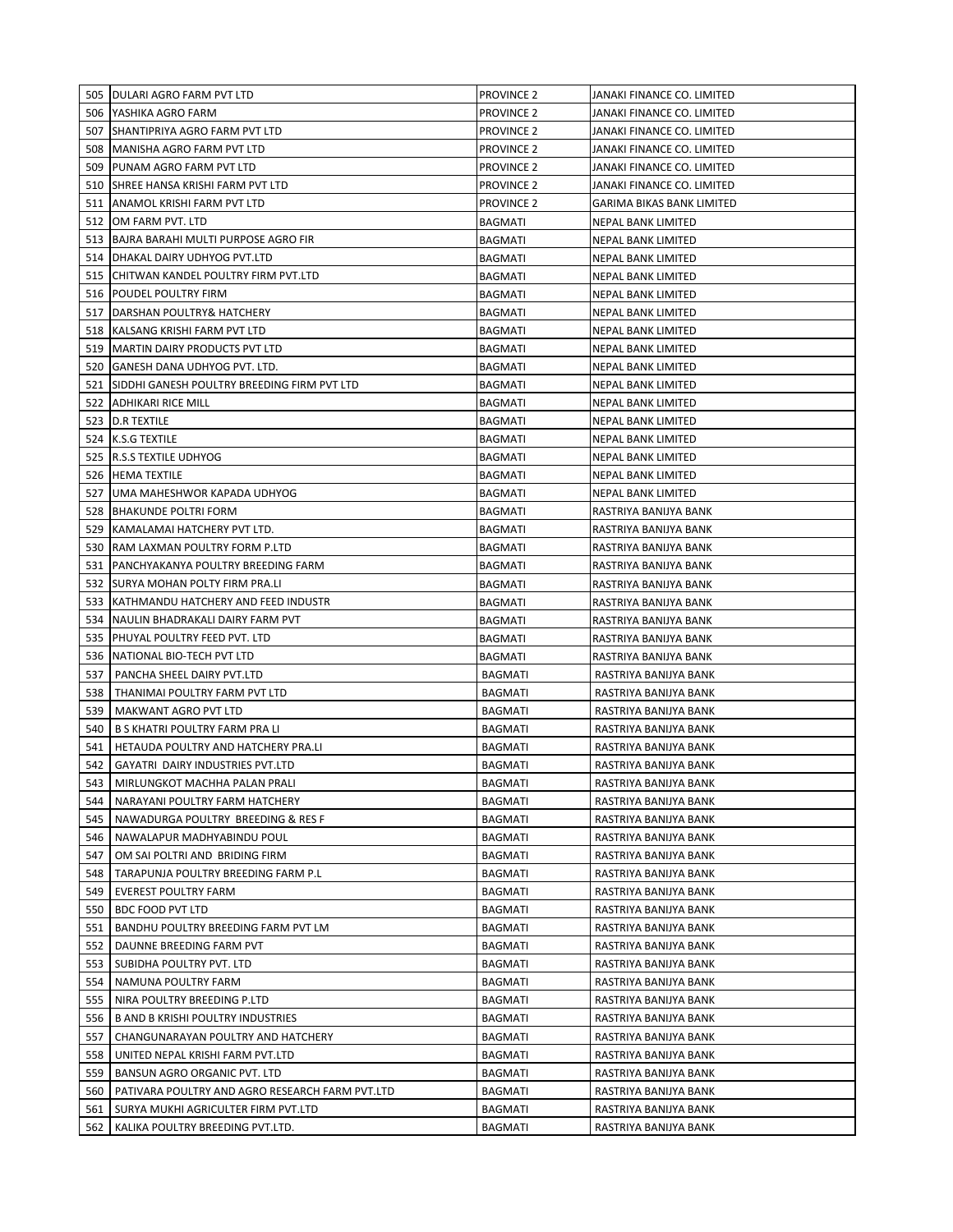| 505 | DULARI AGRO FARM PVT LTD | PROVINCE 2 | JANAKI FINANCE CO. LIMITED |
|---|---|---|---|
| 506 | YASHIKA AGRO FARM | PROVINCE 2 | JANAKI FINANCE CO. LIMITED |
| 507 | SHANTIPRIYA AGRO FARM PVT LTD | PROVINCE 2 | JANAKI FINANCE CO. LIMITED |
| 508 | MANISHA AGRO FARM PVT LTD | PROVINCE 2 | JANAKI FINANCE CO. LIMITED |
| 509 | PUNAM AGRO FARM PVT LTD | PROVINCE 2 | JANAKI FINANCE CO. LIMITED |
| 510 | SHREE HANSA KRISHI FARM PVT LTD | PROVINCE 2 | JANAKI FINANCE CO. LIMITED |
| 511 | ANAMOL KRISHI FARM PVT LTD | PROVINCE 2 | GARIMA BIKAS BANK LIMITED |
| 512 | OM FARM PVT. LTD | BAGMATI | NEPAL BANK LIMITED |
| 513 | BAJRA BARAHI MULTI PURPOSE AGRO FIR | BAGMATI | NEPAL BANK LIMITED |
| 514 | DHAKAL DAIRY UDHYOG PVT.LTD | BAGMATI | NEPAL BANK LIMITED |
| 515 | CHITWAN KANDEL POULTRY FIRM PVT.LTD | BAGMATI | NEPAL BANK LIMITED |
| 516 | POUDEL POULTRY FIRM | BAGMATI | NEPAL BANK LIMITED |
| 517 | DARSHAN POULTRY& HATCHERY | BAGMATI | NEPAL BANK LIMITED |
| 518 | KALSANG KRISHI FARM PVT LTD | BAGMATI | NEPAL BANK LIMITED |
| 519 | MARTIN DAIRY PRODUCTS PVT LTD | BAGMATI | NEPAL BANK LIMITED |
| 520 | GANESH DANA UDHYOG PVT. LTD. | BAGMATI | NEPAL BANK LIMITED |
| 521 | SIDDHI GANESH POULTRY BREEDING FIRM PVT LTD | BAGMATI | NEPAL BANK LIMITED |
| 522 | ADHIKARI RICE MILL | BAGMATI | NEPAL BANK LIMITED |
| 523 | D.R TEXTILE | BAGMATI | NEPAL BANK LIMITED |
| 524 | K.S.G TEXTILE | BAGMATI | NEPAL BANK LIMITED |
| 525 | R.S.S TEXTILE UDHYOG | BAGMATI | NEPAL BANK LIMITED |
| 526 | HEMA TEXTILE | BAGMATI | NEPAL BANK LIMITED |
| 527 | UMA MAHESHWOR KAPADA UDHYOG | BAGMATI | NEPAL BANK LIMITED |
| 528 | BHAKUNDE POLTRI FORM | BAGMATI | RASTRIYA BANIJYA BANK |
| 529 | KAMALAMAI HATCHERY PVT LTD. | BAGMATI | RASTRIYA BANIJYA BANK |
| 530 | RAM LAXMAN POULTRY FORM P.LTD | BAGMATI | RASTRIYA BANIJYA BANK |
| 531 | PANCHYAKANYA POULTRY BREEDING FARM | BAGMATI | RASTRIYA BANIJYA BANK |
| 532 | SURYA MOHAN POLTY FIRM PRA.LI | BAGMATI | RASTRIYA BANIJYA BANK |
| 533 | KATHMANDU HATCHERY AND FEED INDUSTR | BAGMATI | RASTRIYA BANIJYA BANK |
| 534 | NAULIN BHADRAKALI DAIRY FARM PVT | BAGMATI | RASTRIYA BANIJYA BANK |
| 535 | PHUYAL POULTRY FEED PVT. LTD | BAGMATI | RASTRIYA BANIJYA BANK |
| 536 | NATIONAL BIO-TECH PVT LTD | BAGMATI | RASTRIYA BANIJYA BANK |
| 537 | PANCHA SHEEL DAIRY PVT.LTD | BAGMATI | RASTRIYA BANIJYA BANK |
| 538 | THANIMAI POULTRY FARM PVT LTD | BAGMATI | RASTRIYA BANIJYA BANK |
| 539 | MAKWANT AGRO PVT LTD | BAGMATI | RASTRIYA BANIJYA BANK |
| 540 | B S KHATRI POULTRY FARM PRA LI | BAGMATI | RASTRIYA BANIJYA BANK |
| 541 | HETAUDA POULTRY AND HATCHERY PRA.LI | BAGMATI | RASTRIYA BANIJYA BANK |
| 542 | GAYATRI DAIRY INDUSTRIES PVT.LTD | BAGMATI | RASTRIYA BANIJYA BANK |
| 543 | MIRLUNGKOT MACHHA PALAN PRALI | BAGMATI | RASTRIYA BANIJYA BANK |
| 544 | NARAYANI POULTRY FARM HATCHERY | BAGMATI | RASTRIYA BANIJYA BANK |
| 545 | NAWADURGA POULTRY BREEDING & RES F | BAGMATI | RASTRIYA BANIJYA BANK |
| 546 | NAWALAPUR MADHYABINDU POUL | BAGMATI | RASTRIYA BANIJYA BANK |
| 547 | OM SAI POLTRI AND BRIDING FIRM | BAGMATI | RASTRIYA BANIJYA BANK |
| 548 | TARAPUNJA POULTRY BREEDING FARM P.L | BAGMATI | RASTRIYA BANIJYA BANK |
| 549 | EVEREST POULTRY FARM | BAGMATI | RASTRIYA BANIJYA BANK |
| 550 | BDC FOOD PVT LTD | BAGMATI | RASTRIYA BANIJYA BANK |
| 551 | BANDHU POULTRY BREEDING FARM PVT LM | BAGMATI | RASTRIYA BANIJYA BANK |
| 552 | DAUNNE BREEDING FARM PVT | BAGMATI | RASTRIYA BANIJYA BANK |
| 553 | SUBIDHA POULTRY PVT. LTD | BAGMATI | RASTRIYA BANIJYA BANK |
| 554 | NAMUNA POULTRY FARM | BAGMATI | RASTRIYA BANIJYA BANK |
| 555 | NIRA POULTRY BREEDING P.LTD | BAGMATI | RASTRIYA BANIJYA BANK |
| 556 | B AND B KRISHI POULTRY INDUSTRIES | BAGMATI | RASTRIYA BANIJYA BANK |
| 557 | CHANGUNARAYAN POULTRY AND HATCHERY | BAGMATI | RASTRIYA BANIJYA BANK |
| 558 | UNITED NEPAL KRISHI FARM PVT.LTD | BAGMATI | RASTRIYA BANIJYA BANK |
| 559 | BANSUN AGRO ORGANIC PVT. LTD | BAGMATI | RASTRIYA BANIJYA BANK |
| 560 | PATIVARA POULTRY AND AGRO RESEARCH FARM PVT.LTD | BAGMATI | RASTRIYA BANIJYA BANK |
| 561 | SURYA MUKHI AGRICULTER FIRM PVT.LTD | BAGMATI | RASTRIYA BANIJYA BANK |
| 562 | KALIKA POULTRY BREEDING PVT.LTD. | BAGMATI | RASTRIYA BANIJYA BANK |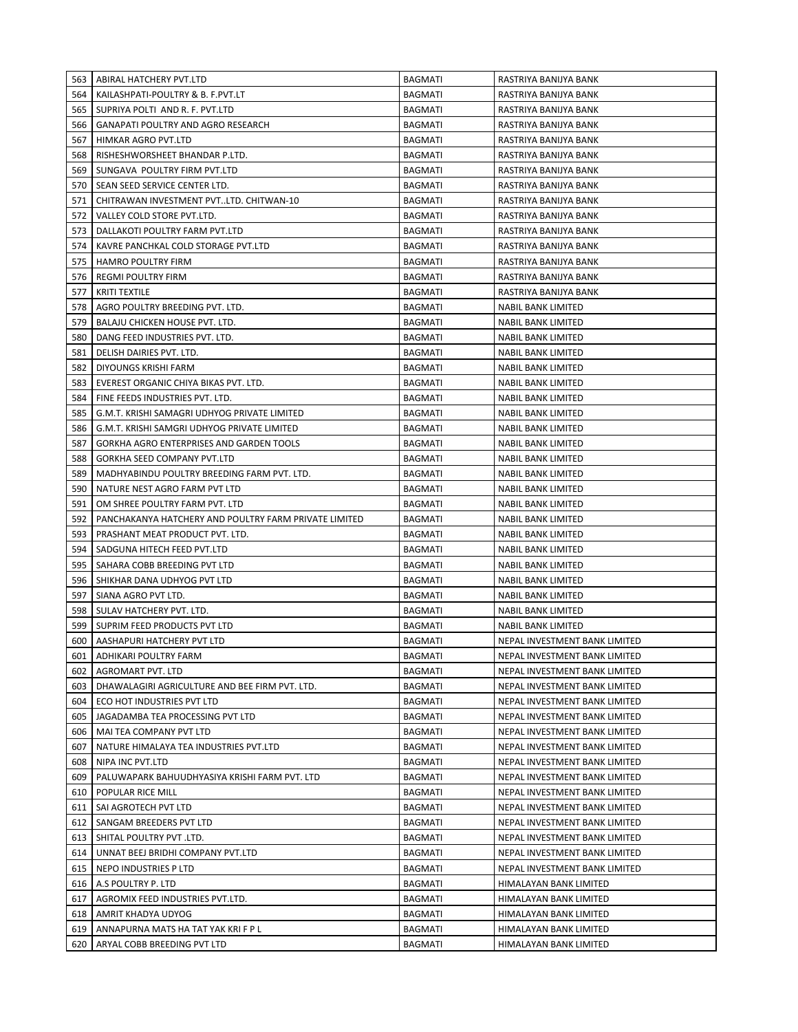| 563 | ABIRAL HATCHERY PVT.LTD | BAGMATI | RASTRIYA BANIJYA BANK |
|---|---|---|---|
| 564 | KAILASHPATI-POULTRY & B. F.PVT.LT | BAGMATI | RASTRIYA BANIJYA BANK |
| 565 | SUPRIYA POLTI AND R. F. PVT.LTD | BAGMATI | RASTRIYA BANIJYA BANK |
| 566 | GANAPATI POULTRY AND AGRO RESEARCH | BAGMATI | RASTRIYA BANIJYA BANK |
| 567 | HIMKAR AGRO PVT.LTD | BAGMATI | RASTRIYA BANIJYA BANK |
| 568 | RISHESHWORSHEET BHANDAR P.LTD. | BAGMATI | RASTRIYA BANIJYA BANK |
| 569 | SUNGAVA POULTRY FIRM PVT.LTD | BAGMATI | RASTRIYA BANIJYA BANK |
| 570 | SEAN SEED SERVICE CENTER LTD. | BAGMATI | RASTRIYA BANIJYA BANK |
| 571 | CHITRAWAN INVESTMENT PVT..LTD. CHITWAN-10 | BAGMATI | RASTRIYA BANIJYA BANK |
| 572 | VALLEY COLD STORE PVT.LTD. | BAGMATI | RASTRIYA BANIJYA BANK |
| 573 | DALLAKOTI POULTRY FARM PVT.LTD | BAGMATI | RASTRIYA BANIJYA BANK |
| 574 | KAVRE PANCHKAL COLD STORAGE PVT.LTD | BAGMATI | RASTRIYA BANIJYA BANK |
| 575 | HAMRO POULTRY FIRM | BAGMATI | RASTRIYA BANIJYA BANK |
| 576 | REGMI POULTRY FIRM | BAGMATI | RASTRIYA BANIJYA BANK |
| 577 | KRITI TEXTILE | BAGMATI | RASTRIYA BANIJYA BANK |
| 578 | AGRO POULTRY BREEDING PVT. LTD. | BAGMATI | NABIL BANK LIMITED |
| 579 | BALAJU CHICKEN HOUSE PVT. LTD. | BAGMATI | NABIL BANK LIMITED |
| 580 | DANG FEED INDUSTRIES PVT. LTD. | BAGMATI | NABIL BANK LIMITED |
| 581 | DELISH DAIRIES PVT. LTD. | BAGMATI | NABIL BANK LIMITED |
| 582 | DIYOUNGS KRISHI FARM | BAGMATI | NABIL BANK LIMITED |
| 583 | EVEREST ORGANIC CHIYA BIKAS PVT. LTD. | BAGMATI | NABIL BANK LIMITED |
| 584 | FINE FEEDS INDUSTRIES PVT. LTD. | BAGMATI | NABIL BANK LIMITED |
| 585 | G.M.T. KRISHI SAMAGRI UDHYOG PRIVATE LIMITED | BAGMATI | NABIL BANK LIMITED |
| 586 | G.M.T. KRISHI SAMGRI UDHYOG PRIVATE LIMITED | BAGMATI | NABIL BANK LIMITED |
| 587 | GORKHA AGRO ENTERPRISES AND GARDEN TOOLS | BAGMATI | NABIL BANK LIMITED |
| 588 | GORKHA SEED COMPANY PVT.LTD | BAGMATI | NABIL BANK LIMITED |
| 589 | MADHYABINDU POULTRY BREEDING FARM PVT. LTD. | BAGMATI | NABIL BANK LIMITED |
| 590 | NATURE NEST AGRO FARM PVT LTD | BAGMATI | NABIL BANK LIMITED |
| 591 | OM SHREE POULTRY FARM PVT. LTD | BAGMATI | NABIL BANK LIMITED |
| 592 | PANCHAKANYA HATCHERY AND POULTRY FARM PRIVATE LIMITED | BAGMATI | NABIL BANK LIMITED |
| 593 | PRASHANT MEAT PRODUCT PVT. LTD. | BAGMATI | NABIL BANK LIMITED |
| 594 | SADGUNA HITECH FEED PVT.LTD | BAGMATI | NABIL BANK LIMITED |
| 595 | SAHARA COBB BREEDING PVT LTD | BAGMATI | NABIL BANK LIMITED |
| 596 | SHIKHAR DANA UDHYOG PVT LTD | BAGMATI | NABIL BANK LIMITED |
| 597 | SIANA AGRO PVT LTD. | BAGMATI | NABIL BANK LIMITED |
| 598 | SULAV HATCHERY PVT. LTD. | BAGMATI | NABIL BANK LIMITED |
| 599 | SUPRIM FEED PRODUCTS PVT LTD | BAGMATI | NABIL BANK LIMITED |
| 600 | AASHAPURI HATCHERY PVT LTD | BAGMATI | NEPAL INVESTMENT BANK LIMITED |
| 601 | ADHIKARI POULTRY FARM | BAGMATI | NEPAL INVESTMENT BANK LIMITED |
| 602 | AGROMART PVT. LTD | BAGMATI | NEPAL INVESTMENT BANK LIMITED |
| 603 | DHAWALAGIRI AGRICULTURE AND BEE FIRM PVT. LTD. | BAGMATI | NEPAL INVESTMENT BANK LIMITED |
| 604 | ECO HOT INDUSTRIES PVT LTD | BAGMATI | NEPAL INVESTMENT BANK LIMITED |
| 605 | JAGADAMBA TEA PROCESSING PVT LTD | BAGMATI | NEPAL INVESTMENT BANK LIMITED |
| 606 | MAI TEA COMPANY PVT LTD | BAGMATI | NEPAL INVESTMENT BANK LIMITED |
| 607 | NATURE HIMALAYA TEA INDUSTRIES PVT.LTD | BAGMATI | NEPAL INVESTMENT BANK LIMITED |
| 608 | NIPA INC PVT.LTD | BAGMATI | NEPAL INVESTMENT BANK LIMITED |
| 609 | PALUWAPARK BAHUUDHYASIYA KRISHI FARM PVT. LTD | BAGMATI | NEPAL INVESTMENT BANK LIMITED |
| 610 | POPULAR RICE MILL | BAGMATI | NEPAL INVESTMENT BANK LIMITED |
| 611 | SAI AGROTECH PVT LTD | BAGMATI | NEPAL INVESTMENT BANK LIMITED |
| 612 | SANGAM BREEDERS PVT LTD | BAGMATI | NEPAL INVESTMENT BANK LIMITED |
| 613 | SHITAL POULTRY PVT .LTD. | BAGMATI | NEPAL INVESTMENT BANK LIMITED |
| 614 | UNNAT BEEJ BRIDHI COMPANY PVT.LTD | BAGMATI | NEPAL INVESTMENT BANK LIMITED |
| 615 | NEPO INDUSTRIES P LTD | BAGMATI | NEPAL INVESTMENT BANK LIMITED |
| 616 | A.S POULTRY P. LTD | BAGMATI | HIMALAYAN BANK LIMITED |
| 617 | AGROMIX FEED INDUSTRIES PVT.LTD. | BAGMATI | HIMALAYAN BANK LIMITED |
| 618 | AMRIT KHADYA UDYOG | BAGMATI | HIMALAYAN BANK LIMITED |
| 619 | ANNAPURNA MATS HA TAT YAK KRI F P L | BAGMATI | HIMALAYAN BANK LIMITED |
| 620 | ARYAL COBB BREEDING PVT LTD | BAGMATI | HIMALAYAN BANK LIMITED |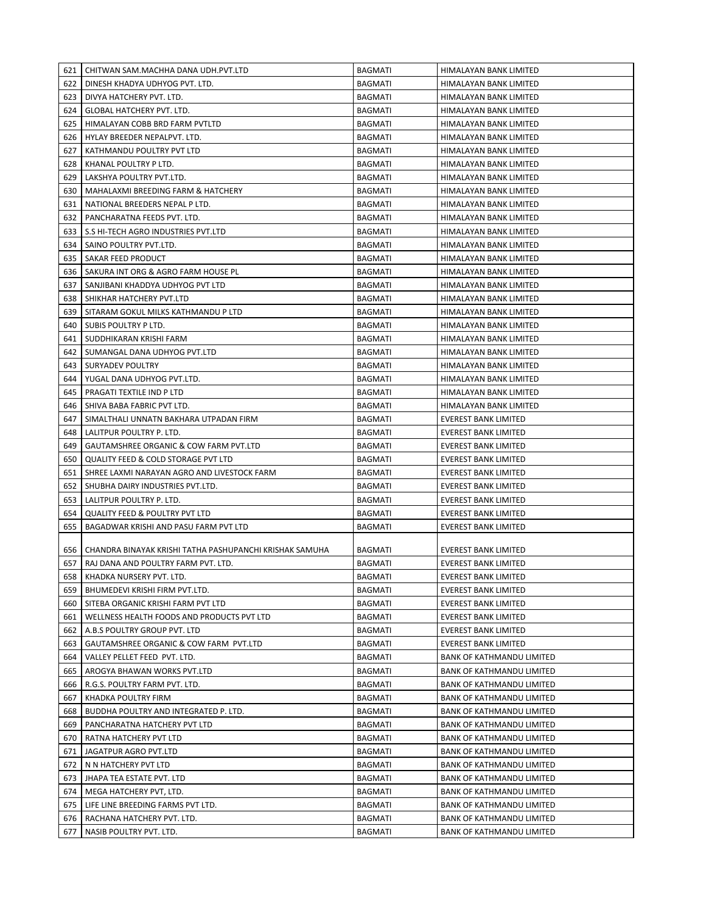| 621 | CHITWAN SAM.MACHHA DANA UDH.PVT.LTD | BAGMATI | HIMALAYAN BANK LIMITED |
|---|---|---|---|
| 622 | DINESH KHADYA UDHYOG PVT. LTD. | BAGMATI | HIMALAYAN BANK LIMITED |
| 623 | DIVYA HATCHERY PVT. LTD. | BAGMATI | HIMALAYAN BANK LIMITED |
| 624 | GLOBAL HATCHERY PVT. LTD. | BAGMATI | HIMALAYAN BANK LIMITED |
| 625 | HIMALAYAN COBB BRD FARM PVTLTD | BAGMATI | HIMALAYAN BANK LIMITED |
| 626 | HYLAY BREEDER NEPALPVT. LTD. | BAGMATI | HIMALAYAN BANK LIMITED |
| 627 | KATHMANDU POULTRY PVT LTD | BAGMATI | HIMALAYAN BANK LIMITED |
| 628 | KHANAL POULTRY P LTD. | BAGMATI | HIMALAYAN BANK LIMITED |
| 629 | LAKSHYA POULTRY PVT.LTD. | BAGMATI | HIMALAYAN BANK LIMITED |
| 630 | MAHALAXMI BREEDING FARM & HATCHERY | BAGMATI | HIMALAYAN BANK LIMITED |
| 631 | NATIONAL BREEDERS NEPAL P LTD. | BAGMATI | HIMALAYAN BANK LIMITED |
| 632 | PANCHARATNA FEEDS PVT. LTD. | BAGMATI | HIMALAYAN BANK LIMITED |
| 633 | S.S HI-TECH AGRO INDUSTRIES PVT.LTD | BAGMATI | HIMALAYAN BANK LIMITED |
| 634 | SAINO POULTRY PVT.LTD. | BAGMATI | HIMALAYAN BANK LIMITED |
| 635 | SAKAR FEED PRODUCT | BAGMATI | HIMALAYAN BANK LIMITED |
| 636 | SAKURA INT ORG & AGRO FARM HOUSE PL | BAGMATI | HIMALAYAN BANK LIMITED |
| 637 | SANJIBANI KHADDYA UDHYOG PVT LTD | BAGMATI | HIMALAYAN BANK LIMITED |
| 638 | SHIKHAR HATCHERY PVT.LTD | BAGMATI | HIMALAYAN BANK LIMITED |
| 639 | SITARAM GOKUL MILKS KATHMANDU P LTD | BAGMATI | HIMALAYAN BANK LIMITED |
| 640 | SUBIS POULTRY P LTD. | BAGMATI | HIMALAYAN BANK LIMITED |
| 641 | SUDDHIKARAN KRISHI FARM | BAGMATI | HIMALAYAN BANK LIMITED |
| 642 | SUMANGAL DANA UDHYOG PVT.LTD | BAGMATI | HIMALAYAN BANK LIMITED |
| 643 | SURYADEV POULTRY | BAGMATI | HIMALAYAN BANK LIMITED |
| 644 | YUGAL DANA UDHYOG PVT.LTD. | BAGMATI | HIMALAYAN BANK LIMITED |
| 645 | PRAGATI TEXTILE IND P LTD | BAGMATI | HIMALAYAN BANK LIMITED |
| 646 | SHIVA BABA FABRIC PVT LTD. | BAGMATI | HIMALAYAN BANK LIMITED |
| 647 | SIMALTHALI UNNATN BAKHARA UTPADAN FIRM | BAGMATI | EVEREST BANK LIMITED |
| 648 | LALITPUR POULTRY P. LTD. | BAGMATI | EVEREST BANK LIMITED |
| 649 | GAUTAMSHREE ORGANIC & COW FARM PVT.LTD | BAGMATI | EVEREST BANK LIMITED |
| 650 | QUALITY FEED & COLD STORAGE PVT LTD | BAGMATI | EVEREST BANK LIMITED |
| 651 | SHREE LAXMI NARAYAN AGRO AND LIVESTOCK FARM | BAGMATI | EVEREST BANK LIMITED |
| 652 | SHUBHA DAIRY INDUSTRIES PVT.LTD. | BAGMATI | EVEREST BANK LIMITED |
| 653 | LALITPUR POULTRY P. LTD. | BAGMATI | EVEREST BANK LIMITED |
| 654 | QUALITY FEED & POULTRY PVT LTD | BAGMATI | EVEREST BANK LIMITED |
| 655 | BAGADWAR KRISHI AND PASU FARM PVT LTD | BAGMATI | EVEREST BANK LIMITED |
| 656 | CHANDRA BINAYAK KRISHI TATHA PASHUPANCHI KRISHAK SAMUHA | BAGMATI | EVEREST BANK LIMITED |
| 657 | RAJ DANA AND POULTRY FARM PVT. LTD. | BAGMATI | EVEREST BANK LIMITED |
| 658 | KHADKA NURSERY PVT. LTD. | BAGMATI | EVEREST BANK LIMITED |
| 659 | BHUMEDEVI KRISHI FIRM PVT.LTD. | BAGMATI | EVEREST BANK LIMITED |
| 660 | SITEBA ORGANIC KRISHI FARM PVT LTD | BAGMATI | EVEREST BANK LIMITED |
| 661 | WELLNESS HEALTH FOODS AND PRODUCTS PVT LTD | BAGMATI | EVEREST BANK LIMITED |
| 662 | A.B.S POULTRY GROUP PVT. LTD | BAGMATI | EVEREST BANK LIMITED |
| 663 | GAUTAMSHREE ORGANIC & COW FARM PVT.LTD | BAGMATI | EVEREST BANK LIMITED |
| 664 | VALLEY PELLET FEED PVT. LTD. | BAGMATI | BANK OF KATHMANDU LIMITED |
| 665 | AROGYA BHAWAN WORKS PVT.LTD | BAGMATI | BANK OF KATHMANDU LIMITED |
| 666 | R.G.S. POULTRY FARM PVT. LTD. | BAGMATI | BANK OF KATHMANDU LIMITED |
| 667 | KHADKA POULTRY FIRM | BAGMATI | BANK OF KATHMANDU LIMITED |
| 668 | BUDDHA POULTRY AND INTEGRATED P. LTD. | BAGMATI | BANK OF KATHMANDU LIMITED |
| 669 | PANCHARATNA HATCHERY PVT LTD | BAGMATI | BANK OF KATHMANDU LIMITED |
| 670 | RATNA HATCHERY PVT LTD | BAGMATI | BANK OF KATHMANDU LIMITED |
| 671 | JAGATPUR AGRO PVT.LTD | BAGMATI | BANK OF KATHMANDU LIMITED |
| 672 | N N HATCHERY PVT LTD | BAGMATI | BANK OF KATHMANDU LIMITED |
| 673 | JHAPA TEA ESTATE PVT. LTD | BAGMATI | BANK OF KATHMANDU LIMITED |
| 674 | MEGA HATCHERY PVT, LTD. | BAGMATI | BANK OF KATHMANDU LIMITED |
| 675 | LIFE LINE BREEDING FARMS PVT LTD. | BAGMATI | BANK OF KATHMANDU LIMITED |
| 676 | RACHANA HATCHERY PVT. LTD. | BAGMATI | BANK OF KATHMANDU LIMITED |
| 677 | NASIB POULTRY PVT. LTD. | BAGMATI | BANK OF KATHMANDU LIMITED |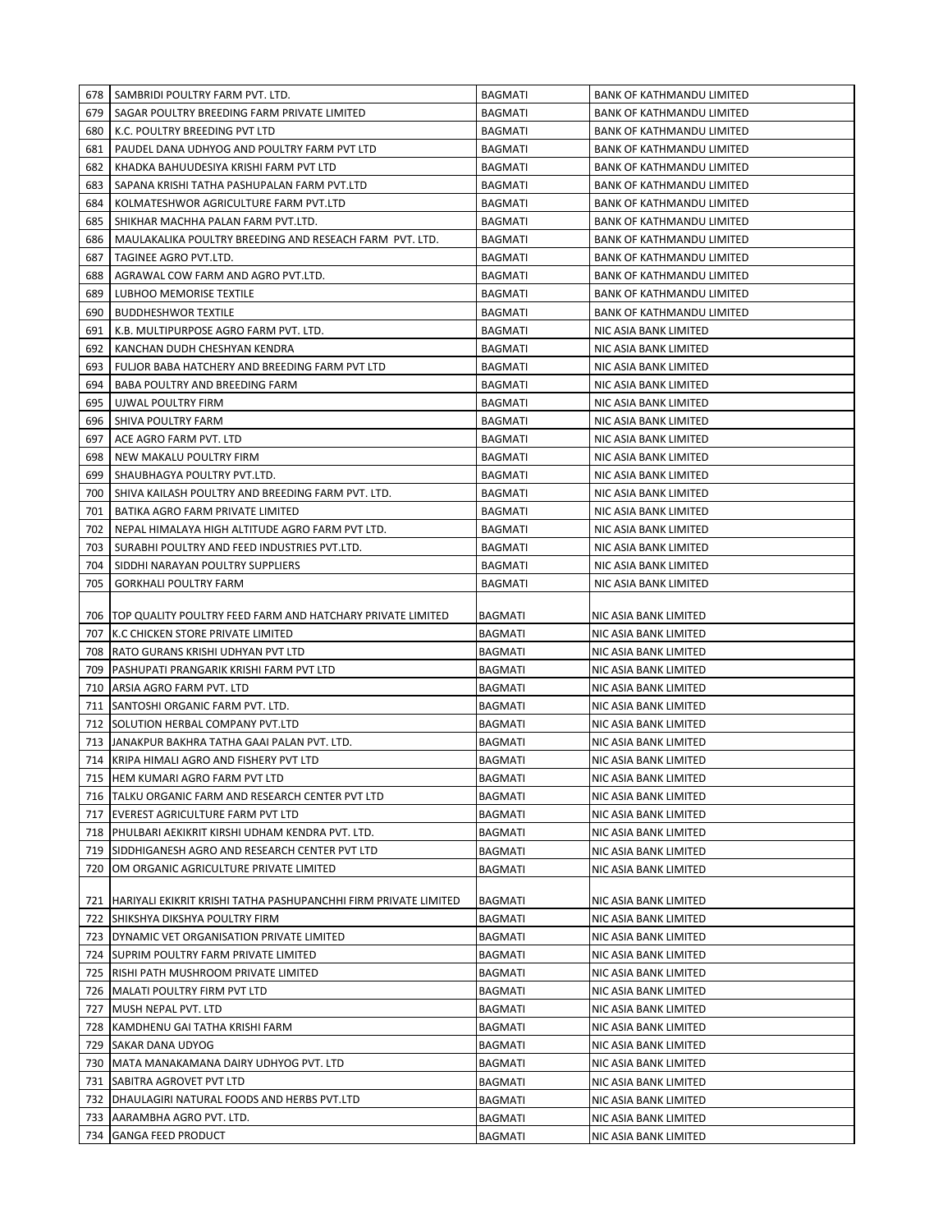| | | | |
|---|---|---|---|
| 678 | SAMBRIDI POULTRY FARM PVT. LTD. | BAGMATI | BANK OF KATHMANDU LIMITED |
| 679 | SAGAR POULTRY BREEDING FARM PRIVATE LIMITED | BAGMATI | BANK OF KATHMANDU LIMITED |
| 680 | K.C. POULTRY BREEDING PVT LTD | BAGMATI | BANK OF KATHMANDU LIMITED |
| 681 | PAUDEL DANA UDHYOG AND POULTRY FARM PVT LTD | BAGMATI | BANK OF KATHMANDU LIMITED |
| 682 | KHADKA BAHUUDESIYA KRISHI FARM PVT LTD | BAGMATI | BANK OF KATHMANDU LIMITED |
| 683 | SAPANA KRISHI TATHA PASHUPALAN FARM PVT.LTD | BAGMATI | BANK OF KATHMANDU LIMITED |
| 684 | KOLMATESHWOR AGRICULTURE FARM PVT.LTD | BAGMATI | BANK OF KATHMANDU LIMITED |
| 685 | SHIKHAR MACHHA PALAN FARM PVT.LTD. | BAGMATI | BANK OF KATHMANDU LIMITED |
| 686 | MAULAKALIKA POULTRY BREEDING AND RESEACH FARM PVT. LTD. | BAGMATI | BANK OF KATHMANDU LIMITED |
| 687 | TAGINEE AGRO PVT.LTD. | BAGMATI | BANK OF KATHMANDU LIMITED |
| 688 | AGRAWAL COW FARM AND AGRO PVT.LTD. | BAGMATI | BANK OF KATHMANDU LIMITED |
| 689 | LUBHOO MEMORISE TEXTILE | BAGMATI | BANK OF KATHMANDU LIMITED |
| 690 | BUDDHESHWOR TEXTILE | BAGMATI | BANK OF KATHMANDU LIMITED |
| 691 | K.B. MULTIPURPOSE AGRO FARM PVT. LTD. | BAGMATI | NIC ASIA BANK LIMITED |
| 692 | KANCHAN DUDH CHESHYAN KENDRA | BAGMATI | NIC ASIA BANK LIMITED |
| 693 | FULJOR BABA HATCHERY AND BREEDING FARM PVT LTD | BAGMATI | NIC ASIA BANK LIMITED |
| 694 | BABA POULTRY AND BREEDING FARM | BAGMATI | NIC ASIA BANK LIMITED |
| 695 | UJWAL POULTRY FIRM | BAGMATI | NIC ASIA BANK LIMITED |
| 696 | SHIVA POULTRY FARM | BAGMATI | NIC ASIA BANK LIMITED |
| 697 | ACE AGRO FARM PVT. LTD | BAGMATI | NIC ASIA BANK LIMITED |
| 698 | NEW MAKALU POULTRY FIRM | BAGMATI | NIC ASIA BANK LIMITED |
| 699 | SHAUBHAGYA POULTRY PVT.LTD. | BAGMATI | NIC ASIA BANK LIMITED |
| 700 | SHIVA KAILASH POULTRY AND BREEDING FARM PVT. LTD. | BAGMATI | NIC ASIA BANK LIMITED |
| 701 | BATIKA AGRO FARM PRIVATE LIMITED | BAGMATI | NIC ASIA BANK LIMITED |
| 702 | NEPAL HIMALAYA HIGH ALTITUDE AGRO FARM PVT LTD. | BAGMATI | NIC ASIA BANK LIMITED |
| 703 | SURABHI POULTRY AND FEED INDUSTRIES PVT.LTD. | BAGMATI | NIC ASIA BANK LIMITED |
| 704 | SIDDHI NARAYAN POULTRY SUPPLIERS | BAGMATI | NIC ASIA BANK LIMITED |
| 705 | GORKHALI POULTRY FARM | BAGMATI | NIC ASIA BANK LIMITED |
| 706 | TOP QUALITY POULTRY FEED FARM AND HATCHARY PRIVATE LIMITED | BAGMATI | NIC ASIA BANK LIMITED |
| 707 | K.C CHICKEN STORE PRIVATE LIMITED | BAGMATI | NIC ASIA BANK LIMITED |
| 708 | RATO GURANS KRISHI UDHYAN PVT LTD | BAGMATI | NIC ASIA BANK LIMITED |
| 709 | PASHUPATI PRANGARIK KRISHI FARM PVT LTD | BAGMATI | NIC ASIA BANK LIMITED |
| 710 | ARSIA AGRO FARM PVT. LTD | BAGMATI | NIC ASIA BANK LIMITED |
| 711 | SANTOSHI ORGANIC FARM PVT. LTD. | BAGMATI | NIC ASIA BANK LIMITED |
| 712 | SOLUTION HERBAL COMPANY PVT.LTD | BAGMATI | NIC ASIA BANK LIMITED |
| 713 | JANAKPUR BAKHRA TATHA GAAI PALAN PVT. LTD. | BAGMATI | NIC ASIA BANK LIMITED |
| 714 | KRIPA HIMALI AGRO AND FISHERY PVT LTD | BAGMATI | NIC ASIA BANK LIMITED |
| 715 | HEM KUMARI AGRO FARM PVT LTD | BAGMATI | NIC ASIA BANK LIMITED |
| 716 | TALKU ORGANIC FARM AND RESEARCH CENTER PVT LTD | BAGMATI | NIC ASIA BANK LIMITED |
| 717 | EVEREST AGRICULTURE FARM PVT LTD | BAGMATI | NIC ASIA BANK LIMITED |
| 718 | PHULBARI AEKIKRIT KIRSHI UDHAM KENDRA PVT. LTD. | BAGMATI | NIC ASIA BANK LIMITED |
| 719 | SIDDHIGANESH AGRO AND RESEARCH CENTER PVT LTD | BAGMATI | NIC ASIA BANK LIMITED |
| 720 | OM ORGANIC AGRICULTURE PRIVATE LIMITED | BAGMATI | NIC ASIA BANK LIMITED |
| 721 | HARIYALI EKIKRIT KRISHI TATHA PASHUPANCHHI FIRM PRIVATE LIMITED | BAGMATI | NIC ASIA BANK LIMITED |
| 722 | SHIKSHYA DIKSHYA POULTRY FIRM | BAGMATI | NIC ASIA BANK LIMITED |
| 723 | DYNAMIC VET ORGANISATION PRIVATE LIMITED | BAGMATI | NIC ASIA BANK LIMITED |
| 724 | SUPRIM POULTRY FARM PRIVATE LIMITED | BAGMATI | NIC ASIA BANK LIMITED |
| 725 | RISHI PATH MUSHROOM PRIVATE LIMITED | BAGMATI | NIC ASIA BANK LIMITED |
| 726 | MALATI POULTRY FIRM PVT LTD | BAGMATI | NIC ASIA BANK LIMITED |
| 727 | MUSH NEPAL PVT. LTD | BAGMATI | NIC ASIA BANK LIMITED |
| 728 | KAMDHENU GAI TATHA KRISHI FARM | BAGMATI | NIC ASIA BANK LIMITED |
| 729 | SAKAR DANA UDYOG | BAGMATI | NIC ASIA BANK LIMITED |
| 730 | MATA MANAKAMANA DAIRY UDHYOG PVT. LTD | BAGMATI | NIC ASIA BANK LIMITED |
| 731 | SABITRA AGROVET PVT LTD | BAGMATI | NIC ASIA BANK LIMITED |
| 732 | DHAULAGIRI NATURAL FOODS AND HERBS PVT.LTD | BAGMATI | NIC ASIA BANK LIMITED |
| 733 | AARAMBHA AGRO PVT. LTD. | BAGMATI | NIC ASIA BANK LIMITED |
| 734 | GANGA FEED PRODUCT | BAGMATI | NIC ASIA BANK LIMITED |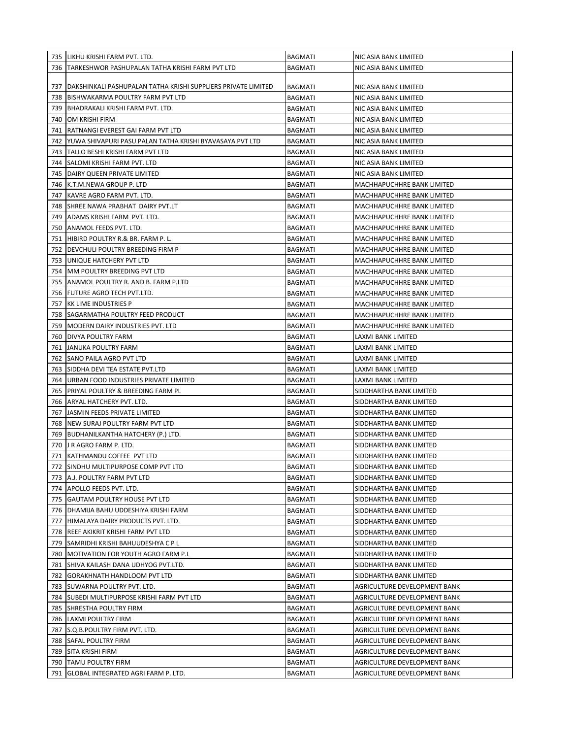| | | | |
|---|---|---|---|
| 735 | LIKHU KRISHI FARM PVT. LTD. | BAGMATI | NIC ASIA BANK LIMITED |
| 736 | TARKESHWOR PASHUPALAN TATHA KRISHI FARM PVT LTD | BAGMATI | NIC ASIA BANK LIMITED |
| 737 | DAKSHINKALI PASHUPALAN TATHA KRISHI SUPPLIERS PRIVATE LIMITED | BAGMATI | NIC ASIA BANK LIMITED |
| 738 | BISHWAKARMA POULTRY FARM PVT LTD | BAGMATI | NIC ASIA BANK LIMITED |
| 739 | BHADRAKALI KRISHI FARM PVT. LTD. | BAGMATI | NIC ASIA BANK LIMITED |
| 740 | OM KRISHI FIRM | BAGMATI | NIC ASIA BANK LIMITED |
| 741 | RATNANGI EVEREST GAI FARM PVT LTD | BAGMATI | NIC ASIA BANK LIMITED |
| 742 | YUWA SHIVAPURI PASU PALAN TATHA KRISHI BYAVASAYA PVT LTD | BAGMATI | NIC ASIA BANK LIMITED |
| 743 | TALLO BESHI KRISHI FARM PVT LTD | BAGMATI | NIC ASIA BANK LIMITED |
| 744 | SALOMI KRISHI FARM PVT. LTD | BAGMATI | NIC ASIA BANK LIMITED |
| 745 | DAIRY QUEEN PRIVATE LIMITED | BAGMATI | NIC ASIA BANK LIMITED |
| 746 | K.T.M.NEWA GROUP P. LTD | BAGMATI | MACHHAPUCHHRE BANK LIMITED |
| 747 | KAVRE AGRO FARM PVT. LTD. | BAGMATI | MACHHAPUCHHRE BANK LIMITED |
| 748 | SHREE NAWA PRABHAT DAIRY PVT.LT | BAGMATI | MACHHAPUCHHRE BANK LIMITED |
| 749 | ADAMS KRISHI FARM PVT. LTD. | BAGMATI | MACHHAPUCHHRE BANK LIMITED |
| 750 | ANAMOL FEEDS PVT. LTD. | BAGMATI | MACHHAPUCHHRE BANK LIMITED |
| 751 | HIBIRD POULTRY R.& BR. FARM P. L. | BAGMATI | MACHHAPUCHHRE BANK LIMITED |
| 752 | DEVCHULI POULTRY BREEDING FIRM P | BAGMATI | MACHHAPUCHHRE BANK LIMITED |
| 753 | UNIQUE HATCHERY PVT LTD | BAGMATI | MACHHAPUCHHRE BANK LIMITED |
| 754 | MM POULTRY BREEDING PVT LTD | BAGMATI | MACHHAPUCHHRE BANK LIMITED |
| 755 | ANAMOL POULTRY R. AND B. FARM P.LTD | BAGMATI | MACHHAPUCHHRE BANK LIMITED |
| 756 | FUTURE AGRO TECH PVT.LTD. | BAGMATI | MACHHAPUCHHRE BANK LIMITED |
| 757 | KK LIME INDUSTRIES P | BAGMATI | MACHHAPUCHHRE BANK LIMITED |
| 758 | SAGARMATHA POULTRY FEED PRODUCT | BAGMATI | MACHHAPUCHHRE BANK LIMITED |
| 759 | MODERN DAIRY INDUSTRIES PVT. LTD | BAGMATI | MACHHAPUCHHRE BANK LIMITED |
| 760 | DIVYA POULTRY FARM | BAGMATI | LAXMI BANK LIMITED |
| 761 | JANUKA POULTRY FARM | BAGMATI | LAXMI BANK LIMITED |
| 762 | SANO PAILA AGRO PVT LTD | BAGMATI | LAXMI BANK LIMITED |
| 763 | SIDDHA DEVI TEA ESTATE PVT.LTD | BAGMATI | LAXMI BANK LIMITED |
| 764 | URBAN FOOD INDUSTRIES PRIVATE LIMITED | BAGMATI | LAXMI BANK LIMITED |
| 765 | PRIYAL POULTRY & BREEDING FARM PL | BAGMATI | SIDDHARTHA BANK LIMITED |
| 766 | ARYAL HATCHERY PVT. LTD. | BAGMATI | SIDDHARTHA BANK LIMITED |
| 767 | JASMIN FEEDS PRIVATE LIMITED | BAGMATI | SIDDHARTHA BANK LIMITED |
| 768 | NEW SURAJ POULTRY FARM PVT LTD | BAGMATI | SIDDHARTHA BANK LIMITED |
| 769 | BUDHANILKANTHA HATCHERY (P.) LTD. | BAGMATI | SIDDHARTHA BANK LIMITED |
| 770 | J R AGRO FARM P. LTD. | BAGMATI | SIDDHARTHA BANK LIMITED |
| 771 | KATHMANDU COFFEE PVT LTD | BAGMATI | SIDDHARTHA BANK LIMITED |
| 772 | SINDHU MULTIPURPOSE COMP PVT LTD | BAGMATI | SIDDHARTHA BANK LIMITED |
| 773 | A.J. POULTRY FARM PVT LTD | BAGMATI | SIDDHARTHA BANK LIMITED |
| 774 | APOLLO FEEDS PVT. LTD. | BAGMATI | SIDDHARTHA BANK LIMITED |
| 775 | GAUTAM POULTRY HOUSE PVT LTD | BAGMATI | SIDDHARTHA BANK LIMITED |
| 776 | DHAMIJA BAHU UDDESHIYA KRISHI FARM | BAGMATI | SIDDHARTHA BANK LIMITED |
| 777 | HIMALAYA DAIRY PRODUCTS PVT. LTD. | BAGMATI | SIDDHARTHA BANK LIMITED |
| 778 | REEF AKIKRIT KRISHI FARM PVT LTD | BAGMATI | SIDDHARTHA BANK LIMITED |
| 779 | SAMRIDHI KRISHI BAHUUDESHYA C P L | BAGMATI | SIDDHARTHA BANK LIMITED |
| 780 | MOTIVATION FOR YOUTH AGRO FARM P.L | BAGMATI | SIDDHARTHA BANK LIMITED |
| 781 | SHIVA KAILASH DANA UDHYOG PVT.LTD. | BAGMATI | SIDDHARTHA BANK LIMITED |
| 782 | GORAKHNATH HANDLOOM PVT LTD | BAGMATI | SIDDHARTHA BANK LIMITED |
| 783 | SUWARNA POULTRY PVT. LTD. | BAGMATI | AGRICULTURE DEVELOPMENT BANK |
| 784 | SUBEDI MULTIPURPOSE KRISHI FARM PVT LTD | BAGMATI | AGRICULTURE DEVELOPMENT BANK |
| 785 | SHRESTHA POULTRY FIRM | BAGMATI | AGRICULTURE DEVELOPMENT BANK |
| 786 | LAXMI POULTRY FIRM | BAGMATI | AGRICULTURE DEVELOPMENT BANK |
| 787 | S.Q.B.POULTRY FIRM PVT. LTD. | BAGMATI | AGRICULTURE DEVELOPMENT BANK |
| 788 | SAFAL POULTRY FIRM | BAGMATI | AGRICULTURE DEVELOPMENT BANK |
| 789 | SITA KRISHI FIRM | BAGMATI | AGRICULTURE DEVELOPMENT BANK |
| 790 | TAMU POULTRY FIRM | BAGMATI | AGRICULTURE DEVELOPMENT BANK |
| 791 | GLOBAL INTEGRATED AGRI FARM P. LTD. | BAGMATI | AGRICULTURE DEVELOPMENT BANK |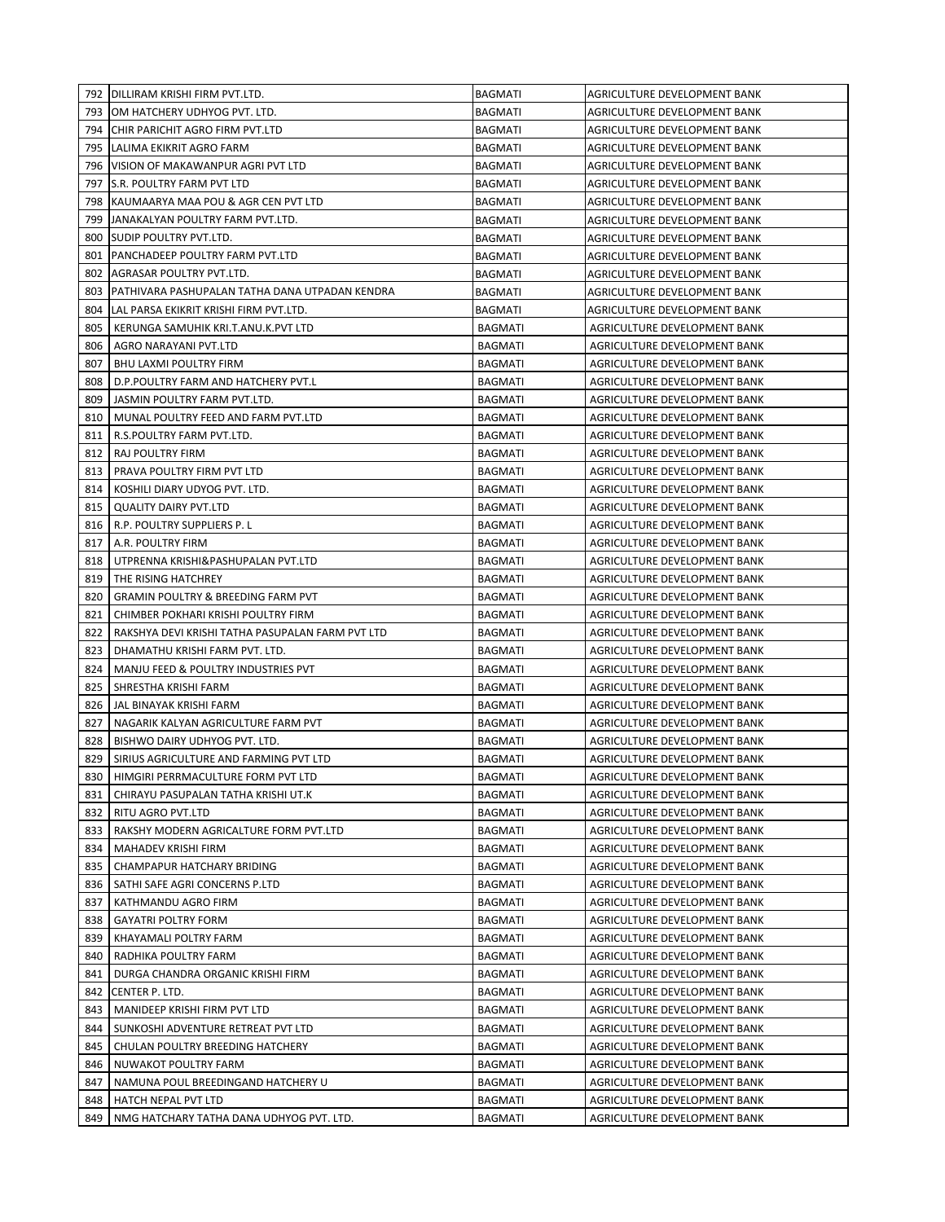| 792 | DILLIRAM KRISHI FIRM PVT.LTD. | BAGMATI | AGRICULTURE DEVELOPMENT BANK |
|---|---|---|---|
| 793 | OM HATCHERY UDHYOG PVT. LTD. | BAGMATI | AGRICULTURE DEVELOPMENT BANK |
| 794 | CHIR PARICHIT AGRO FIRM PVT.LTD | BAGMATI | AGRICULTURE DEVELOPMENT BANK |
| 795 | LALIMA EKIKRIT AGRO FARM | BAGMATI | AGRICULTURE DEVELOPMENT BANK |
| 796 | VISION OF MAKAWANPUR AGRI PVT LTD | BAGMATI | AGRICULTURE DEVELOPMENT BANK |
| 797 | S.R. POULTRY FARM PVT LTD | BAGMATI | AGRICULTURE DEVELOPMENT BANK |
| 798 | KAUMAARYA MAA POU & AGR CEN PVT LTD | BAGMATI | AGRICULTURE DEVELOPMENT BANK |
| 799 | JANAKALYAN POULTRY FARM PVT.LTD. | BAGMATI | AGRICULTURE DEVELOPMENT BANK |
| 800 | SUDIP POULTRY PVT.LTD. | BAGMATI | AGRICULTURE DEVELOPMENT BANK |
| 801 | PANCHADEEP POULTRY FARM PVT.LTD | BAGMATI | AGRICULTURE DEVELOPMENT BANK |
| 802 | AGRASAR POULTRY PVT.LTD. | BAGMATI | AGRICULTURE DEVELOPMENT BANK |
| 803 | PATHIVARA PASHUPALAN TATHA DANA UTPADAN KENDRA | BAGMATI | AGRICULTURE DEVELOPMENT BANK |
| 804 | LAL PARSA EKIKRIT KRISHI FIRM PVT.LTD. | BAGMATI | AGRICULTURE DEVELOPMENT BANK |
| 805 | KERUNGA SAMUHIK KRI.T.ANU.K.PVT LTD | BAGMATI | AGRICULTURE DEVELOPMENT BANK |
| 806 | AGRO NARAYANI PVT.LTD | BAGMATI | AGRICULTURE DEVELOPMENT BANK |
| 807 | BHU LAXMI POULTRY FIRM | BAGMATI | AGRICULTURE DEVELOPMENT BANK |
| 808 | D.P.POULTRY FARM AND HATCHERY PVT.L | BAGMATI | AGRICULTURE DEVELOPMENT BANK |
| 809 | JASMIN POULTRY FARM PVT.LTD. | BAGMATI | AGRICULTURE DEVELOPMENT BANK |
| 810 | MUNAL POULTRY FEED AND FARM PVT.LTD | BAGMATI | AGRICULTURE DEVELOPMENT BANK |
| 811 | R.S.POULTRY FARM PVT.LTD. | BAGMATI | AGRICULTURE DEVELOPMENT BANK |
| 812 | RAJ POULTRY FIRM | BAGMATI | AGRICULTURE DEVELOPMENT BANK |
| 813 | PRAVA POULTRY FIRM PVT LTD | BAGMATI | AGRICULTURE DEVELOPMENT BANK |
| 814 | KOSHILI DIARY UDYOG PVT. LTD. | BAGMATI | AGRICULTURE DEVELOPMENT BANK |
| 815 | QUALITY DAIRY PVT.LTD | BAGMATI | AGRICULTURE DEVELOPMENT BANK |
| 816 | R.P. POULTRY SUPPLIERS P. L | BAGMATI | AGRICULTURE DEVELOPMENT BANK |
| 817 | A.R. POULTRY FIRM | BAGMATI | AGRICULTURE DEVELOPMENT BANK |
| 818 | UTPRENNA KRISHI&PASHUPALAN PVT.LTD | BAGMATI | AGRICULTURE DEVELOPMENT BANK |
| 819 | THE RISING HATCHREY | BAGMATI | AGRICULTURE DEVELOPMENT BANK |
| 820 | GRAMIN POULTRY & BREEDING FARM PVT | BAGMATI | AGRICULTURE DEVELOPMENT BANK |
| 821 | CHIMBER POKHARI KRISHI POULTRY FIRM | BAGMATI | AGRICULTURE DEVELOPMENT BANK |
| 822 | RAKSHYA DEVI KRISHI TATHA PASUPALAN FARM PVT LTD | BAGMATI | AGRICULTURE DEVELOPMENT BANK |
| 823 | DHAMATHU KRISHI FARM PVT. LTD. | BAGMATI | AGRICULTURE DEVELOPMENT BANK |
| 824 | MANJU FEED & POULTRY INDUSTRIES PVT | BAGMATI | AGRICULTURE DEVELOPMENT BANK |
| 825 | SHRESTHA KRISHI FARM | BAGMATI | AGRICULTURE DEVELOPMENT BANK |
| 826 | JAL BINAYAK KRISHI FARM | BAGMATI | AGRICULTURE DEVELOPMENT BANK |
| 827 | NAGARIK KALYAN AGRICULTURE FARM PVT | BAGMATI | AGRICULTURE DEVELOPMENT BANK |
| 828 | BISHWO DAIRY UDHYOG PVT. LTD. | BAGMATI | AGRICULTURE DEVELOPMENT BANK |
| 829 | SIRIUS AGRICULTURE AND FARMING PVT LTD | BAGMATI | AGRICULTURE DEVELOPMENT BANK |
| 830 | HIMGIRI PERRMACULTURE FORM PVT LTD | BAGMATI | AGRICULTURE DEVELOPMENT BANK |
| 831 | CHIRAYU PASUPALAN TATHA KRISHI UT.K | BAGMATI | AGRICULTURE DEVELOPMENT BANK |
| 832 | RITU AGRO PVT.LTD | BAGMATI | AGRICULTURE DEVELOPMENT BANK |
| 833 | RAKSHY MODERN AGRICALTURE FORM PVT.LTD | BAGMATI | AGRICULTURE DEVELOPMENT BANK |
| 834 | MAHADEV KRISHI FIRM | BAGMATI | AGRICULTURE DEVELOPMENT BANK |
| 835 | CHAMPAPUR HATCHARY BRIDING | BAGMATI | AGRICULTURE DEVELOPMENT BANK |
| 836 | SATHI SAFE AGRI CONCERNS P.LTD | BAGMATI | AGRICULTURE DEVELOPMENT BANK |
| 837 | KATHMANDU AGRO FIRM | BAGMATI | AGRICULTURE DEVELOPMENT BANK |
| 838 | GAYATRI POLTRY FORM | BAGMATI | AGRICULTURE DEVELOPMENT BANK |
| 839 | KHAYAMALI POLTRY FARM | BAGMATI | AGRICULTURE DEVELOPMENT BANK |
| 840 | RADHIKA POULTRY FARM | BAGMATI | AGRICULTURE DEVELOPMENT BANK |
| 841 | DURGA CHANDRA ORGANIC KRISHI FIRM | BAGMATI | AGRICULTURE DEVELOPMENT BANK |
| 842 | CENTER P. LTD. | BAGMATI | AGRICULTURE DEVELOPMENT BANK |
| 843 | MANIDEEP KRISHI FIRM PVT LTD | BAGMATI | AGRICULTURE DEVELOPMENT BANK |
| 844 | SUNKOSHI ADVENTURE RETREAT PVT LTD | BAGMATI | AGRICULTURE DEVELOPMENT BANK |
| 845 | CHULAN POULTRY BREEDING HATCHERY | BAGMATI | AGRICULTURE DEVELOPMENT BANK |
| 846 | NUWAKOT POULTRY FARM | BAGMATI | AGRICULTURE DEVELOPMENT BANK |
| 847 | NAMUNA POUL BREEDINGAND HATCHERY U | BAGMATI | AGRICULTURE DEVELOPMENT BANK |
| 848 | HATCH NEPAL PVT LTD | BAGMATI | AGRICULTURE DEVELOPMENT BANK |
| 849 | NMG HATCHARY TATHA DANA UDHYOG PVT. LTD. | BAGMATI | AGRICULTURE DEVELOPMENT BANK |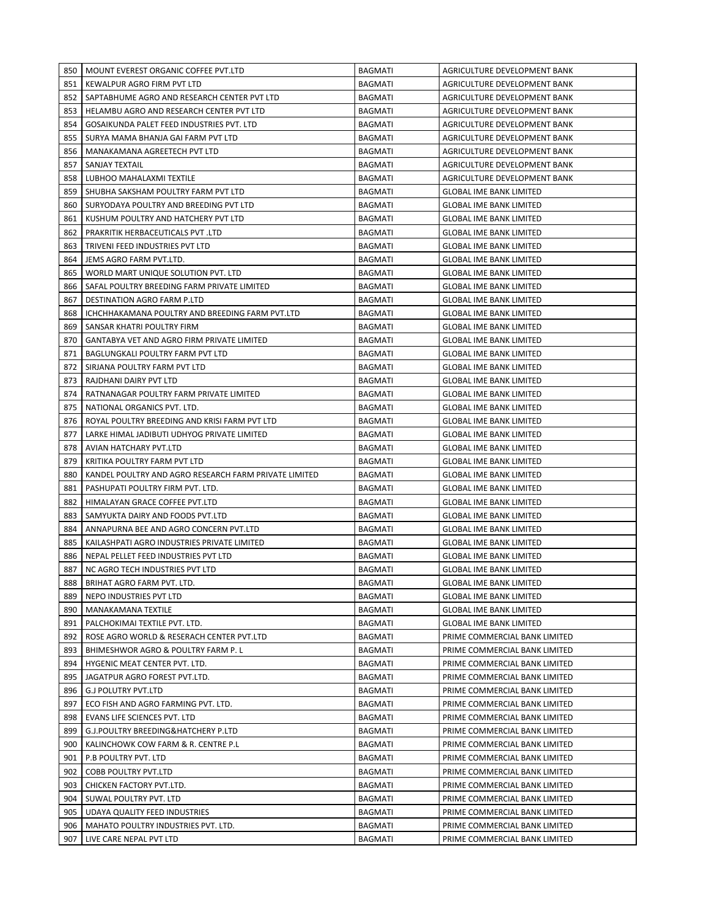| 850 | MOUNT EVEREST ORGANIC COFFEE PVT.LTD | BAGMATI | AGRICULTURE DEVELOPMENT BANK |
|---|---|---|---|
| 851 | KEWALPUR AGRO FIRM PVT LTD | BAGMATI | AGRICULTURE DEVELOPMENT BANK |
| 852 | SAPTABHUME AGRO AND RESEARCH CENTER PVT LTD | BAGMATI | AGRICULTURE DEVELOPMENT BANK |
| 853 | HELAMBU AGRO AND RESEARCH CENTER PVT LTD | BAGMATI | AGRICULTURE DEVELOPMENT BANK |
| 854 | GOSAIKUNDA PALET FEED INDUSTRIES PVT. LTD | BAGMATI | AGRICULTURE DEVELOPMENT BANK |
| 855 | SURYA MAMA BHANJA GAI FARM PVT LTD | BAGMATI | AGRICULTURE DEVELOPMENT BANK |
| 856 | MANAKAMANA AGREETECH PVT LTD | BAGMATI | AGRICULTURE DEVELOPMENT BANK |
| 857 | SANJAY TEXTAIL | BAGMATI | AGRICULTURE DEVELOPMENT BANK |
| 858 | LUBHOO MAHALAXMI TEXTILE | BAGMATI | AGRICULTURE DEVELOPMENT BANK |
| 859 | SHUBHA SAKSHAM POULTRY FARM PVT LTD | BAGMATI | GLOBAL IME BANK LIMITED |
| 860 | SURYODAYA POULTRY AND BREEDING PVT LTD | BAGMATI | GLOBAL IME BANK LIMITED |
| 861 | KUSHUM POULTRY AND HATCHERY PVT LTD | BAGMATI | GLOBAL IME BANK LIMITED |
| 862 | PRAKRITIK HERBACEUTICALS PVT .LTD | BAGMATI | GLOBAL IME BANK LIMITED |
| 863 | TRIVENI FEED INDUSTRIES PVT LTD | BAGMATI | GLOBAL IME BANK LIMITED |
| 864 | JEMS AGRO FARM PVT.LTD. | BAGMATI | GLOBAL IME BANK LIMITED |
| 865 | WORLD MART UNIQUE SOLUTION PVT. LTD | BAGMATI | GLOBAL IME BANK LIMITED |
| 866 | SAFAL POULTRY BREEDING FARM PRIVATE LIMITED | BAGMATI | GLOBAL IME BANK LIMITED |
| 867 | DESTINATION AGRO FARM P.LTD | BAGMATI | GLOBAL IME BANK LIMITED |
| 868 | ICHCHHAKAMANA POULTRY AND BREEDING FARM PVT.LTD | BAGMATI | GLOBAL IME BANK LIMITED |
| 869 | SANSAR KHATRI POULTRY FIRM | BAGMATI | GLOBAL IME BANK LIMITED |
| 870 | GANTABYA VET AND AGRO FIRM PRIVATE LIMITED | BAGMATI | GLOBAL IME BANK LIMITED |
| 871 | BAGLUNGKALI POULTRY FARM PVT LTD | BAGMATI | GLOBAL IME BANK LIMITED |
| 872 | SIRJANA POULTRY FARM PVT LTD | BAGMATI | GLOBAL IME BANK LIMITED |
| 873 | RAJDHANI DAIRY PVT LTD | BAGMATI | GLOBAL IME BANK LIMITED |
| 874 | RATNANAGAR POULTRY FARM PRIVATE LIMITED | BAGMATI | GLOBAL IME BANK LIMITED |
| 875 | NATIONAL ORGANICS PVT. LTD. | BAGMATI | GLOBAL IME BANK LIMITED |
| 876 | ROYAL POULTRY BREEDING AND KRISI FARM PVT LTD | BAGMATI | GLOBAL IME BANK LIMITED |
| 877 | LARKE HIMAL JADIBUTI UDHYOG PRIVATE LIMITED | BAGMATI | GLOBAL IME BANK LIMITED |
| 878 | AVIAN HATCHARY PVT.LTD | BAGMATI | GLOBAL IME BANK LIMITED |
| 879 | KRITIKA POULTRY FARM PVT LTD | BAGMATI | GLOBAL IME BANK LIMITED |
| 880 | KANDEL POULTRY AND AGRO RESEARCH FARM PRIVATE LIMITED | BAGMATI | GLOBAL IME BANK LIMITED |
| 881 | PASHUPATI POULTRY FIRM PVT. LTD. | BAGMATI | GLOBAL IME BANK LIMITED |
| 882 | HIMALAYAN GRACE COFFEE PVT.LTD | BAGMATI | GLOBAL IME BANK LIMITED |
| 883 | SAMYUKTA DAIRY AND FOODS PVT.LTD | BAGMATI | GLOBAL IME BANK LIMITED |
| 884 | ANNAPURNA BEE AND AGRO CONCERN PVT.LTD | BAGMATI | GLOBAL IME BANK LIMITED |
| 885 | KAILASHPATI AGRO INDUSTRIES PRIVATE LIMITED | BAGMATI | GLOBAL IME BANK LIMITED |
| 886 | NEPAL PELLET FEED INDUSTRIES PVT LTD | BAGMATI | GLOBAL IME BANK LIMITED |
| 887 | NC AGRO TECH INDUSTRIES PVT LTD | BAGMATI | GLOBAL IME BANK LIMITED |
| 888 | BRIHAT AGRO FARM PVT. LTD. | BAGMATI | GLOBAL IME BANK LIMITED |
| 889 | NEPO INDUSTRIES PVT LTD | BAGMATI | GLOBAL IME BANK LIMITED |
| 890 | MANAKAMANA TEXTILE | BAGMATI | GLOBAL IME BANK LIMITED |
| 891 | PALCHOKIMAI TEXTILE PVT. LTD. | BAGMATI | GLOBAL IME BANK LIMITED |
| 892 | ROSE AGRO WORLD & RESERACH CENTER PVT.LTD | BAGMATI | PRIME COMMERCIAL BANK LIMITED |
| 893 | BHIMESHWOR AGRO & POULTRY FARM P. L | BAGMATI | PRIME COMMERCIAL BANK LIMITED |
| 894 | HYGENIC MEAT CENTER PVT. LTD. | BAGMATI | PRIME COMMERCIAL BANK LIMITED |
| 895 | JAGATPUR AGRO FOREST PVT.LTD. | BAGMATI | PRIME COMMERCIAL BANK LIMITED |
| 896 | G.J POLUTRY PVT.LTD | BAGMATI | PRIME COMMERCIAL BANK LIMITED |
| 897 | ECO FISH AND AGRO FARMING PVT. LTD. | BAGMATI | PRIME COMMERCIAL BANK LIMITED |
| 898 | EVANS LIFE SCIENCES PVT. LTD | BAGMATI | PRIME COMMERCIAL BANK LIMITED |
| 899 | G.J.POULTRY BREEDING&HATCHERY P.LTD | BAGMATI | PRIME COMMERCIAL BANK LIMITED |
| 900 | KALINCHOWK COW FARM & R. CENTRE P.L | BAGMATI | PRIME COMMERCIAL BANK LIMITED |
| 901 | P.B POULTRY PVT. LTD | BAGMATI | PRIME COMMERCIAL BANK LIMITED |
| 902 | COBB POULTRY PVT.LTD | BAGMATI | PRIME COMMERCIAL BANK LIMITED |
| 903 | CHICKEN FACTORY PVT.LTD. | BAGMATI | PRIME COMMERCIAL BANK LIMITED |
| 904 | SUWAL POULTRY PVT. LTD | BAGMATI | PRIME COMMERCIAL BANK LIMITED |
| 905 | UDAYA QUALITY FEED INDUSTRIES | BAGMATI | PRIME COMMERCIAL BANK LIMITED |
| 906 | MAHATO POULTRY INDUSTRIES PVT. LTD. | BAGMATI | PRIME COMMERCIAL BANK LIMITED |
| 907 | LIVE CARE NEPAL PVT LTD | BAGMATI | PRIME COMMERCIAL BANK LIMITED |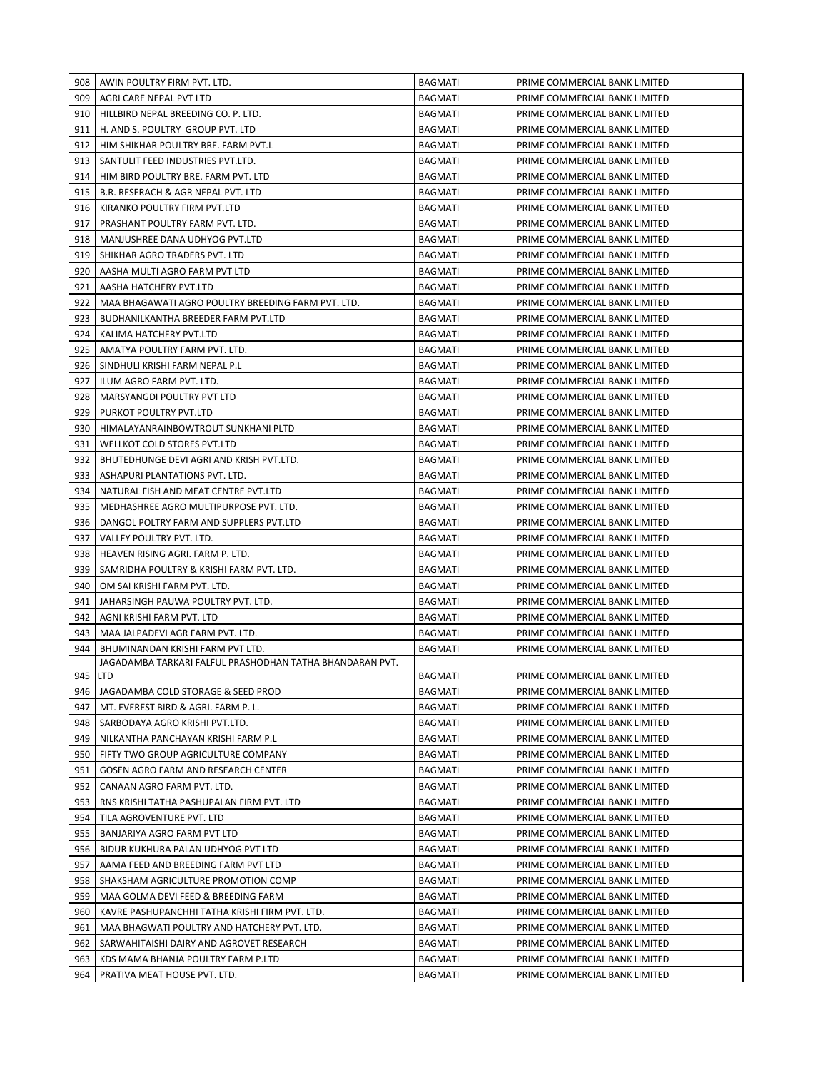| 908 | AWIN POULTRY FIRM PVT. LTD. | BAGMATI | PRIME COMMERCIAL BANK LIMITED |
|---|---|---|---|
| 909 | AGRI CARE NEPAL PVT LTD | BAGMATI | PRIME COMMERCIAL BANK LIMITED |
| 910 | HILLBIRD NEPAL BREEDING CO. P. LTD. | BAGMATI | PRIME COMMERCIAL BANK LIMITED |
| 911 | H. AND S. POULTRY GROUP PVT. LTD | BAGMATI | PRIME COMMERCIAL BANK LIMITED |
| 912 | HIM SHIKHAR POULTRY BRE. FARM PVT.L | BAGMATI | PRIME COMMERCIAL BANK LIMITED |
| 913 | SANTULIT FEED INDUSTRIES PVT.LTD. | BAGMATI | PRIME COMMERCIAL BANK LIMITED |
| 914 | HIM BIRD POULTRY BRE. FARM PVT. LTD | BAGMATI | PRIME COMMERCIAL BANK LIMITED |
| 915 | B.R. RESERACH & AGR NEPAL PVT. LTD | BAGMATI | PRIME COMMERCIAL BANK LIMITED |
| 916 | KIRANKO POULTRY FIRM PVT.LTD | BAGMATI | PRIME COMMERCIAL BANK LIMITED |
| 917 | PRASHANT POULTRY FARM PVT. LTD. | BAGMATI | PRIME COMMERCIAL BANK LIMITED |
| 918 | MANJUSHREE DANA UDHYOG PVT.LTD | BAGMATI | PRIME COMMERCIAL BANK LIMITED |
| 919 | SHIKHAR AGRO TRADERS PVT. LTD | BAGMATI | PRIME COMMERCIAL BANK LIMITED |
| 920 | AASHA MULTI AGRO FARM PVT LTD | BAGMATI | PRIME COMMERCIAL BANK LIMITED |
| 921 | AASHA HATCHERY PVT.LTD | BAGMATI | PRIME COMMERCIAL BANK LIMITED |
| 922 | MAA BHAGAWATI AGRO POULTRY BREEDING FARM PVT. LTD. | BAGMATI | PRIME COMMERCIAL BANK LIMITED |
| 923 | BUDHANILKANTHA BREEDER FARM PVT.LTD | BAGMATI | PRIME COMMERCIAL BANK LIMITED |
| 924 | KALIMA HATCHERY PVT.LTD | BAGMATI | PRIME COMMERCIAL BANK LIMITED |
| 925 | AMATYA POULTRY FARM PVT. LTD. | BAGMATI | PRIME COMMERCIAL BANK LIMITED |
| 926 | SINDHULI KRISHI FARM NEPAL P.L | BAGMATI | PRIME COMMERCIAL BANK LIMITED |
| 927 | ILUM AGRO FARM PVT. LTD. | BAGMATI | PRIME COMMERCIAL BANK LIMITED |
| 928 | MARSYANGDI POULTRY PVT LTD | BAGMATI | PRIME COMMERCIAL BANK LIMITED |
| 929 | PURKOT POULTRY PVT.LTD | BAGMATI | PRIME COMMERCIAL BANK LIMITED |
| 930 | HIMALAYANRAINBOWTROUT SUNKHANI PLTD | BAGMATI | PRIME COMMERCIAL BANK LIMITED |
| 931 | WELLKOT COLD STORES PVT.LTD | BAGMATI | PRIME COMMERCIAL BANK LIMITED |
| 932 | BHUTEDHUNGE DEVI AGRI AND KRISH PVT.LTD. | BAGMATI | PRIME COMMERCIAL BANK LIMITED |
| 933 | ASHAPURI PLANTATIONS PVT. LTD. | BAGMATI | PRIME COMMERCIAL BANK LIMITED |
| 934 | NATURAL FISH AND MEAT CENTRE PVT.LTD | BAGMATI | PRIME COMMERCIAL BANK LIMITED |
| 935 | MEDHASHREE AGRO MULTIPURPOSE PVT. LTD. | BAGMATI | PRIME COMMERCIAL BANK LIMITED |
| 936 | DANGOL POLTRY FARM AND SUPPLERS PVT.LTD | BAGMATI | PRIME COMMERCIAL BANK LIMITED |
| 937 | VALLEY POULTRY PVT. LTD. | BAGMATI | PRIME COMMERCIAL BANK LIMITED |
| 938 | HEAVEN RISING AGRI. FARM P. LTD. | BAGMATI | PRIME COMMERCIAL BANK LIMITED |
| 939 | SAMRIDHA POULTRY & KRISHI FARM PVT. LTD. | BAGMATI | PRIME COMMERCIAL BANK LIMITED |
| 940 | OM SAI KRISHI FARM PVT. LTD. | BAGMATI | PRIME COMMERCIAL BANK LIMITED |
| 941 | JAHARSINGH PAUWA POULTRY PVT. LTD. | BAGMATI | PRIME COMMERCIAL BANK LIMITED |
| 942 | AGNI KRISHI FARM PVT. LTD | BAGMATI | PRIME COMMERCIAL BANK LIMITED |
| 943 | MAA JALPADEVI AGR FARM PVT. LTD. | BAGMATI | PRIME COMMERCIAL BANK LIMITED |
| 944 | BHUMINANDAN KRISHI FARM PVT LTD. | BAGMATI | PRIME COMMERCIAL BANK LIMITED |
| 945 | JAGADAMBA TARKARI FALFUL PRASHODHAN TATHA BHANDARAN PVT. LTD | BAGMATI | PRIME COMMERCIAL BANK LIMITED |
| 946 | JAGADAMBA COLD STORAGE & SEED PROD | BAGMATI | PRIME COMMERCIAL BANK LIMITED |
| 947 | MT. EVEREST BIRD & AGRI. FARM P. L. | BAGMATI | PRIME COMMERCIAL BANK LIMITED |
| 948 | SARBODAYA AGRO KRISHI PVT.LTD. | BAGMATI | PRIME COMMERCIAL BANK LIMITED |
| 949 | NILKANTHA PANCHAYAN KRISHI FARM P.L | BAGMATI | PRIME COMMERCIAL BANK LIMITED |
| 950 | FIFTY TWO GROUP AGRICULTURE COMPANY | BAGMATI | PRIME COMMERCIAL BANK LIMITED |
| 951 | GOSEN AGRO FARM AND RESEARCH CENTER | BAGMATI | PRIME COMMERCIAL BANK LIMITED |
| 952 | CANAAN AGRO FARM PVT. LTD. | BAGMATI | PRIME COMMERCIAL BANK LIMITED |
| 953 | RNS KRISHI TATHA PASHUPALAN FIRM PVT. LTD | BAGMATI | PRIME COMMERCIAL BANK LIMITED |
| 954 | TILA AGROVENTURE PVT. LTD | BAGMATI | PRIME COMMERCIAL BANK LIMITED |
| 955 | BANJARIYA AGRO FARM PVT LTD | BAGMATI | PRIME COMMERCIAL BANK LIMITED |
| 956 | BIDUR KUKHURA PALAN UDHYOG PVT LTD | BAGMATI | PRIME COMMERCIAL BANK LIMITED |
| 957 | AAMA FEED AND BREEDING FARM PVT LTD | BAGMATI | PRIME COMMERCIAL BANK LIMITED |
| 958 | SHAKSHAM AGRICULTURE PROMOTION COMP | BAGMATI | PRIME COMMERCIAL BANK LIMITED |
| 959 | MAA GOLMA DEVI FEED & BREEDING FARM | BAGMATI | PRIME COMMERCIAL BANK LIMITED |
| 960 | KAVRE PASHUPANCHHI TATHA KRISHI FIRM PVT. LTD. | BAGMATI | PRIME COMMERCIAL BANK LIMITED |
| 961 | MAA BHAGWATI POULTRY AND HATCHERY PVT. LTD. | BAGMATI | PRIME COMMERCIAL BANK LIMITED |
| 962 | SARWAHITAISHI DAIRY AND AGROVET RESEARCH | BAGMATI | PRIME COMMERCIAL BANK LIMITED |
| 963 | KDS MAMA BHANJA POULTRY FARM P.LTD | BAGMATI | PRIME COMMERCIAL BANK LIMITED |
| 964 | PRATIVA MEAT HOUSE PVT. LTD. | BAGMATI | PRIME COMMERCIAL BANK LIMITED |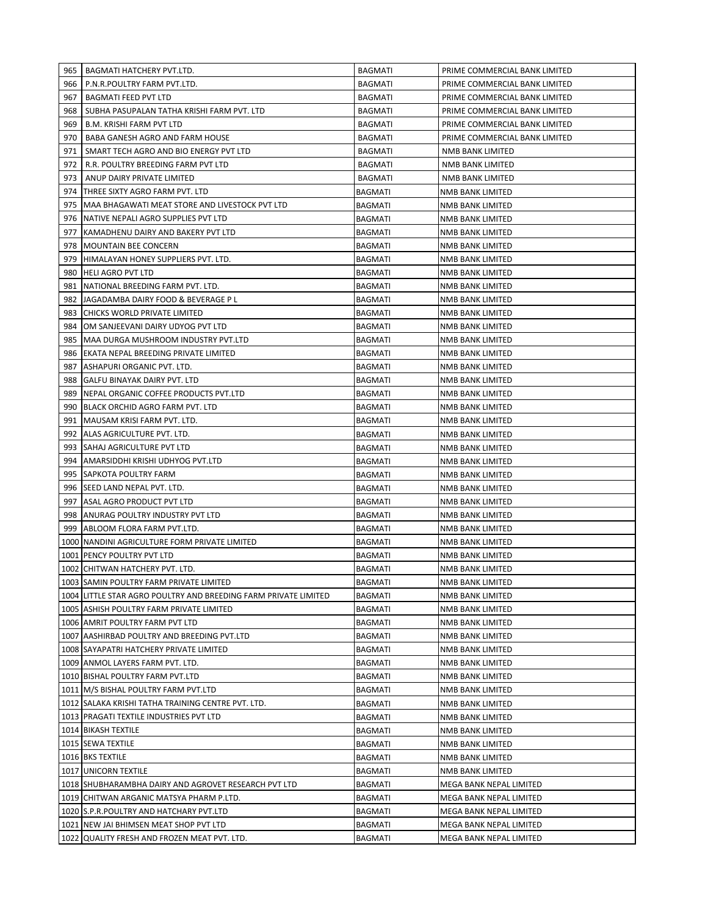| | | | |
|---|---|---|---|
| 965 | BAGMATI HATCHERY PVT.LTD. | BAGMATI | PRIME COMMERCIAL BANK LIMITED |
| 966 | P.N.R.POULTRY FARM PVT.LTD. | BAGMATI | PRIME COMMERCIAL BANK LIMITED |
| 967 | BAGMATI FEED PVT LTD | BAGMATI | PRIME COMMERCIAL BANK LIMITED |
| 968 | SUBHA PASUPALAN TATHA KRISHI FARM PVT. LTD | BAGMATI | PRIME COMMERCIAL BANK LIMITED |
| 969 | B.M. KRISHI FARM PVT LTD | BAGMATI | PRIME COMMERCIAL BANK LIMITED |
| 970 | BABA GANESH AGRO AND FARM HOUSE | BAGMATI | PRIME COMMERCIAL BANK LIMITED |
| 971 | SMART TECH AGRO AND BIO ENERGY PVT LTD | BAGMATI | NMB BANK LIMITED |
| 972 | R.R. POULTRY BREEDING FARM PVT LTD | BAGMATI | NMB BANK LIMITED |
| 973 | ANUP DAIRY PRIVATE LIMITED | BAGMATI | NMB BANK LIMITED |
| 974 | THREE SIXTY AGRO FARM PVT. LTD | BAGMATI | NMB BANK LIMITED |
| 975 | MAA BHAGAWATI MEAT STORE AND LIVESTOCK PVT LTD | BAGMATI | NMB BANK LIMITED |
| 976 | NATIVE NEPALI AGRO SUPPLIES PVT LTD | BAGMATI | NMB BANK LIMITED |
| 977 | KAMADHENU DAIRY AND BAKERY PVT LTD | BAGMATI | NMB BANK LIMITED |
| 978 | MOUNTAIN BEE CONCERN | BAGMATI | NMB BANK LIMITED |
| 979 | HIMALAYAN HONEY SUPPLIERS PVT. LTD. | BAGMATI | NMB BANK LIMITED |
| 980 | HELI AGRO PVT LTD | BAGMATI | NMB BANK LIMITED |
| 981 | NATIONAL BREEDING FARM PVT. LTD. | BAGMATI | NMB BANK LIMITED |
| 982 | JAGADAMBA DAIRY FOOD & BEVERAGE P L | BAGMATI | NMB BANK LIMITED |
| 983 | CHICKS WORLD PRIVATE LIMITED | BAGMATI | NMB BANK LIMITED |
| 984 | OM SANJEEVANI DAIRY UDYOG PVT LTD | BAGMATI | NMB BANK LIMITED |
| 985 | MAA DURGA MUSHROOM INDUSTRY PVT.LTD | BAGMATI | NMB BANK LIMITED |
| 986 | EKATA NEPAL BREEDING PRIVATE LIMITED | BAGMATI | NMB BANK LIMITED |
| 987 | ASHAPURI ORGANIC PVT. LTD. | BAGMATI | NMB BANK LIMITED |
| 988 | GALFU BINAYAK DAIRY PVT. LTD | BAGMATI | NMB BANK LIMITED |
| 989 | NEPAL ORGANIC COFFEE PRODUCTS PVT.LTD | BAGMATI | NMB BANK LIMITED |
| 990 | BLACK ORCHID AGRO FARM PVT. LTD | BAGMATI | NMB BANK LIMITED |
| 991 | MAUSAM KRISI FARM PVT. LTD. | BAGMATI | NMB BANK LIMITED |
| 992 | ALAS AGRICULTURE PVT. LTD. | BAGMATI | NMB BANK LIMITED |
| 993 | SAHAJ AGRICULTURE PVT LTD | BAGMATI | NMB BANK LIMITED |
| 994 | AMARSIDDHI KRISHI UDHYOG PVT.LTD | BAGMATI | NMB BANK LIMITED |
| 995 | SAPKOTA POULTRY FARM | BAGMATI | NMB BANK LIMITED |
| 996 | SEED LAND NEPAL PVT. LTD. | BAGMATI | NMB BANK LIMITED |
| 997 | ASAL AGRO PRODUCT PVT LTD | BAGMATI | NMB BANK LIMITED |
| 998 | ANURAG POULTRY INDUSTRY PVT LTD | BAGMATI | NMB BANK LIMITED |
| 999 | ABLOOM FLORA FARM PVT.LTD. | BAGMATI | NMB BANK LIMITED |
| 1000 | NANDINI AGRICULTURE FORM PRIVATE LIMITED | BAGMATI | NMB BANK LIMITED |
| 1001 | PENCY POULTRY PVT LTD | BAGMATI | NMB BANK LIMITED |
| 1002 | CHITWAN HATCHERY PVT. LTD. | BAGMATI | NMB BANK LIMITED |
| 1003 | SAMIN POULTRY FARM PRIVATE LIMITED | BAGMATI | NMB BANK LIMITED |
| 1004 | LITTLE STAR AGRO POULTRY AND BREEDING FARM PRIVATE LIMITED | BAGMATI | NMB BANK LIMITED |
| 1005 | ASHISH POULTRY FARM PRIVATE LIMITED | BAGMATI | NMB BANK LIMITED |
| 1006 | AMRIT POULTRY FARM PVT LTD | BAGMATI | NMB BANK LIMITED |
| 1007 | AASHIRBAD POULTRY AND BREEDING PVT.LTD | BAGMATI | NMB BANK LIMITED |
| 1008 | SAYAPATRI HATCHERY PRIVATE LIMITED | BAGMATI | NMB BANK LIMITED |
| 1009 | ANMOL LAYERS FARM PVT. LTD. | BAGMATI | NMB BANK LIMITED |
| 1010 | BISHAL POULTRY FARM PVT.LTD | BAGMATI | NMB BANK LIMITED |
| 1011 | M/S BISHAL POULTRY FARM PVT.LTD | BAGMATI | NMB BANK LIMITED |
| 1012 | SALAKA KRISHI TATHA TRAINING CENTRE PVT. LTD. | BAGMATI | NMB BANK LIMITED |
| 1013 | PRAGATI TEXTILE INDUSTRIES PVT LTD | BAGMATI | NMB BANK LIMITED |
| 1014 | BIKASH TEXTILE | BAGMATI | NMB BANK LIMITED |
| 1015 | SEWA TEXTILE | BAGMATI | NMB BANK LIMITED |
| 1016 | BKS TEXTILE | BAGMATI | NMB BANK LIMITED |
| 1017 | UNICORN TEXTILE | BAGMATI | NMB BANK LIMITED |
| 1018 | SHUBHARAMBHA DAIRY AND AGROVET RESEARCH PVT LTD | BAGMATI | MEGA BANK NEPAL LIMITED |
| 1019 | CHITWAN ARGANIC MATSYA PHARM P.LTD. | BAGMATI | MEGA BANK NEPAL LIMITED |
| 1020 | S.P.R.POULTRY AND HATCHARY PVT.LTD | BAGMATI | MEGA BANK NEPAL LIMITED |
| 1021 | NEW JAI BHIMSEN MEAT SHOP PVT LTD | BAGMATI | MEGA BANK NEPAL LIMITED |
| 1022 | QUALITY FRESH AND FROZEN MEAT PVT. LTD. | BAGMATI | MEGA BANK NEPAL LIMITED |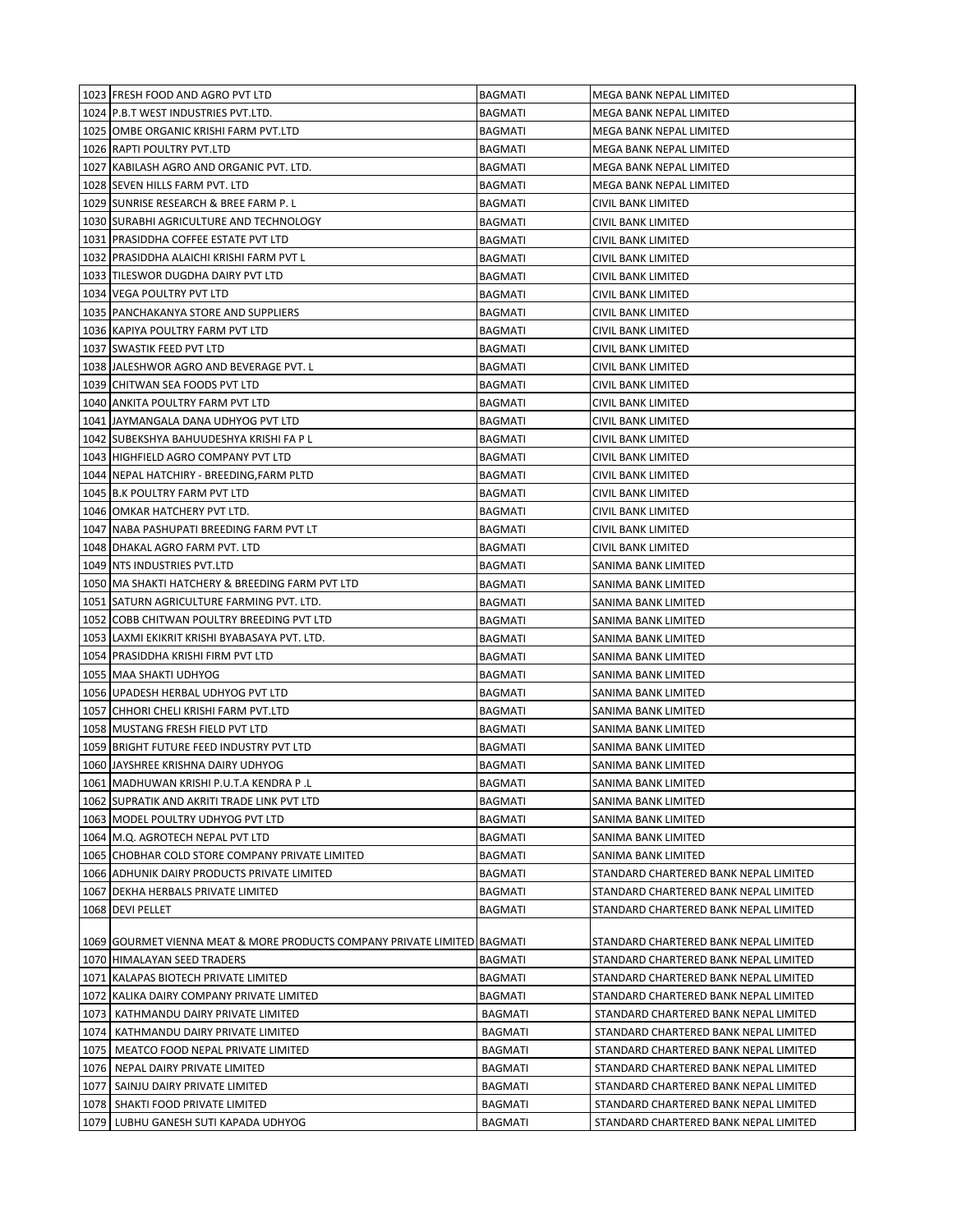| | | | |
|---|---|---|---|
| 1023 | FRESH FOOD AND AGRO PVT LTD | BAGMATI | MEGA BANK NEPAL LIMITED |
| 1024 | P.B.T WEST INDUSTRIES PVT.LTD. | BAGMATI | MEGA BANK NEPAL LIMITED |
| 1025 | OMBE ORGANIC KRISHI FARM PVT.LTD | BAGMATI | MEGA BANK NEPAL LIMITED |
| 1026 | RAPTI POULTRY PVT.LTD | BAGMATI | MEGA BANK NEPAL LIMITED |
| 1027 | KABILASH AGRO AND ORGANIC PVT. LTD. | BAGMATI | MEGA BANK NEPAL LIMITED |
| 1028 | SEVEN HILLS FARM PVT. LTD | BAGMATI | MEGA BANK NEPAL LIMITED |
| 1029 | SUNRISE RESEARCH & BREE FARM P. L | BAGMATI | CIVIL BANK LIMITED |
| 1030 | SURABHI AGRICULTURE AND TECHNOLOGY | BAGMATI | CIVIL BANK LIMITED |
| 1031 | PRASIDDHA COFFEE ESTATE PVT LTD | BAGMATI | CIVIL BANK LIMITED |
| 1032 | PRASIDDHA ALAICHI KRISHI FARM PVT L | BAGMATI | CIVIL BANK LIMITED |
| 1033 | TILESWOR DUGDHA DAIRY PVT LTD | BAGMATI | CIVIL BANK LIMITED |
| 1034 | VEGA POULTRY PVT LTD | BAGMATI | CIVIL BANK LIMITED |
| 1035 | PANCHAKANYA STORE AND SUPPLIERS | BAGMATI | CIVIL BANK LIMITED |
| 1036 | KAPIYA POULTRY FARM PVT LTD | BAGMATI | CIVIL BANK LIMITED |
| 1037 | SWASTIK FEED PVT LTD | BAGMATI | CIVIL BANK LIMITED |
| 1038 | JALESHWOR AGRO AND BEVERAGE PVT. L | BAGMATI | CIVIL BANK LIMITED |
| 1039 | CHITWAN SEA FOODS PVT LTD | BAGMATI | CIVIL BANK LIMITED |
| 1040 | ANKITA POULTRY FARM PVT LTD | BAGMATI | CIVIL BANK LIMITED |
| 1041 | JAYMANGALA DANA UDHYOG PVT LTD | BAGMATI | CIVIL BANK LIMITED |
| 1042 | SUBEKSHYA BAHUUDESHYA KRISHI FA P L | BAGMATI | CIVIL BANK LIMITED |
| 1043 | HIGHFIELD AGRO COMPANY PVT LTD | BAGMATI | CIVIL BANK LIMITED |
| 1044 | NEPAL HATCHIRY - BREEDING,FARM PLTD | BAGMATI | CIVIL BANK LIMITED |
| 1045 | B.K POULTRY FARM PVT LTD | BAGMATI | CIVIL BANK LIMITED |
| 1046 | OMKAR HATCHERY PVT LTD. | BAGMATI | CIVIL BANK LIMITED |
| 1047 | NABA PASHUPATI BREEDING FARM PVT LT | BAGMATI | CIVIL BANK LIMITED |
| 1048 | DHAKAL AGRO FARM PVT. LTD | BAGMATI | CIVIL BANK LIMITED |
| 1049 | NTS INDUSTRIES PVT.LTD | BAGMATI | SANIMA BANK LIMITED |
| 1050 | MA SHAKTI HATCHERY & BREEDING FARM PVT LTD | BAGMATI | SANIMA BANK LIMITED |
| 1051 | SATURN AGRICULTURE FARMING PVT. LTD. | BAGMATI | SANIMA BANK LIMITED |
| 1052 | COBB CHITWAN POULTRY BREEDING PVT LTD | BAGMATI | SANIMA BANK LIMITED |
| 1053 | LAXMI EKIKRIT KRISHI BYABASAYA PVT. LTD. | BAGMATI | SANIMA BANK LIMITED |
| 1054 | PRASIDDHA KRISHI FIRM PVT LTD | BAGMATI | SANIMA BANK LIMITED |
| 1055 | MAA SHAKTI UDHYOG | BAGMATI | SANIMA BANK LIMITED |
| 1056 | UPADESH HERBAL UDHYOG PVT LTD | BAGMATI | SANIMA BANK LIMITED |
| 1057 | CHHORI CHELI KRISHI FARM PVT.LTD | BAGMATI | SANIMA BANK LIMITED |
| 1058 | MUSTANG FRESH FIELD PVT LTD | BAGMATI | SANIMA BANK LIMITED |
| 1059 | BRIGHT FUTURE FEED INDUSTRY PVT LTD | BAGMATI | SANIMA BANK LIMITED |
| 1060 | JAYSHREE KRISHNA DAIRY UDHYOG | BAGMATI | SANIMA BANK LIMITED |
| 1061 | MADHUWAN KRISHI P.U.T.A KENDRA P .L | BAGMATI | SANIMA BANK LIMITED |
| 1062 | SUPRATIK AND AKRITI TRADE LINK PVT LTD | BAGMATI | SANIMA BANK LIMITED |
| 1063 | MODEL POULTRY UDHYOG PVT LTD | BAGMATI | SANIMA BANK LIMITED |
| 1064 | M.Q. AGROTECH NEPAL PVT LTD | BAGMATI | SANIMA BANK LIMITED |
| 1065 | CHOBHAR COLD STORE COMPANY PRIVATE LIMITED | BAGMATI | SANIMA BANK LIMITED |
| 1066 | ADHUNIK DAIRY PRODUCTS PRIVATE LIMITED | BAGMATI | STANDARD CHARTERED BANK NEPAL LIMITED |
| 1067 | DEKHA HERBALS PRIVATE LIMITED | BAGMATI | STANDARD CHARTERED BANK NEPAL LIMITED |
| 1068 | DEVI PELLET | BAGMATI | STANDARD CHARTERED BANK NEPAL LIMITED |
| 1069 | GOURMET VIENNA MEAT & MORE PRODUCTS COMPANY PRIVATE LIMITED | BAGMATI | STANDARD CHARTERED BANK NEPAL LIMITED |
| 1070 | HIMALAYAN SEED TRADERS | BAGMATI | STANDARD CHARTERED BANK NEPAL LIMITED |
| 1071 | KALAPAS BIOTECH PRIVATE LIMITED | BAGMATI | STANDARD CHARTERED BANK NEPAL LIMITED |
| 1072 | KALIKA DAIRY COMPANY PRIVATE LIMITED | BAGMATI | STANDARD CHARTERED BANK NEPAL LIMITED |
| 1073 | KATHMANDU DAIRY PRIVATE LIMITED | BAGMATI | STANDARD CHARTERED BANK NEPAL LIMITED |
| 1074 | KATHMANDU DAIRY PRIVATE LIMITED | BAGMATI | STANDARD CHARTERED BANK NEPAL LIMITED |
| 1075 | MEATCO FOOD NEPAL PRIVATE LIMITED | BAGMATI | STANDARD CHARTERED BANK NEPAL LIMITED |
| 1076 | NEPAL DAIRY PRIVATE LIMITED | BAGMATI | STANDARD CHARTERED BANK NEPAL LIMITED |
| 1077 | SAINJU DAIRY PRIVATE LIMITED | BAGMATI | STANDARD CHARTERED BANK NEPAL LIMITED |
| 1078 | SHAKTI FOOD PRIVATE LIMITED | BAGMATI | STANDARD CHARTERED BANK NEPAL LIMITED |
| 1079 | LUBHU GANESH SUTI KAPADA UDHYOG | BAGMATI | STANDARD CHARTERED BANK NEPAL LIMITED |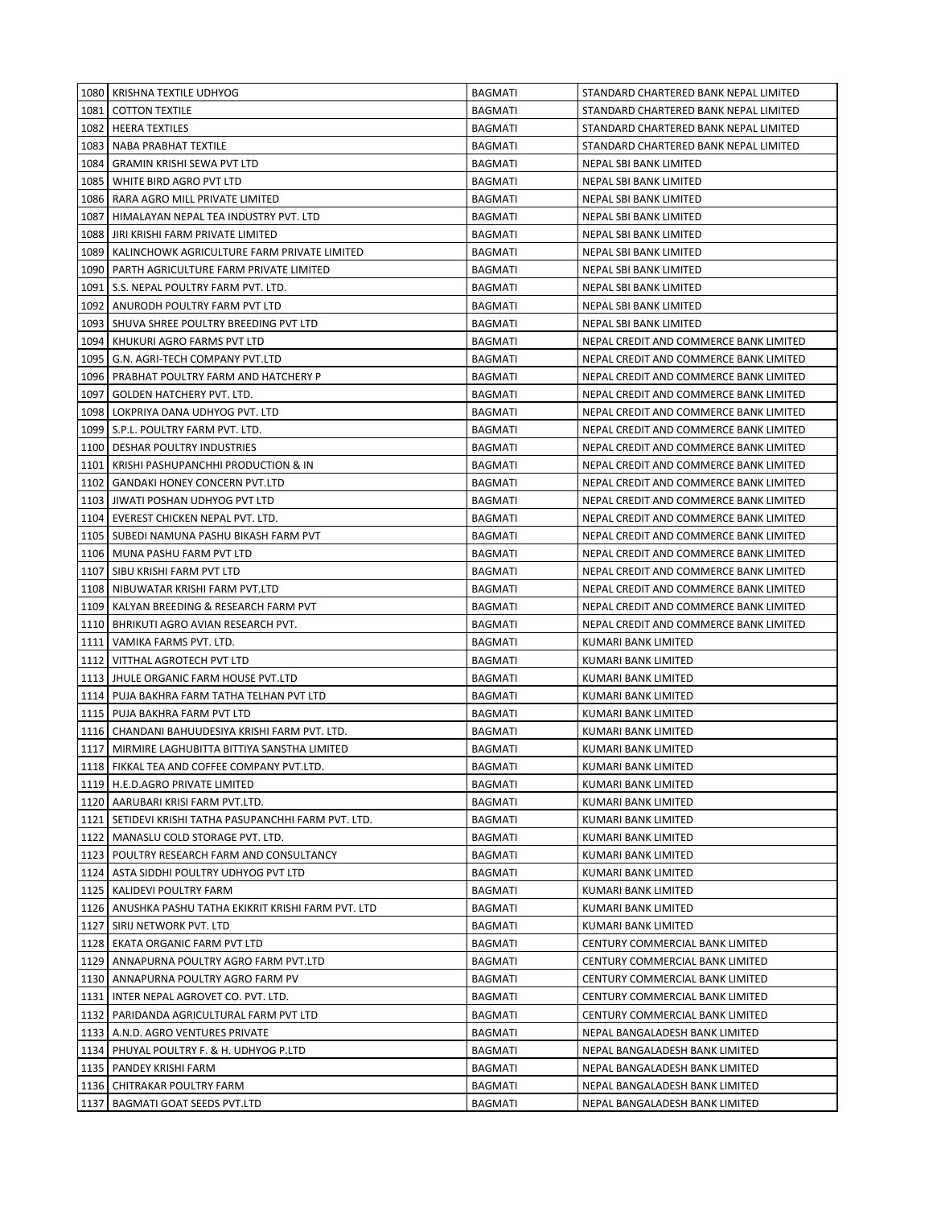| | | | |
|---|---|---|---|
| 1080 | KRISHNA TEXTILE UDHYOG | BAGMATI | STANDARD CHARTERED BANK NEPAL LIMITED |
| 1081 | COTTON TEXTILE | BAGMATI | STANDARD CHARTERED BANK NEPAL LIMITED |
| 1082 | HEERA TEXTILES | BAGMATI | STANDARD CHARTERED BANK NEPAL LIMITED |
| 1083 | NABA PRABHAT TEXTILE | BAGMATI | STANDARD CHARTERED BANK NEPAL LIMITED |
| 1084 | GRAMIN KRISHI SEWA PVT LTD | BAGMATI | NEPAL SBI BANK LIMITED |
| 1085 | WHITE BIRD AGRO PVT LTD | BAGMATI | NEPAL SBI BANK LIMITED |
| 1086 | RARA AGRO MILL PRIVATE LIMITED | BAGMATI | NEPAL SBI BANK LIMITED |
| 1087 | HIMALAYAN NEPAL TEA INDUSTRY PVT. LTD | BAGMATI | NEPAL SBI BANK LIMITED |
| 1088 | JIRI KRISHI FARM PRIVATE LIMITED | BAGMATI | NEPAL SBI BANK LIMITED |
| 1089 | KALINCHOWK AGRICULTURE FARM PRIVATE LIMITED | BAGMATI | NEPAL SBI BANK LIMITED |
| 1090 | PARTH AGRICULTURE FARM PRIVATE LIMITED | BAGMATI | NEPAL SBI BANK LIMITED |
| 1091 | S.S. NEPAL POULTRY FARM PVT. LTD. | BAGMATI | NEPAL SBI BANK LIMITED |
| 1092 | ANURODH POULTRY FARM PVT LTD | BAGMATI | NEPAL SBI BANK LIMITED |
| 1093 | SHUVA SHREE POULTRY BREEDING PVT LTD | BAGMATI | NEPAL SBI BANK LIMITED |
| 1094 | KHUKURI AGRO FARMS PVT LTD | BAGMATI | NEPAL CREDIT AND COMMERCE BANK LIMITED |
| 1095 | G.N. AGRI-TECH COMPANY PVT.LTD | BAGMATI | NEPAL CREDIT AND COMMERCE BANK LIMITED |
| 1096 | PRABHAT POULTRY FARM AND HATCHERY P | BAGMATI | NEPAL CREDIT AND COMMERCE BANK LIMITED |
| 1097 | GOLDEN HATCHERY PVT. LTD. | BAGMATI | NEPAL CREDIT AND COMMERCE BANK LIMITED |
| 1098 | LOKPRIYA DANA UDHYOG PVT. LTD | BAGMATI | NEPAL CREDIT AND COMMERCE BANK LIMITED |
| 1099 | S.P.L. POULTRY FARM PVT. LTD. | BAGMATI | NEPAL CREDIT AND COMMERCE BANK LIMITED |
| 1100 | DESHAR POULTRY INDUSTRIES | BAGMATI | NEPAL CREDIT AND COMMERCE BANK LIMITED |
| 1101 | KRISHI PASHUPANCHHI PRODUCTION & IN | BAGMATI | NEPAL CREDIT AND COMMERCE BANK LIMITED |
| 1102 | GANDAKI HONEY CONCERN PVT.LTD | BAGMATI | NEPAL CREDIT AND COMMERCE BANK LIMITED |
| 1103 | JIWATI POSHAN UDHYOG PVT LTD | BAGMATI | NEPAL CREDIT AND COMMERCE BANK LIMITED |
| 1104 | EVEREST CHICKEN NEPAL PVT. LTD. | BAGMATI | NEPAL CREDIT AND COMMERCE BANK LIMITED |
| 1105 | SUBEDI NAMUNA PASHU BIKASH FARM PVT | BAGMATI | NEPAL CREDIT AND COMMERCE BANK LIMITED |
| 1106 | MUNA PASHU FARM PVT LTD | BAGMATI | NEPAL CREDIT AND COMMERCE BANK LIMITED |
| 1107 | SIBU KRISHI FARM PVT LTD | BAGMATI | NEPAL CREDIT AND COMMERCE BANK LIMITED |
| 1108 | NIBUWATAR KRISHI FARM PVT.LTD | BAGMATI | NEPAL CREDIT AND COMMERCE BANK LIMITED |
| 1109 | KALYAN BREEDING & RESEARCH FARM PVT | BAGMATI | NEPAL CREDIT AND COMMERCE BANK LIMITED |
| 1110 | BHRIKUTI AGRO AVIAN RESEARCH PVT. | BAGMATI | NEPAL CREDIT AND COMMERCE BANK LIMITED |
| 1111 | VAMIKA FARMS PVT. LTD. | BAGMATI | KUMARI BANK LIMITED |
| 1112 | VITTHAL AGROTECH PVT LTD | BAGMATI | KUMARI BANK LIMITED |
| 1113 | JHULE ORGANIC FARM HOUSE PVT.LTD | BAGMATI | KUMARI BANK LIMITED |
| 1114 | PUJA BAKHRA FARM TATHA TELHAN PVT LTD | BAGMATI | KUMARI BANK LIMITED |
| 1115 | PUJA BAKHRA FARM PVT LTD | BAGMATI | KUMARI BANK LIMITED |
| 1116 | CHANDANI BAHUUDESIYA KRISHI FARM PVT. LTD. | BAGMATI | KUMARI BANK LIMITED |
| 1117 | MIRMIRE LAGHUBITTA BITTIYA SANSTHA LIMITED | BAGMATI | KUMARI BANK LIMITED |
| 1118 | FIKKAL TEA AND COFFEE COMPANY PVT.LTD. | BAGMATI | KUMARI BANK LIMITED |
| 1119 | H.E.D.AGRO PRIVATE LIMITED | BAGMATI | KUMARI BANK LIMITED |
| 1120 | AARUBARI KRISI FARM PVT.LTD. | BAGMATI | KUMARI BANK LIMITED |
| 1121 | SETIDEVI KRISHI TATHA PASUPANCHHI FARM PVT. LTD. | BAGMATI | KUMARI BANK LIMITED |
| 1122 | MANASLU COLD STORAGE PVT. LTD. | BAGMATI | KUMARI BANK LIMITED |
| 1123 | POULTRY RESEARCH FARM AND CONSULTANCY | BAGMATI | KUMARI BANK LIMITED |
| 1124 | ASTA SIDDHI POULTRY UDHYOG PVT LTD | BAGMATI | KUMARI BANK LIMITED |
| 1125 | KALIDEVI POULTRY FARM | BAGMATI | KUMARI BANK LIMITED |
| 1126 | ANUSHKA PASHU TATHA EKIKRIT KRISHI FARM PVT. LTD | BAGMATI | KUMARI BANK LIMITED |
| 1127 | SIRIJ NETWORK PVT. LTD | BAGMATI | KUMARI BANK LIMITED |
| 1128 | EKATA ORGANIC FARM PVT LTD | BAGMATI | CENTURY COMMERCIAL BANK LIMITED |
| 1129 | ANNAPURNA POULTRY AGRO FARM PVT.LTD | BAGMATI | CENTURY COMMERCIAL BANK LIMITED |
| 1130 | ANNAPURNA POULTRY AGRO FARM PV | BAGMATI | CENTURY COMMERCIAL BANK LIMITED |
| 1131 | INTER NEPAL AGROVET CO. PVT. LTD. | BAGMATI | CENTURY COMMERCIAL BANK LIMITED |
| 1132 | PARIDANDA AGRICULTURAL FARM PVT LTD | BAGMATI | CENTURY COMMERCIAL BANK LIMITED |
| 1133 | A.N.D. AGRO VENTURES PRIVATE | BAGMATI | NEPAL BANGALADESH BANK LIMITED |
| 1134 | PHUYAL POULTRY F. & H. UDHYOG P.LTD | BAGMATI | NEPAL BANGALADESH BANK LIMITED |
| 1135 | PANDEY KRISHI FARM | BAGMATI | NEPAL BANGALADESH BANK LIMITED |
| 1136 | CHITRAKAR POULTRY FARM | BAGMATI | NEPAL BANGALADESH BANK LIMITED |
| 1137 | BAGMATI GOAT SEEDS PVT.LTD | BAGMATI | NEPAL BANGALADESH BANK LIMITED |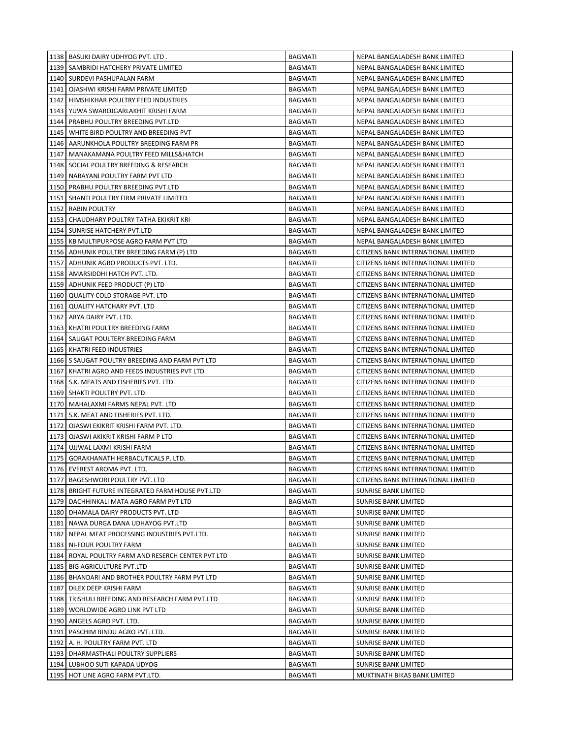| 1138 | BASUKI DAIRY UDHYOG PVT. LTD . | BAGMATI | NEPAL BANGALADESH BANK LIMITED |
|---|---|---|---|
| 1139 | SAMBRIDI HATCHERY PRIVATE LIMITED | BAGMATI | NEPAL BANGALADESH BANK LIMITED |
| 1140 | SURDEVI PASHUPALAN FARM | BAGMATI | NEPAL BANGALADESH BANK LIMITED |
| 1141 | OJASHWI KRISHI FARM PRIVATE LIMITED | BAGMATI | NEPAL BANGALADESH BANK LIMITED |
| 1142 | HIMSHIKHAR POULTRY FEED INDUSTRIES | BAGMATI | NEPAL BANGALADESH BANK LIMITED |
| 1143 | YUWA SWAROJGARLAKHIT KRISHI FARM | BAGMATI | NEPAL BANGALADESH BANK LIMITED |
| 1144 | PRABHU POULTRY BREEDING PVT.LTD | BAGMATI | NEPAL BANGALADESH BANK LIMITED |
| 1145 | WHITE BIRD POULTRY AND BREEDING PVT | BAGMATI | NEPAL BANGALADESH BANK LIMITED |
| 1146 | AARUNKHOLA POULTRY BREEDING FARM PR | BAGMATI | NEPAL BANGALADESH BANK LIMITED |
| 1147 | MANAKAMANA POULTRY FEED MILLS&HATCH | BAGMATI | NEPAL BANGALADESH BANK LIMITED |
| 1148 | SOCIAL POULTRY BREEDING & RESEARCH | BAGMATI | NEPAL BANGALADESH BANK LIMITED |
| 1149 | NARAYANI POULTRY FARM PVT LTD | BAGMATI | NEPAL BANGALADESH BANK LIMITED |
| 1150 | PRABHU POULTRY BREEDING PVT.LTD | BAGMATI | NEPAL BANGALADESH BANK LIMITED |
| 1151 | SHANTI POULTRY FIRM PRIVATE LIMITED | BAGMATI | NEPAL BANGALADESH BANK LIMITED |
| 1152 | RABIN POULTRY | BAGMATI | NEPAL BANGALADESH BANK LIMITED |
| 1153 | CHAUDHARY POULTRY TATHA EKIKRIT KRI | BAGMATI | NEPAL BANGALADESH BANK LIMITED |
| 1154 | SUNRISE HATCHERY PVT.LTD | BAGMATI | NEPAL BANGALADESH BANK LIMITED |
| 1155 | KB MULTIPURPOSE AGRO FARM PVT LTD | BAGMATI | NEPAL BANGALADESH BANK LIMITED |
| 1156 | ADHUNIK POULTRY BREEDING FARM (P) LTD | BAGMATI | CITIZENS BANK INTERNATIONAL LIMITED |
| 1157 | ADHUNIK AGRO PRODUCTS PVT. LTD. | BAGMATI | CITIZENS BANK INTERNATIONAL LIMITED |
| 1158 | AMARSIDDHI HATCH PVT. LTD. | BAGMATI | CITIZENS BANK INTERNATIONAL LIMITED |
| 1159 | ADHUNIK FEED PRODUCT (P) LTD | BAGMATI | CITIZENS BANK INTERNATIONAL LIMITED |
| 1160 | QUALITY COLD STORAGE PVT. LTD | BAGMATI | CITIZENS BANK INTERNATIONAL LIMITED |
| 1161 | QUALITY HATCHARY PVT. LTD | BAGMATI | CITIZENS BANK INTERNATIONAL LIMITED |
| 1162 | ARYA DAIRY PVT. LTD. | BAGMATI | CITIZENS BANK INTERNATIONAL LIMITED |
| 1163 | KHATRI POULTRY BREEDING FARM | BAGMATI | CITIZENS BANK INTERNATIONAL LIMITED |
| 1164 | SAUGAT POULTERY BREEDING FARM | BAGMATI | CITIZENS BANK INTERNATIONAL LIMITED |
| 1165 | KHATRI FEED INDUSTRIES | BAGMATI | CITIZENS BANK INTERNATIONAL LIMITED |
| 1166 | S SAUGAT POULTRY BREEDING AND FARM PVT LTD | BAGMATI | CITIZENS BANK INTERNATIONAL LIMITED |
| 1167 | KHATRI AGRO AND FEEDS INDUSTRIES PVT LTD | BAGMATI | CITIZENS BANK INTERNATIONAL LIMITED |
| 1168 | S.K. MEATS AND FISHERIES PVT. LTD. | BAGMATI | CITIZENS BANK INTERNATIONAL LIMITED |
| 1169 | SHAKTI POULTRY PVT. LTD. | BAGMATI | CITIZENS BANK INTERNATIONAL LIMITED |
| 1170 | MAHALAXMI FARMS NEPAL PVT. LTD | BAGMATI | CITIZENS BANK INTERNATIONAL LIMITED |
| 1171 | S.K. MEAT AND FISHERIES PVT. LTD. | BAGMATI | CITIZENS BANK INTERNATIONAL LIMITED |
| 1172 | OJASWI EKIKRIT KRISHI FARM PVT. LTD. | BAGMATI | CITIZENS BANK INTERNATIONAL LIMITED |
| 1173 | OJASWI AKIKRIT KRISHI FARM P LTD | BAGMATI | CITIZENS BANK INTERNATIONAL LIMITED |
| 1174 | UJJWAL LAXMI KRISHI FARM | BAGMATI | CITIZENS BANK INTERNATIONAL LIMITED |
| 1175 | GORAKHANATH HERBACUTICALS P. LTD. | BAGMATI | CITIZENS BANK INTERNATIONAL LIMITED |
| 1176 | EVEREST AROMA PVT. LTD. | BAGMATI | CITIZENS BANK INTERNATIONAL LIMITED |
| 1177 | BAGESHWORI POULTRY PVT. LTD | BAGMATI | CITIZENS BANK INTERNATIONAL LIMITED |
| 1178 | BRIGHT FUTURE INTEGRATED FARM HOUSE PVT.LTD | BAGMATI | SUNRISE BANK LIMITED |
| 1179 | DACHHINKALI MATA AGRO FARM PVT LTD | BAGMATI | SUNRISE BANK LIMITED |
| 1180 | DHAMALA DAIRY PRODUCTS PVT. LTD | BAGMATI | SUNRISE BANK LIMITED |
| 1181 | NAWA DURGA DANA UDHAYOG PVT.LTD | BAGMATI | SUNRISE BANK LIMITED |
| 1182 | NEPAL MEAT PROCESSING INDUSTRIES PVT.LTD. | BAGMATI | SUNRISE BANK LIMITED |
| 1183 | NI-FOUR POULTRY FARM | BAGMATI | SUNRISE BANK LIMITED |
| 1184 | ROYAL POULTRY FARM AND RESERCH CENTER PVT LTD | BAGMATI | SUNRISE BANK LIMITED |
| 1185 | BIG AGRICULTURE PVT.LTD | BAGMATI | SUNRISE BANK LIMITED |
| 1186 | BHANDARI AND BROTHER POULTRY FARM PVT LTD | BAGMATI | SUNRISE BANK LIMITED |
| 1187 | DILEX DEEP KRISHI FARM | BAGMATI | SUNRISE BANK LIMITED |
| 1188 | TRISHULI BREEDING AND RESEARCH FARM PVT.LTD | BAGMATI | SUNRISE BANK LIMITED |
| 1189 | WORLDWIDE AGRO LINK PVT LTD | BAGMATI | SUNRISE BANK LIMITED |
| 1190 | ANGELS AGRO PVT. LTD. | BAGMATI | SUNRISE BANK LIMITED |
| 1191 | PASCHIM BINDU AGRO PVT. LTD. | BAGMATI | SUNRISE BANK LIMITED |
| 1192 | A. H. POULTRY FARM PVT. LTD | BAGMATI | SUNRISE BANK LIMITED |
| 1193 | DHARMASTHALI POULTRY SUPPLIERS | BAGMATI | SUNRISE BANK LIMITED |
| 1194 | LUBHOO SUTI KAPADA UDYOG | BAGMATI | SUNRISE BANK LIMITED |
| 1195 | HOT LINE AGRO FARM PVT.LTD. | BAGMATI | MUKTINATH BIKAS BANK LIMITED |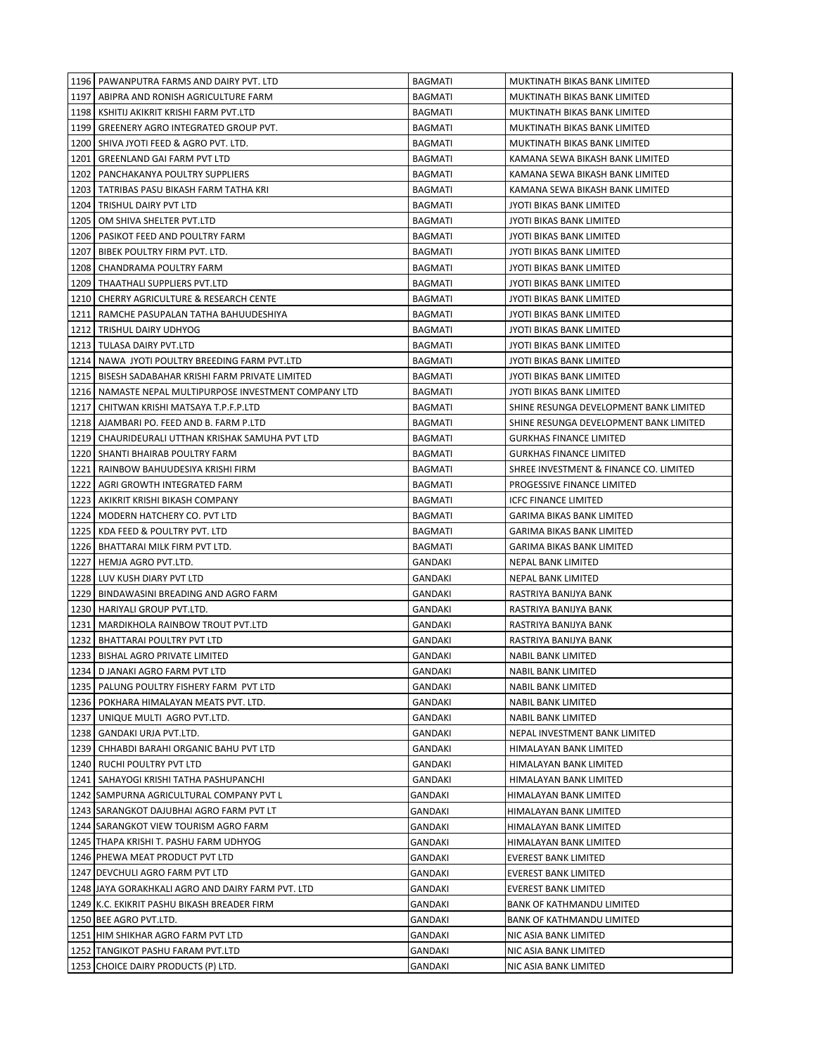| | | | |
|---|---|---|---|
| 1196 | PAWANPUTRA FARMS AND DAIRY PVT. LTD | BAGMATI | MUKTINATH BIKAS BANK LIMITED |
| 1197 | ABIPRA AND RONISH AGRICULTURE FARM | BAGMATI | MUKTINATH BIKAS BANK LIMITED |
| 1198 | KSHITIJ AKIKRIT KRISHI FARM PVT.LTD | BAGMATI | MUKTINATH BIKAS BANK LIMITED |
| 1199 | GREENERY AGRO INTEGRATED GROUP PVT. | BAGMATI | MUKTINATH BIKAS BANK LIMITED |
| 1200 | SHIVA JYOTI FEED & AGRO PVT. LTD. | BAGMATI | MUKTINATH BIKAS BANK LIMITED |
| 1201 | GREENLAND GAI FARM PVT LTD | BAGMATI | KAMANA SEWA BIKASH BANK LIMITED |
| 1202 | PANCHAKANYA POULTRY SUPPLIERS | BAGMATI | KAMANA SEWA BIKASH BANK LIMITED |
| 1203 | TATRIBAS PASU BIKASH FARM TATHA KRI | BAGMATI | KAMANA SEWA BIKASH BANK LIMITED |
| 1204 | TRISHUL DAIRY PVT LTD | BAGMATI | JYOTI BIKAS BANK LIMITED |
| 1205 | OM SHIVA SHELTER PVT.LTD | BAGMATI | JYOTI BIKAS BANK LIMITED |
| 1206 | PASIKOT FEED AND POULTRY FARM | BAGMATI | JYOTI BIKAS BANK LIMITED |
| 1207 | BIBEK POULTRY FIRM PVT. LTD. | BAGMATI | JYOTI BIKAS BANK LIMITED |
| 1208 | CHANDRAMA POULTRY FARM | BAGMATI | JYOTI BIKAS BANK LIMITED |
| 1209 | THAATHALI SUPPLIERS PVT.LTD | BAGMATI | JYOTI BIKAS BANK LIMITED |
| 1210 | CHERRY AGRICULTURE & RESEARCH CENTE | BAGMATI | JYOTI BIKAS BANK LIMITED |
| 1211 | RAMCHE PASUPALAN TATHA BAHUUDESHIYA | BAGMATI | JYOTI BIKAS BANK LIMITED |
| 1212 | TRISHUL DAIRY UDHYOG | BAGMATI | JYOTI BIKAS BANK LIMITED |
| 1213 | TULASA DAIRY PVT.LTD | BAGMATI | JYOTI BIKAS BANK LIMITED |
| 1214 | NAWA JYOTI POULTRY BREEDING FARM PVT.LTD | BAGMATI | JYOTI BIKAS BANK LIMITED |
| 1215 | BISESH SADABAHAR KRISHI FARM PRIVATE LIMITED | BAGMATI | JYOTI BIKAS BANK LIMITED |
| 1216 | NAMASTE NEPAL MULTIPURPOSE INVESTMENT COMPANY LTD | BAGMATI | JYOTI BIKAS BANK LIMITED |
| 1217 | CHITWAN KRISHI MATSAYA T.P.F.P.LTD | BAGMATI | SHINE RESUNGA DEVELOPMENT BANK LIMITED |
| 1218 | AJAMBARI PO. FEED AND B. FARM P.LTD | BAGMATI | SHINE RESUNGA DEVELOPMENT BANK LIMITED |
| 1219 | CHAURIDEURALI UTTHAN KRISHAK SAMUHA PVT LTD | BAGMATI | GURKHAS FINANCE LIMITED |
| 1220 | SHANTI BHAIRAB POULTRY FARM | BAGMATI | GURKHAS FINANCE LIMITED |
| 1221 | RAINBOW BAHUUDESIYA KRISHI FIRM | BAGMATI | SHREE INVESTMENT & FINANCE CO. LIMITED |
| 1222 | AGRI GROWTH INTEGRATED FARM | BAGMATI | PROGESSIVE FINANCE LIMITED |
| 1223 | AKIKRIT KRISHI BIKASH COMPANY | BAGMATI | ICFC FINANCE LIMITED |
| 1224 | MODERN HATCHERY CO. PVT LTD | BAGMATI | GARIMA BIKAS BANK LIMITED |
| 1225 | KDA FEED & POULTRY PVT. LTD | BAGMATI | GARIMA BIKAS BANK LIMITED |
| 1226 | BHATTARAI MILK FIRM PVT LTD. | BAGMATI | GARIMA BIKAS BANK LIMITED |
| 1227 | HEMJA AGRO PVT.LTD. | GANDAKI | NEPAL BANK LIMITED |
| 1228 | LUV KUSH DIARY PVT LTD | GANDAKI | NEPAL BANK LIMITED |
| 1229 | BINDAWASINI BREADING AND AGRO FARM | GANDAKI | RASTRIYA BANIJYA BANK |
| 1230 | HARIYALI GROUP PVT.LTD. | GANDAKI | RASTRIYA BANIJYA BANK |
| 1231 | MARDIKHOLA RAINBOW TROUT PVT.LTD | GANDAKI | RASTRIYA BANIJYA BANK |
| 1232 | BHATTARAI POULTRY PVT LTD | GANDAKI | RASTRIYA BANIJYA BANK |
| 1233 | BISHAL AGRO PRIVATE LIMITED | GANDAKI | NABIL BANK LIMITED |
| 1234 | D JANAKI AGRO FARM PVT LTD | GANDAKI | NABIL BANK LIMITED |
| 1235 | PALUNG POULTRY FISHERY FARM PVT LTD | GANDAKI | NABIL BANK LIMITED |
| 1236 | POKHARA HIMALAYAN MEATS PVT. LTD. | GANDAKI | NABIL BANK LIMITED |
| 1237 | UNIQUE MULTI AGRO PVT.LTD. | GANDAKI | NABIL BANK LIMITED |
| 1238 | GANDAKI URJA PVT.LTD. | GANDAKI | NEPAL INVESTMENT BANK LIMITED |
| 1239 | CHHABDI BARAHI ORGANIC BAHU PVT LTD | GANDAKI | HIMALAYAN BANK LIMITED |
| 1240 | RUCHI POULTRY PVT LTD | GANDAKI | HIMALAYAN BANK LIMITED |
| 1241 | SAHAYOGI KRISHI TATHA PASHUPANCHI | GANDAKI | HIMALAYAN BANK LIMITED |
| 1242 | SAMPURNA AGRICULTURAL COMPANY PVT L | GANDAKI | HIMALAYAN BANK LIMITED |
| 1243 | SARANGKOT DAJUBHAI AGRO FARM PVT LT | GANDAKI | HIMALAYAN BANK LIMITED |
| 1244 | SARANGKOT VIEW TOURISM AGRO FARM | GANDAKI | HIMALAYAN BANK LIMITED |
| 1245 | THAPA KRISHI T. PASHU FARM UDHYOG | GANDAKI | HIMALAYAN BANK LIMITED |
| 1246 | PHEWA MEAT PRODUCT PVT LTD | GANDAKI | EVEREST BANK LIMITED |
| 1247 | DEVCHULI AGRO FARM PVT LTD | GANDAKI | EVEREST BANK LIMITED |
| 1248 | JAYA GORAKHKALI AGRO AND DAIRY FARM PVT. LTD | GANDAKI | EVEREST BANK LIMITED |
| 1249 | K.C. EKIKRIT PASHU BIKASH BREADER FIRM | GANDAKI | BANK OF KATHMANDU LIMITED |
| 1250 | BEE AGRO PVT.LTD. | GANDAKI | BANK OF KATHMANDU LIMITED |
| 1251 | HIM SHIKHAR AGRO FARM PVT LTD | GANDAKI | NIC ASIA BANK LIMITED |
| 1252 | TANGIKOT PASHU FARAM PVT.LTD | GANDAKI | NIC ASIA BANK LIMITED |
| 1253 | CHOICE DAIRY PRODUCTS (P) LTD. | GANDAKI | NIC ASIA BANK LIMITED |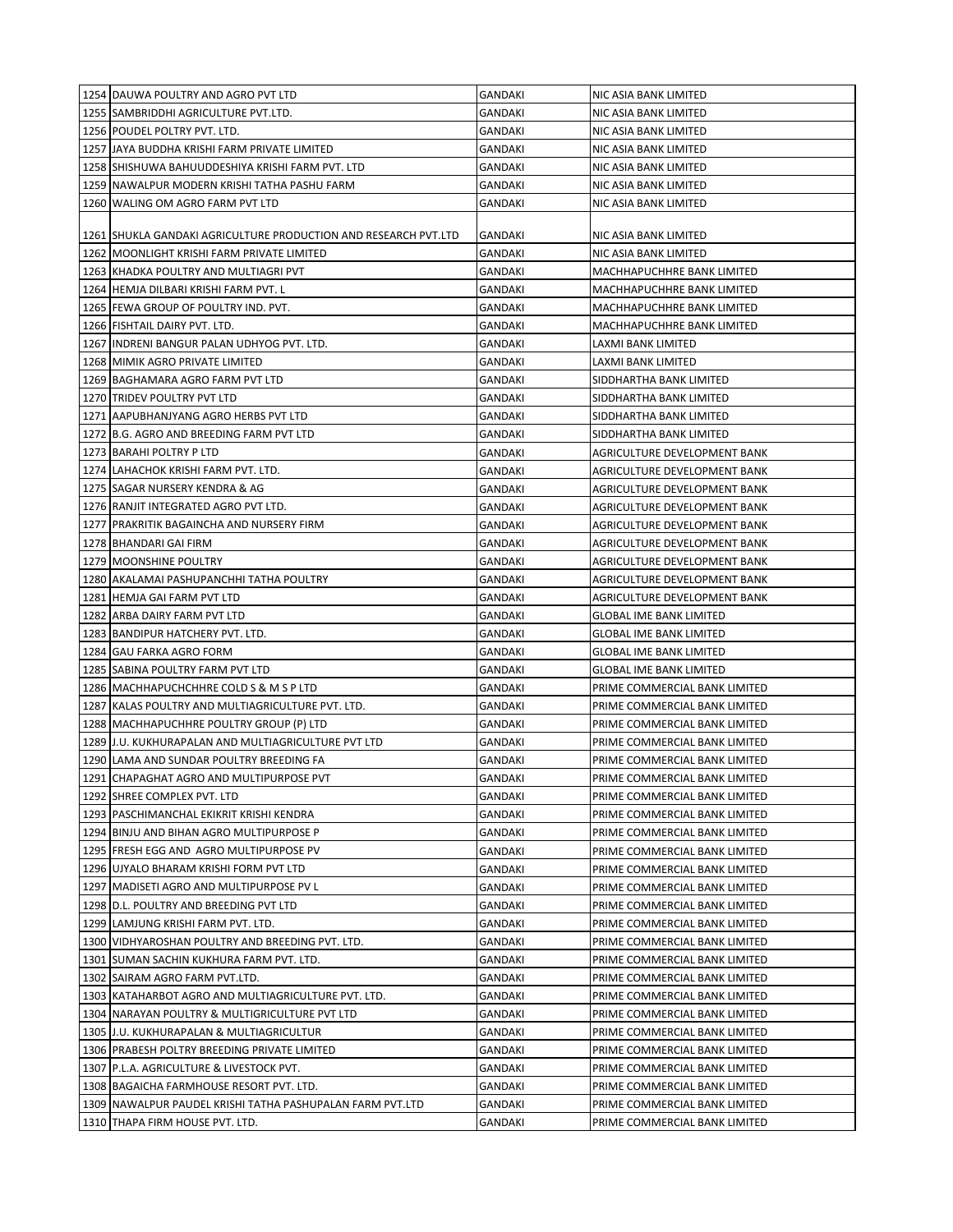| | | | |
|---|---|---|---|
| 1254 | DAUWA POULTRY AND AGRO PVT LTD | GANDAKI | NIC ASIA BANK LIMITED |
| 1255 | SAMBRIDDHI AGRICULTURE PVT.LTD. | GANDAKI | NIC ASIA BANK LIMITED |
| 1256 | POUDEL POLTRY PVT. LTD. | GANDAKI | NIC ASIA BANK LIMITED |
| 1257 | JAYA BUDDHA KRISHI FARM PRIVATE LIMITED | GANDAKI | NIC ASIA BANK LIMITED |
| 1258 | SHISHUWA BAHUUDDESHIYA KRISHI FARM PVT. LTD | GANDAKI | NIC ASIA BANK LIMITED |
| 1259 | NAWALPUR MODERN KRISHI TATHA PASHU FARM | GANDAKI | NIC ASIA BANK LIMITED |
| 1260 | WALING OM AGRO FARM PVT LTD | GANDAKI | NIC ASIA BANK LIMITED |
| 1261 | SHUKLA GANDAKI AGRICULTURE PRODUCTION AND RESEARCH PVT.LTD | GANDAKI | NIC ASIA BANK LIMITED |
| 1262 | MOONLIGHT KRISHI FARM PRIVATE LIMITED | GANDAKI | NIC ASIA BANK LIMITED |
| 1263 | KHADKA POULTRY AND MULTIAGRI PVT | GANDAKI | MACHHAPUCHHRE BANK LIMITED |
| 1264 | HEMJA DILBARI KRISHI FARM PVT. L | GANDAKI | MACHHAPUCHHRE BANK LIMITED |
| 1265 | FEWA GROUP OF POULTRY IND. PVT. | GANDAKI | MACHHAPUCHHRE BANK LIMITED |
| 1266 | FISHTAIL DAIRY PVT. LTD. | GANDAKI | MACHHAPUCHHRE BANK LIMITED |
| 1267 | INDRENI BANGUR PALAN UDHYOG PVT. LTD. | GANDAKI | LAXMI BANK LIMITED |
| 1268 | MIMIK AGRO PRIVATE LIMITED | GANDAKI | LAXMI BANK LIMITED |
| 1269 | BAGHAMARA AGRO FARM PVT LTD | GANDAKI | SIDDHARTHA BANK LIMITED |
| 1270 | TRIDEV POULTRY PVT LTD | GANDAKI | SIDDHARTHA BANK LIMITED |
| 1271 | AAPUBHANJYANG AGRO HERBS PVT LTD | GANDAKI | SIDDHARTHA BANK LIMITED |
| 1272 | B.G. AGRO AND BREEDING FARM PVT LTD | GANDAKI | SIDDHARTHA BANK LIMITED |
| 1273 | BARAHI POLTRY P LTD | GANDAKI | AGRICULTURE DEVELOPMENT BANK |
| 1274 | LAHACHOK KRISHI FARM PVT. LTD. | GANDAKI | AGRICULTURE DEVELOPMENT BANK |
| 1275 | SAGAR NURSERY KENDRA & AG | GANDAKI | AGRICULTURE DEVELOPMENT BANK |
| 1276 | RANJIT INTEGRATED AGRO PVT LTD. | GANDAKI | AGRICULTURE DEVELOPMENT BANK |
| 1277 | PRAKRITIK BAGAINCHA AND NURSERY FIRM | GANDAKI | AGRICULTURE DEVELOPMENT BANK |
| 1278 | BHANDARI GAI FIRM | GANDAKI | AGRICULTURE DEVELOPMENT BANK |
| 1279 | MOONSHINE POULTRY | GANDAKI | AGRICULTURE DEVELOPMENT BANK |
| 1280 | AKALAMAI PASHUPANCHHI TATHA POULTRY | GANDAKI | AGRICULTURE DEVELOPMENT BANK |
| 1281 | HEMJA GAI FARM PVT LTD | GANDAKI | AGRICULTURE DEVELOPMENT BANK |
| 1282 | ARBA DAIRY FARM PVT LTD | GANDAKI | GLOBAL IME BANK LIMITED |
| 1283 | BANDIPUR HATCHERY PVT. LTD. | GANDAKI | GLOBAL IME BANK LIMITED |
| 1284 | GAU FARKA AGRO FORM | GANDAKI | GLOBAL IME BANK LIMITED |
| 1285 | SABINA POULTRY FARM PVT LTD | GANDAKI | GLOBAL IME BANK LIMITED |
| 1286 | MACHHAPUCHCHHRE COLD S & M S P LTD | GANDAKI | PRIME COMMERCIAL BANK LIMITED |
| 1287 | KALAS POULTRY AND MULTIAGRICULTURE PVT. LTD. | GANDAKI | PRIME COMMERCIAL BANK LIMITED |
| 1288 | MACHHAPUCHHRE POULTRY GROUP (P) LTD | GANDAKI | PRIME COMMERCIAL BANK LIMITED |
| 1289 | J.U. KUKHURAPALAN AND MULTIAGRICULTURE PVT LTD | GANDAKI | PRIME COMMERCIAL BANK LIMITED |
| 1290 | LAMA AND SUNDAR POULTRY BREEDING FA | GANDAKI | PRIME COMMERCIAL BANK LIMITED |
| 1291 | CHAPAGHAT AGRO AND MULTIPURPOSE PVT | GANDAKI | PRIME COMMERCIAL BANK LIMITED |
| 1292 | SHREE COMPLEX PVT. LTD | GANDAKI | PRIME COMMERCIAL BANK LIMITED |
| 1293 | PASCHIMANCHAL EKIKRIT KRISHI KENDRA | GANDAKI | PRIME COMMERCIAL BANK LIMITED |
| 1294 | BINJU AND BIHAN AGRO MULTIPURPOSE P | GANDAKI | PRIME COMMERCIAL BANK LIMITED |
| 1295 | FRESH EGG AND AGRO MULTIPURPOSE PV | GANDAKI | PRIME COMMERCIAL BANK LIMITED |
| 1296 | UJYALO BHARAM KRISHI FORM PVT LTD | GANDAKI | PRIME COMMERCIAL BANK LIMITED |
| 1297 | MADISETI AGRO AND MULTIPURPOSE PV L | GANDAKI | PRIME COMMERCIAL BANK LIMITED |
| 1298 | D.L. POULTRY AND BREEDING PVT LTD | GANDAKI | PRIME COMMERCIAL BANK LIMITED |
| 1299 | LAMJUNG KRISHI FARM PVT. LTD. | GANDAKI | PRIME COMMERCIAL BANK LIMITED |
| 1300 | VIDHYAROSHAN POULTRY AND BREEDING PVT. LTD. | GANDAKI | PRIME COMMERCIAL BANK LIMITED |
| 1301 | SUMAN SACHIN KUKHURA FARM PVT. LTD. | GANDAKI | PRIME COMMERCIAL BANK LIMITED |
| 1302 | SAIRAM AGRO FARM PVT.LTD. | GANDAKI | PRIME COMMERCIAL BANK LIMITED |
| 1303 | KATAHARBOT AGRO AND MULTIAGRICULTURE PVT. LTD. | GANDAKI | PRIME COMMERCIAL BANK LIMITED |
| 1304 | NARAYAN POULTRY & MULTIGRICULTURE PVT LTD | GANDAKI | PRIME COMMERCIAL BANK LIMITED |
| 1305 | J.U. KUKHURAPALAN & MULTIAGRICULTUR | GANDAKI | PRIME COMMERCIAL BANK LIMITED |
| 1306 | PRABESH POLTRY BREEDING PRIVATE LIMITED | GANDAKI | PRIME COMMERCIAL BANK LIMITED |
| 1307 | P.L.A. AGRICULTURE & LIVESTOCK PVT. | GANDAKI | PRIME COMMERCIAL BANK LIMITED |
| 1308 | BAGAICHA FARMHOUSE RESORT PVT. LTD. | GANDAKI | PRIME COMMERCIAL BANK LIMITED |
| 1309 | NAWALPUR PAUDEL KRISHI TATHA PASHUPALAN FARM PVT.LTD | GANDAKI | PRIME COMMERCIAL BANK LIMITED |
| 1310 | THAPA FIRM HOUSE PVT. LTD. | GANDAKI | PRIME COMMERCIAL BANK LIMITED |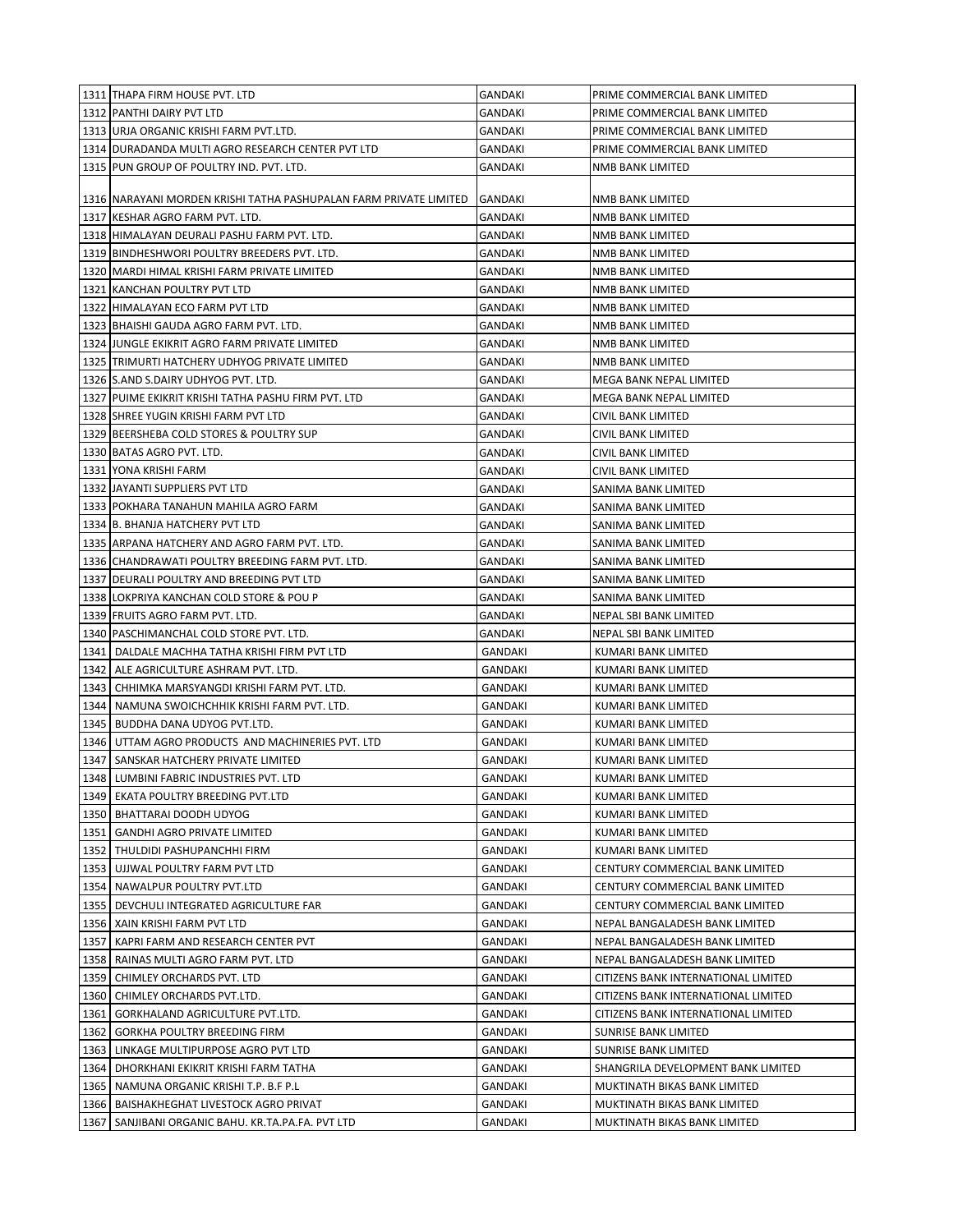| | | | |
|---|---|---|---|
| 1311 | THAPA FIRM HOUSE PVT. LTD | GANDAKI | PRIME COMMERCIAL BANK LIMITED |
| 1312 | PANTHI DAIRY PVT LTD | GANDAKI | PRIME COMMERCIAL BANK LIMITED |
| 1313 | URJA ORGANIC KRISHI FARM PVT.LTD. | GANDAKI | PRIME COMMERCIAL BANK LIMITED |
| 1314 | DURADANDA MULTI AGRO RESEARCH CENTER PVT LTD | GANDAKI | PRIME COMMERCIAL BANK LIMITED |
| 1315 | PUN GROUP OF POULTRY IND. PVT. LTD. | GANDAKI | NMB BANK LIMITED |
| 1316 | NARAYANI MORDEN KRISHI TATHA PASHUPALAN FARM PRIVATE LIMITED | GANDAKI | NMB BANK LIMITED |
| 1317 | KESHAR AGRO FARM PVT. LTD. | GANDAKI | NMB BANK LIMITED |
| 1318 | HIMALAYAN DEURALI PASHU FARM PVT. LTD. | GANDAKI | NMB BANK LIMITED |
| 1319 | BINDHESHWORI POULTRY BREEDERS PVT. LTD. | GANDAKI | NMB BANK LIMITED |
| 1320 | MARDI HIMAL KRISHI FARM PRIVATE LIMITED | GANDAKI | NMB BANK LIMITED |
| 1321 | KANCHAN POULTRY PVT LTD | GANDAKI | NMB BANK LIMITED |
| 1322 | HIMALAYAN ECO FARM PVT LTD | GANDAKI | NMB BANK LIMITED |
| 1323 | BHAISHI GAUDA AGRO FARM PVT. LTD. | GANDAKI | NMB BANK LIMITED |
| 1324 | JUNGLE EKIKRIT AGRO FARM PRIVATE LIMITED | GANDAKI | NMB BANK LIMITED |
| 1325 | TRIMURTI HATCHERY UDHYOG PRIVATE LIMITED | GANDAKI | NMB BANK LIMITED |
| 1326 | S.AND S.DAIRY UDHYOG PVT. LTD. | GANDAKI | MEGA BANK NEPAL LIMITED |
| 1327 | PUIME EKIKRIT KRISHI TATHA PASHU FIRM PVT. LTD | GANDAKI | MEGA BANK NEPAL LIMITED |
| 1328 | SHREE YUGIN KRISHI FARM PVT LTD | GANDAKI | CIVIL BANK LIMITED |
| 1329 | BEERSHEBA COLD STORES & POULTRY SUP | GANDAKI | CIVIL BANK LIMITED |
| 1330 | BATAS AGRO PVT. LTD. | GANDAKI | CIVIL BANK LIMITED |
| 1331 | YONA KRISHI FARM | GANDAKI | CIVIL BANK LIMITED |
| 1332 | JAYANTI SUPPLIERS PVT LTD | GANDAKI | SANIMA BANK LIMITED |
| 1333 | POKHARA TANAHUN MAHILA AGRO FARM | GANDAKI | SANIMA BANK LIMITED |
| 1334 | B. BHANJA HATCHERY PVT LTD | GANDAKI | SANIMA BANK LIMITED |
| 1335 | ARPANA HATCHERY AND AGRO FARM PVT. LTD. | GANDAKI | SANIMA BANK LIMITED |
| 1336 | CHANDRAWATI POULTRY BREEDING FARM PVT. LTD. | GANDAKI | SANIMA BANK LIMITED |
| 1337 | DEURALI POULTRY AND BREEDING PVT LTD | GANDAKI | SANIMA BANK LIMITED |
| 1338 | LOKPRIYA KANCHAN COLD STORE & POU P | GANDAKI | SANIMA BANK LIMITED |
| 1339 | FRUITS AGRO FARM PVT. LTD. | GANDAKI | NEPAL SBI BANK LIMITED |
| 1340 | PASCHIMANCHAL COLD STORE PVT. LTD. | GANDAKI | NEPAL SBI BANK LIMITED |
| 1341 | DALDALE MACHHA TATHA KRISHI FIRM PVT LTD | GANDAKI | KUMARI BANK LIMITED |
| 1342 | ALE AGRICULTURE ASHRAM PVT. LTD. | GANDAKI | KUMARI BANK LIMITED |
| 1343 | CHHIMKA MARSYANGDI KRISHI FARM PVT. LTD. | GANDAKI | KUMARI BANK LIMITED |
| 1344 | NAMUNA SWOICHCHHIK KRISHI FARM PVT. LTD. | GANDAKI | KUMARI BANK LIMITED |
| 1345 | BUDDHA DANA UDYOG PVT.LTD. | GANDAKI | KUMARI BANK LIMITED |
| 1346 | UTTAM AGRO PRODUCTS AND MACHINERIES PVT. LTD | GANDAKI | KUMARI BANK LIMITED |
| 1347 | SANSKAR HATCHERY PRIVATE LIMITED | GANDAKI | KUMARI BANK LIMITED |
| 1348 | LUMBINI FABRIC INDUSTRIES PVT. LTD | GANDAKI | KUMARI BANK LIMITED |
| 1349 | EKATA POULTRY BREEDING PVT.LTD | GANDAKI | KUMARI BANK LIMITED |
| 1350 | BHATTARAI DOODH UDYOG | GANDAKI | KUMARI BANK LIMITED |
| 1351 | GANDHI AGRO PRIVATE LIMITED | GANDAKI | KUMARI BANK LIMITED |
| 1352 | THULDIDI PASHUPANCHHI FIRM | GANDAKI | KUMARI BANK LIMITED |
| 1353 | UJJWAL POULTRY FARM PVT LTD | GANDAKI | CENTURY COMMERCIAL BANK LIMITED |
| 1354 | NAWALPUR POULTRY PVT.LTD | GANDAKI | CENTURY COMMERCIAL BANK LIMITED |
| 1355 | DEVCHULI INTEGRATED AGRICULTURE FAR | GANDAKI | CENTURY COMMERCIAL BANK LIMITED |
| 1356 | XAIN KRISHI FARM PVT LTD | GANDAKI | NEPAL BANGALADESH BANK LIMITED |
| 1357 | KAPRI FARM AND RESEARCH CENTER PVT | GANDAKI | NEPAL BANGALADESH BANK LIMITED |
| 1358 | RAINAS MULTI AGRO FARM PVT. LTD | GANDAKI | NEPAL BANGALADESH BANK LIMITED |
| 1359 | CHIMLEY ORCHARDS PVT. LTD | GANDAKI | CITIZENS BANK INTERNATIONAL LIMITED |
| 1360 | CHIMLEY ORCHARDS PVT.LTD. | GANDAKI | CITIZENS BANK INTERNATIONAL LIMITED |
| 1361 | GORKHALAND AGRICULTURE PVT.LTD. | GANDAKI | CITIZENS BANK INTERNATIONAL LIMITED |
| 1362 | GORKHA POULTRY BREEDING FIRM | GANDAKI | SUNRISE BANK LIMITED |
| 1363 | LINKAGE MULTIPURPOSE AGRO PVT LTD | GANDAKI | SUNRISE BANK LIMITED |
| 1364 | DHORKHANI EKIKRIT KRISHI FARM TATHA | GANDAKI | SHANGRILA DEVELOPMENT BANK LIMITED |
| 1365 | NAMUNA ORGANIC KRISHI T.P. B.F P.L | GANDAKI | MUKTINATH BIKAS BANK LIMITED |
| 1366 | BAISHAKHEGHAT LIVESTOCK AGRO PRIVAT | GANDAKI | MUKTINATH BIKAS BANK LIMITED |
| 1367 | SANJIBANI ORGANIC BAHU. KR.TA.PA.FA. PVT LTD | GANDAKI | MUKTINATH BIKAS BANK LIMITED |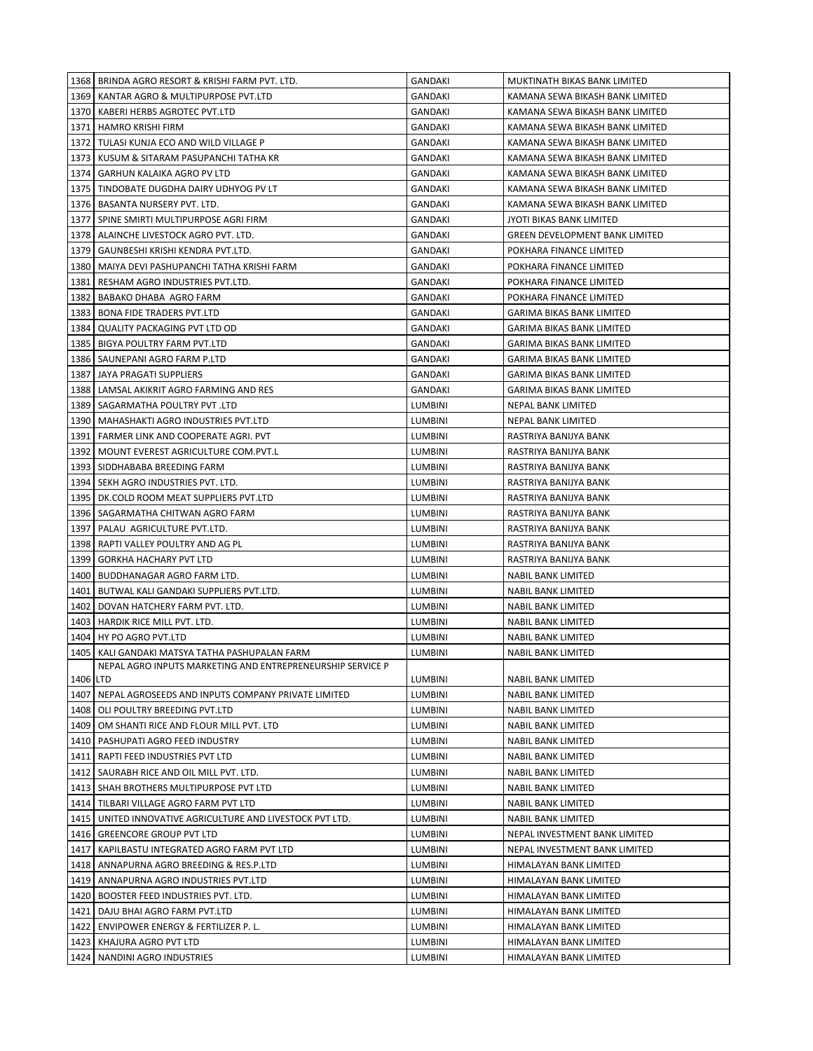| 1368 | BRINDA AGRO RESORT & KRISHI FARM PVT. LTD. | GANDAKI | MUKTINATH BIKAS BANK LIMITED |
|---|---|---|---|
| 1369 | KANTAR AGRO & MULTIPURPOSE PVT.LTD | GANDAKI | KAMANA SEWA BIKASH BANK LIMITED |
| 1370 | KABERI HERBS AGROTEC PVT.LTD | GANDAKI | KAMANA SEWA BIKASH BANK LIMITED |
| 1371 | HAMRO KRISHI FIRM | GANDAKI | KAMANA SEWA BIKASH BANK LIMITED |
| 1372 | TULASI KUNJA ECO AND WILD VILLAGE P | GANDAKI | KAMANA SEWA BIKASH BANK LIMITED |
| 1373 | KUSUM & SITARAM PASUPANCHI TATHA KR | GANDAKI | KAMANA SEWA BIKASH BANK LIMITED |
| 1374 | GARHUN KALAIKA AGRO PV LTD | GANDAKI | KAMANA SEWA BIKASH BANK LIMITED |
| 1375 | TINDOBATE DUGDHA DAIRY UDHYOG PV LT | GANDAKI | KAMANA SEWA BIKASH BANK LIMITED |
| 1376 | BASANTA NURSERY PVT. LTD. | GANDAKI | KAMANA SEWA BIKASH BANK LIMITED |
| 1377 | SPINE SMIRTI MULTIPURPOSE AGRI FIRM | GANDAKI | JYOTI BIKAS BANK LIMITED |
| 1378 | ALAINCHE LIVESTOCK AGRO PVT. LTD. | GANDAKI | GREEN DEVELOPMENT BANK LIMITED |
| 1379 | GAUNBESHI KRISHI KENDRA PVT.LTD. | GANDAKI | POKHARA FINANCE LIMITED |
| 1380 | MAIYA DEVI PASHUPANCHI TATHA KRISHI FARM | GANDAKI | POKHARA FINANCE LIMITED |
| 1381 | RESHAM AGRO INDUSTRIES PVT.LTD. | GANDAKI | POKHARA FINANCE LIMITED |
| 1382 | BABAKO DHABA AGRO FARM | GANDAKI | POKHARA FINANCE LIMITED |
| 1383 | BONA FIDE TRADERS PVT.LTD | GANDAKI | GARIMA BIKAS BANK LIMITED |
| 1384 | QUALITY PACKAGING PVT LTD OD | GANDAKI | GARIMA BIKAS BANK LIMITED |
| 1385 | BIGYA POULTRY FARM PVT.LTD | GANDAKI | GARIMA BIKAS BANK LIMITED |
| 1386 | SAUNEPANI AGRO FARM P.LTD | GANDAKI | GARIMA BIKAS BANK LIMITED |
| 1387 | JAYA PRAGATI SUPPLIERS | GANDAKI | GARIMA BIKAS BANK LIMITED |
| 1388 | LAMSAL AKIKRIT AGRO FARMING AND RES | GANDAKI | GARIMA BIKAS BANK LIMITED |
| 1389 | SAGARMATHA POULTRY PVT .LTD | LUMBINI | NEPAL BANK LIMITED |
| 1390 | MAHASHAKTI AGRO INDUSTRIES PVT.LTD | LUMBINI | NEPAL BANK LIMITED |
| 1391 | FARMER LINK AND COOPERATE AGRI. PVT | LUMBINI | RASTRIYA BANIJYA BANK |
| 1392 | MOUNT EVEREST AGRICULTURE COM.PVT.L | LUMBINI | RASTRIYA BANIJYA BANK |
| 1393 | SIDDHABABA BREEDING FARM | LUMBINI | RASTRIYA BANIJYA BANK |
| 1394 | SEKH AGRO INDUSTRIES PVT. LTD. | LUMBINI | RASTRIYA BANIJYA BANK |
| 1395 | DK.COLD ROOM MEAT SUPPLIERS PVT.LTD | LUMBINI | RASTRIYA BANIJYA BANK |
| 1396 | SAGARMATHA CHITWAN AGRO FARM | LUMBINI | RASTRIYA BANIJYA BANK |
| 1397 | PALAU AGRICULTURE PVT.LTD. | LUMBINI | RASTRIYA BANIJYA BANK |
| 1398 | RAPTI VALLEY POULTRY AND AG PL | LUMBINI | RASTRIYA BANIJYA BANK |
| 1399 | GORKHA HACHARY PVT LTD | LUMBINI | RASTRIYA BANIJYA BANK |
| 1400 | BUDDHANAGAR AGRO FARM LTD. | LUMBINI | NABIL BANK LIMITED |
| 1401 | BUTWAL KALI GANDAKI SUPPLIERS PVT.LTD. | LUMBINI | NABIL BANK LIMITED |
| 1402 | DOVAN HATCHERY FARM PVT. LTD. | LUMBINI | NABIL BANK LIMITED |
| 1403 | HARDIK RICE MILL PVT. LTD. | LUMBINI | NABIL BANK LIMITED |
| 1404 | HY PO AGRO PVT.LTD | LUMBINI | NABIL BANK LIMITED |
| 1405 | KALI GANDAKI MATSYA TATHA PASHUPALAN FARM | LUMBINI | NABIL BANK LIMITED |
| 1406 | NEPAL AGRO INPUTS MARKETING AND ENTREPRENEURSHIP SERVICE P LTD | LUMBINI | NABIL BANK LIMITED |
| 1407 | NEPAL AGROSEEDS AND INPUTS COMPANY PRIVATE LIMITED | LUMBINI | NABIL BANK LIMITED |
| 1408 | OLI POULTRY BREEDING PVT.LTD | LUMBINI | NABIL BANK LIMITED |
| 1409 | OM SHANTI RICE AND FLOUR MILL PVT. LTD | LUMBINI | NABIL BANK LIMITED |
| 1410 | PASHUPATI AGRO FEED INDUSTRY | LUMBINI | NABIL BANK LIMITED |
| 1411 | RAPTI FEED INDUSTRIES PVT LTD | LUMBINI | NABIL BANK LIMITED |
| 1412 | SAURABH RICE AND OIL MILL PVT. LTD. | LUMBINI | NABIL BANK LIMITED |
| 1413 | SHAH BROTHERS MULTIPURPOSE PVT LTD | LUMBINI | NABIL BANK LIMITED |
| 1414 | TILBARI VILLAGE AGRO FARM PVT LTD | LUMBINI | NABIL BANK LIMITED |
| 1415 | UNITED INNOVATIVE AGRICULTURE AND LIVESTOCK PVT LTD. | LUMBINI | NABIL BANK LIMITED |
| 1416 | GREENCORE GROUP PVT LTD | LUMBINI | NEPAL INVESTMENT BANK LIMITED |
| 1417 | KAPILBASTU INTEGRATED AGRO FARM PVT LTD | LUMBINI | NEPAL INVESTMENT BANK LIMITED |
| 1418 | ANNAPURNA AGRO BREEDING & RES.P.LTD | LUMBINI | HIMALAYAN BANK LIMITED |
| 1419 | ANNAPURNA AGRO INDUSTRIES PVT.LTD | LUMBINI | HIMALAYAN BANK LIMITED |
| 1420 | BOOSTER FEED INDUSTRIES PVT. LTD. | LUMBINI | HIMALAYAN BANK LIMITED |
| 1421 | DAJU BHAI AGRO FARM PVT.LTD | LUMBINI | HIMALAYAN BANK LIMITED |
| 1422 | ENVIPOWER ENERGY & FERTILIZER P. L. | LUMBINI | HIMALAYAN BANK LIMITED |
| 1423 | KHAJURA AGRO PVT LTD | LUMBINI | HIMALAYAN BANK LIMITED |
| 1424 | NANDINI AGRO INDUSTRIES | LUMBINI | HIMALAYAN BANK LIMITED |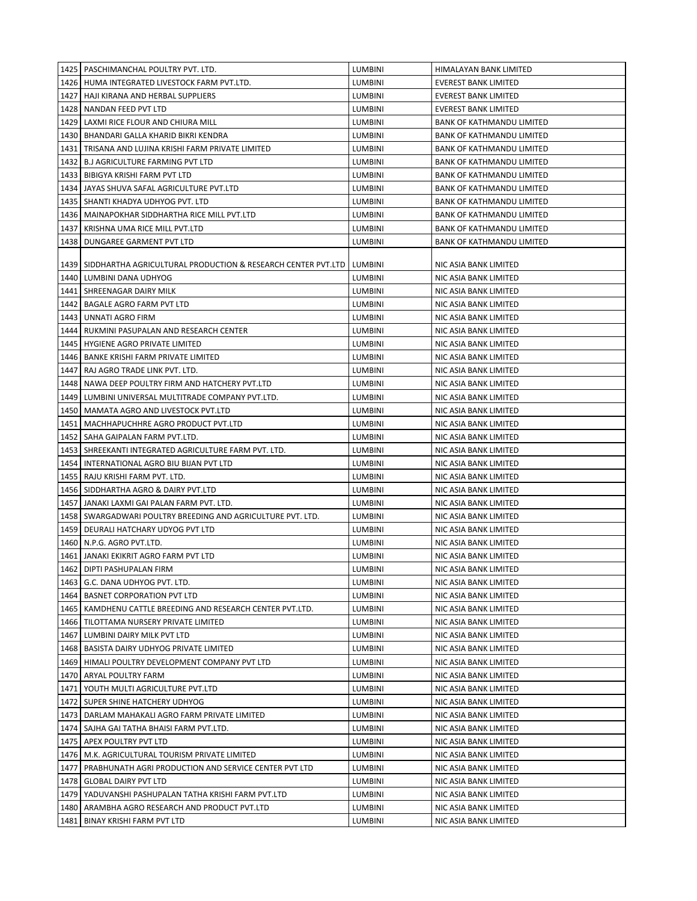| | | | |
|---|---|---|---|
| 1425 | PASCHIMANCHAL POULTRY PVT. LTD. | LUMBINI | HIMALAYAN BANK LIMITED |
| 1426 | HUMA INTEGRATED LIVESTOCK FARM PVT.LTD. | LUMBINI | EVEREST BANK LIMITED |
| 1427 | HAJI KIRANA AND HERBAL SUPPLIERS | LUMBINI | EVEREST BANK LIMITED |
| 1428 | NANDAN FEED PVT LTD | LUMBINI | EVEREST BANK LIMITED |
| 1429 | LAXMI RICE FLOUR AND CHIURA MILL | LUMBINI | BANK OF KATHMANDU LIMITED |
| 1430 | BHANDARI GALLA KHARID BIKRI KENDRA | LUMBINI | BANK OF KATHMANDU LIMITED |
| 1431 | TRISANA AND LUJINA KRISHI FARM PRIVATE LIMITED | LUMBINI | BANK OF KATHMANDU LIMITED |
| 1432 | B.J AGRICULTURE FARMING PVT LTD | LUMBINI | BANK OF KATHMANDU LIMITED |
| 1433 | BIBIGYA KRISHI FARM PVT LTD | LUMBINI | BANK OF KATHMANDU LIMITED |
| 1434 | JAYAS SHUVA SAFAL AGRICULTURE PVT.LTD | LUMBINI | BANK OF KATHMANDU LIMITED |
| 1435 | SHANTI KHADYA UDHYOG PVT. LTD | LUMBINI | BANK OF KATHMANDU LIMITED |
| 1436 | MAINAPOKHAR SIDDHARTHA RICE MILL PVT.LTD | LUMBINI | BANK OF KATHMANDU LIMITED |
| 1437 | KRISHNA UMA RICE MILL PVT.LTD | LUMBINI | BANK OF KATHMANDU LIMITED |
| 1438 | DUNGAREE GARMENT PVT LTD | LUMBINI | BANK OF KATHMANDU LIMITED |
| 1439 | SIDDHARTHA AGRICULTURAL PRODUCTION & RESEARCH CENTER PVT.LTD | LUMBINI | NIC ASIA BANK LIMITED |
| 1440 | LUMBINI DANA UDHYOG | LUMBINI | NIC ASIA BANK LIMITED |
| 1441 | SHREENAGAR DAIRY MILK | LUMBINI | NIC ASIA BANK LIMITED |
| 1442 | BAGALE AGRO FARM PVT LTD | LUMBINI | NIC ASIA BANK LIMITED |
| 1443 | UNNATI AGRO FIRM | LUMBINI | NIC ASIA BANK LIMITED |
| 1444 | RUKMINI PASUPALAN AND RESEARCH CENTER | LUMBINI | NIC ASIA BANK LIMITED |
| 1445 | HYGIENE AGRO PRIVATE LIMITED | LUMBINI | NIC ASIA BANK LIMITED |
| 1446 | BANKE KRISHI FARM PRIVATE LIMITED | LUMBINI | NIC ASIA BANK LIMITED |
| 1447 | RAJ AGRO TRADE LINK PVT. LTD. | LUMBINI | NIC ASIA BANK LIMITED |
| 1448 | NAWA DEEP POULTRY FIRM AND HATCHERY PVT.LTD | LUMBINI | NIC ASIA BANK LIMITED |
| 1449 | LUMBINI UNIVERSAL MULTITRADE COMPANY PVT.LTD. | LUMBINI | NIC ASIA BANK LIMITED |
| 1450 | MAMATA AGRO AND LIVESTOCK PVT.LTD | LUMBINI | NIC ASIA BANK LIMITED |
| 1451 | MACHHAPUCHHRE AGRO PRODUCT PVT.LTD | LUMBINI | NIC ASIA BANK LIMITED |
| 1452 | SAHA GAIPALAN FARM PVT.LTD. | LUMBINI | NIC ASIA BANK LIMITED |
| 1453 | SHREEKANTI INTEGRATED AGRICULTURE FARM PVT. LTD. | LUMBINI | NIC ASIA BANK LIMITED |
| 1454 | INTERNATIONAL AGRO BIU BIJAN PVT LTD | LUMBINI | NIC ASIA BANK LIMITED |
| 1455 | RAJU KRISHI FARM PVT. LTD. | LUMBINI | NIC ASIA BANK LIMITED |
| 1456 | SIDDHARTHA AGRO & DAIRY PVT.LTD | LUMBINI | NIC ASIA BANK LIMITED |
| 1457 | JANAKI LAXMI GAI PALAN FARM PVT. LTD. | LUMBINI | NIC ASIA BANK LIMITED |
| 1458 | SWARGADWARI POULTRY BREEDING AND AGRICULTURE PVT. LTD. | LUMBINI | NIC ASIA BANK LIMITED |
| 1459 | DEURALI HATCHARY UDYOG PVT LTD | LUMBINI | NIC ASIA BANK LIMITED |
| 1460 | N.P.G. AGRO PVT.LTD. | LUMBINI | NIC ASIA BANK LIMITED |
| 1461 | JANAKI EKIKRIT AGRO FARM PVT LTD | LUMBINI | NIC ASIA BANK LIMITED |
| 1462 | DIPTI PASHUPALAN FIRM | LUMBINI | NIC ASIA BANK LIMITED |
| 1463 | G.C. DANA UDHYOG PVT. LTD. | LUMBINI | NIC ASIA BANK LIMITED |
| 1464 | BASNET CORPORATION PVT LTD | LUMBINI | NIC ASIA BANK LIMITED |
| 1465 | KAMDHENU CATTLE BREEDING AND RESEARCH CENTER PVT.LTD. | LUMBINI | NIC ASIA BANK LIMITED |
| 1466 | TILOTTAMA NURSERY PRIVATE LIMITED | LUMBINI | NIC ASIA BANK LIMITED |
| 1467 | LUMBINI DAIRY MILK PVT LTD | LUMBINI | NIC ASIA BANK LIMITED |
| 1468 | BASISTA DAIRY UDHYOG PRIVATE LIMITED | LUMBINI | NIC ASIA BANK LIMITED |
| 1469 | HIMALI POULTRY DEVELOPMENT COMPANY PVT LTD | LUMBINI | NIC ASIA BANK LIMITED |
| 1470 | ARYAL POULTRY FARM | LUMBINI | NIC ASIA BANK LIMITED |
| 1471 | YOUTH MULTI AGRICULTURE PVT.LTD | LUMBINI | NIC ASIA BANK LIMITED |
| 1472 | SUPER SHINE HATCHERY UDHYOG | LUMBINI | NIC ASIA BANK LIMITED |
| 1473 | DARLAM MAHAKALI AGRO FARM PRIVATE LIMITED | LUMBINI | NIC ASIA BANK LIMITED |
| 1474 | SAJHA GAI TATHA BHAISI FARM PVT.LTD. | LUMBINI | NIC ASIA BANK LIMITED |
| 1475 | APEX POULTRY PVT LTD | LUMBINI | NIC ASIA BANK LIMITED |
| 1476 | M.K. AGRICULTURAL TOURISM PRIVATE LIMITED | LUMBINI | NIC ASIA BANK LIMITED |
| 1477 | PRABHUNATH AGRI PRODUCTION AND SERVICE CENTER PVT LTD | LUMBINI | NIC ASIA BANK LIMITED |
| 1478 | GLOBAL DAIRY PVT LTD | LUMBINI | NIC ASIA BANK LIMITED |
| 1479 | YADUVANSHI PASHUPALAN TATHA KRISHI FARM PVT.LTD | LUMBINI | NIC ASIA BANK LIMITED |
| 1480 | ARAMBHA AGRO RESEARCH AND PRODUCT PVT.LTD | LUMBINI | NIC ASIA BANK LIMITED |
| 1481 | BINAY KRISHI FARM PVT LTD | LUMBINI | NIC ASIA BANK LIMITED |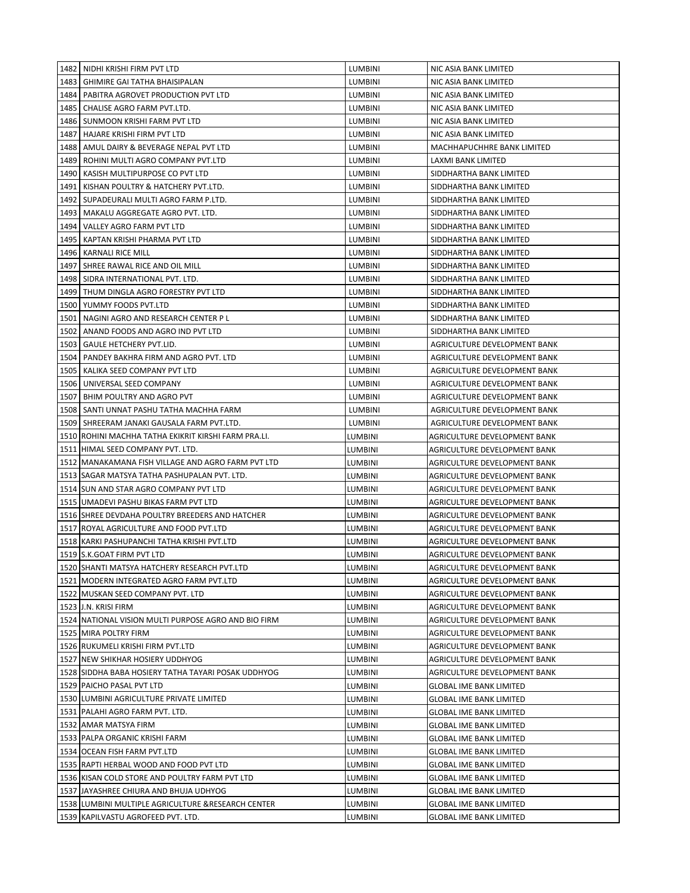| | | | |
|---|---|---|---|
| 1482 | NIDHI KRISHI FIRM PVT LTD | LUMBINI | NIC ASIA BANK LIMITED |
| 1483 | GHIMIRE GAI TATHA BHAISIPALAN | LUMBINI | NIC ASIA BANK LIMITED |
| 1484 | PABITRA AGROVET PRODUCTION PVT LTD | LUMBINI | NIC ASIA BANK LIMITED |
| 1485 | CHALISE AGRO FARM PVT.LTD. | LUMBINI | NIC ASIA BANK LIMITED |
| 1486 | SUNMOON KRISHI FARM PVT LTD | LUMBINI | NIC ASIA BANK LIMITED |
| 1487 | HAJARE KRISHI FIRM PVT LTD | LUMBINI | NIC ASIA BANK LIMITED |
| 1488 | AMUL DAIRY & BEVERAGE NEPAL PVT LTD | LUMBINI | MACHHAPUCHHRE BANK LIMITED |
| 1489 | ROHINI MULTI AGRO COMPANY PVT.LTD | LUMBINI | LAXMI BANK LIMITED |
| 1490 | KASISH MULTIPURPOSE CO PVT LTD | LUMBINI | SIDDHARTHA BANK LIMITED |
| 1491 | KISHAN POULTRY & HATCHERY PVT.LTD. | LUMBINI | SIDDHARTHA BANK LIMITED |
| 1492 | SUPADEURALI MULTI AGRO FARM P.LTD. | LUMBINI | SIDDHARTHA BANK LIMITED |
| 1493 | MAKALU AGGREGATE AGRO PVT. LTD. | LUMBINI | SIDDHARTHA BANK LIMITED |
| 1494 | VALLEY AGRO FARM PVT LTD | LUMBINI | SIDDHARTHA BANK LIMITED |
| 1495 | KAPTAN KRISHI PHARMA PVT LTD | LUMBINI | SIDDHARTHA BANK LIMITED |
| 1496 | KARNALI RICE MILL | LUMBINI | SIDDHARTHA BANK LIMITED |
| 1497 | SHREE RAWAL RICE AND OIL MILL | LUMBINI | SIDDHARTHA BANK LIMITED |
| 1498 | SIDRA INTERNATIONAL PVT. LTD. | LUMBINI | SIDDHARTHA BANK LIMITED |
| 1499 | THUM DINGLA AGRO FORESTRY PVT LTD | LUMBINI | SIDDHARTHA BANK LIMITED |
| 1500 | YUMMY FOODS PVT.LTD | LUMBINI | SIDDHARTHA BANK LIMITED |
| 1501 | NAGINI AGRO AND RESEARCH CENTER P L | LUMBINI | SIDDHARTHA BANK LIMITED |
| 1502 | ANAND FOODS AND AGRO IND PVT LTD | LUMBINI | SIDDHARTHA BANK LIMITED |
| 1503 | GAULE HETCHERY PVT.LID. | LUMBINI | AGRICULTURE DEVELOPMENT BANK |
| 1504 | PANDEY BAKHRA FIRM AND AGRO PVT. LTD | LUMBINI | AGRICULTURE DEVELOPMENT BANK |
| 1505 | KALIKA SEED COMPANY PVT LTD | LUMBINI | AGRICULTURE DEVELOPMENT BANK |
| 1506 | UNIVERSAL SEED COMPANY | LUMBINI | AGRICULTURE DEVELOPMENT BANK |
| 1507 | BHIM POULTRY AND AGRO PVT | LUMBINI | AGRICULTURE DEVELOPMENT BANK |
| 1508 | SANTI UNNAT PASHU TATHA MACHHA FARM | LUMBINI | AGRICULTURE DEVELOPMENT BANK |
| 1509 | SHREERAM JANAKI GAUSALA FARM PVT.LTD. | LUMBINI | AGRICULTURE DEVELOPMENT BANK |
| 1510 | ROHINI MACHHA TATHA EKIKRIT KIRSHI FARM PRA.LI. | LUMBINI | AGRICULTURE DEVELOPMENT BANK |
| 1511 | HIMAL SEED COMPANY PVT. LTD. | LUMBINI | AGRICULTURE DEVELOPMENT BANK |
| 1512 | MANAKAMANA FISH VILLAGE AND AGRO FARM PVT LTD | LUMBINI | AGRICULTURE DEVELOPMENT BANK |
| 1513 | SAGAR MATSYA TATHA PASHUPALAN PVT. LTD. | LUMBINI | AGRICULTURE DEVELOPMENT BANK |
| 1514 | SUN AND STAR AGRO COMPANY PVT LTD | LUMBINI | AGRICULTURE DEVELOPMENT BANK |
| 1515 | UMADEVI PASHU BIKAS FARM PVT LTD | LUMBINI | AGRICULTURE DEVELOPMENT BANK |
| 1516 | SHREE DEVDAHA POULTRY BREEDERS AND HATCHER | LUMBINI | AGRICULTURE DEVELOPMENT BANK |
| 1517 | ROYAL AGRICULTURE AND FOOD PVT.LTD | LUMBINI | AGRICULTURE DEVELOPMENT BANK |
| 1518 | KARKI PASHUPANCHI TATHA KRISHI PVT.LTD | LUMBINI | AGRICULTURE DEVELOPMENT BANK |
| 1519 | S.K.GOAT FIRM PVT LTD | LUMBINI | AGRICULTURE DEVELOPMENT BANK |
| 1520 | SHANTI MATSYA HATCHERY RESEARCH PVT.LTD | LUMBINI | AGRICULTURE DEVELOPMENT BANK |
| 1521 | MODERN INTEGRATED AGRO FARM PVT.LTD | LUMBINI | AGRICULTURE DEVELOPMENT BANK |
| 1522 | MUSKAN SEED COMPANY PVT. LTD | LUMBINI | AGRICULTURE DEVELOPMENT BANK |
| 1523 | J.N. KRISI FIRM | LUMBINI | AGRICULTURE DEVELOPMENT BANK |
| 1524 | NATIONAL VISION MULTI PURPOSE AGRO AND BIO FIRM | LUMBINI | AGRICULTURE DEVELOPMENT BANK |
| 1525 | MIRA POLTRY FIRM | LUMBINI | AGRICULTURE DEVELOPMENT BANK |
| 1526 | RUKUMELI KRISHI FIRM PVT.LTD | LUMBINI | AGRICULTURE DEVELOPMENT BANK |
| 1527 | NEW SHIKHAR HOSIERY UDDHYOG | LUMBINI | AGRICULTURE DEVELOPMENT BANK |
| 1528 | SIDDHA BABA HOSIERY TATHA TAYARI POSAK UDDHYOG | LUMBINI | AGRICULTURE DEVELOPMENT BANK |
| 1529 | PAICHO PASAL PVT LTD | LUMBINI | GLOBAL IME BANK LIMITED |
| 1530 | LUMBINI AGRICULTURE PRIVATE LIMITED | LUMBINI | GLOBAL IME BANK LIMITED |
| 1531 | PALAHI AGRO FARM PVT. LTD. | LUMBINI | GLOBAL IME BANK LIMITED |
| 1532 | AMAR MATSYA FIRM | LUMBINI | GLOBAL IME BANK LIMITED |
| 1533 | PALPA ORGANIC KRISHI FARM | LUMBINI | GLOBAL IME BANK LIMITED |
| 1534 | OCEAN FISH FARM PVT.LTD | LUMBINI | GLOBAL IME BANK LIMITED |
| 1535 | RAPTI HERBAL WOOD AND FOOD PVT LTD | LUMBINI | GLOBAL IME BANK LIMITED |
| 1536 | KISAN COLD STORE AND POULTRY FARM PVT LTD | LUMBINI | GLOBAL IME BANK LIMITED |
| 1537 | JAYASHREE CHIURA AND BHUJA UDHYOG | LUMBINI | GLOBAL IME BANK LIMITED |
| 1538 | LUMBINI MULTIPLE AGRICULTURE &RESEARCH CENTER | LUMBINI | GLOBAL IME BANK LIMITED |
| 1539 | KAPILVASTU AGROFEED PVT. LTD. | LUMBINI | GLOBAL IME BANK LIMITED |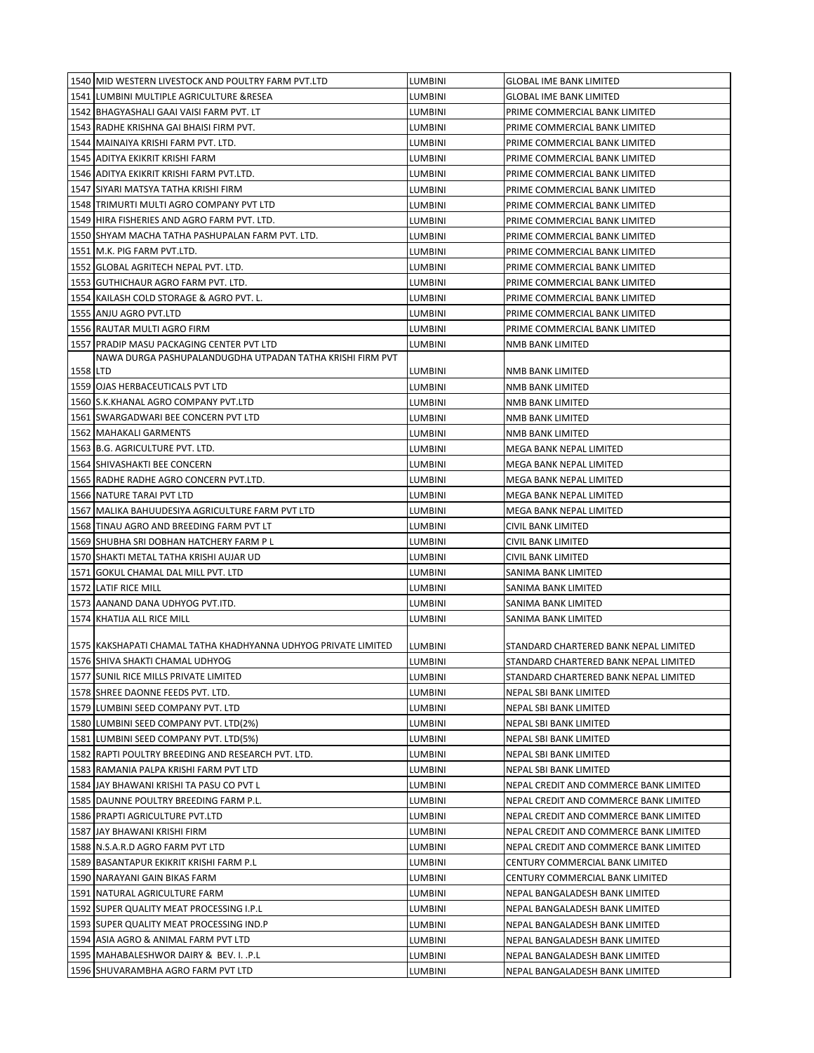| 1540 | MID WESTERN LIVESTOCK AND POULTRY FARM PVT.LTD | LUMBINI | GLOBAL IME BANK LIMITED |
|---|---|---|---|
| 1541 | LUMBINI MULTIPLE AGRICULTURE &RESEA | LUMBINI | GLOBAL IME BANK LIMITED |
| 1542 | BHAGYASHALI GAAI VAISI FARM PVT. LT | LUMBINI | PRIME COMMERCIAL BANK LIMITED |
| 1543 | RADHE KRISHNA GAI BHAISI FIRM PVT. | LUMBINI | PRIME COMMERCIAL BANK LIMITED |
| 1544 | MAINAIYA KRISHI FARM PVT. LTD. | LUMBINI | PRIME COMMERCIAL BANK LIMITED |
| 1545 | ADITYA EKIKRIT KRISHI FARM | LUMBINI | PRIME COMMERCIAL BANK LIMITED |
| 1546 | ADITYA EKIKRIT KRISHI FARM PVT.LTD. | LUMBINI | PRIME COMMERCIAL BANK LIMITED |
| 1547 | SIYARI MATSYA TATHA KRISHI FIRM | LUMBINI | PRIME COMMERCIAL BANK LIMITED |
| 1548 | TRIMURTI MULTI AGRO COMPANY PVT LTD | LUMBINI | PRIME COMMERCIAL BANK LIMITED |
| 1549 | HIRA FISHERIES AND AGRO FARM PVT. LTD. | LUMBINI | PRIME COMMERCIAL BANK LIMITED |
| 1550 | SHYAM MACHA TATHA PASHUPALAN FARM PVT. LTD. | LUMBINI | PRIME COMMERCIAL BANK LIMITED |
| 1551 | M.K. PIG FARM PVT.LTD. | LUMBINI | PRIME COMMERCIAL BANK LIMITED |
| 1552 | GLOBAL AGRITECH NEPAL PVT. LTD. | LUMBINI | PRIME COMMERCIAL BANK LIMITED |
| 1553 | GUTHICHAUR AGRO FARM PVT. LTD. | LUMBINI | PRIME COMMERCIAL BANK LIMITED |
| 1554 | KAILASH COLD STORAGE & AGRO PVT. L. | LUMBINI | PRIME COMMERCIAL BANK LIMITED |
| 1555 | ANJU AGRO PVT.LTD | LUMBINI | PRIME COMMERCIAL BANK LIMITED |
| 1556 | RAUTAR MULTI AGRO FIRM | LUMBINI | PRIME COMMERCIAL BANK LIMITED |
| 1557 | PRADIP MASU PACKAGING CENTER PVT LTD | LUMBINI | NMB BANK LIMITED |
| 1558 | NAWA DURGA PASHUPALANDUGDHA UTPADAN TATHA KRISHI FIRM PVT LTD | LUMBINI | NMB BANK LIMITED |
| 1559 | OJAS HERBACEUTICALS PVT LTD | LUMBINI | NMB BANK LIMITED |
| 1560 | S.K.KHANAL AGRO COMPANY PVT.LTD | LUMBINI | NMB BANK LIMITED |
| 1561 | SWARGADWARI BEE CONCERN PVT LTD | LUMBINI | NMB BANK LIMITED |
| 1562 | MAHAKALI GARMENTS | LUMBINI | NMB BANK LIMITED |
| 1563 | B.G. AGRICULTURE PVT. LTD. | LUMBINI | MEGA BANK NEPAL LIMITED |
| 1564 | SHIVASHAKTI BEE CONCERN | LUMBINI | MEGA BANK NEPAL LIMITED |
| 1565 | RADHE RADHE AGRO CONCERN PVT.LTD. | LUMBINI | MEGA BANK NEPAL LIMITED |
| 1566 | NATURE TARAI PVT LTD | LUMBINI | MEGA BANK NEPAL LIMITED |
| 1567 | MALIKA BAHUUDESIYA AGRICULTURE FARM PVT LTD | LUMBINI | MEGA BANK NEPAL LIMITED |
| 1568 | TINAU AGRO AND BREEDING FARM PVT LT | LUMBINI | CIVIL BANK LIMITED |
| 1569 | SHUBHA SRI DOBHAN HATCHERY FARM P L | LUMBINI | CIVIL BANK LIMITED |
| 1570 | SHAKTI METAL TATHA KRISHI AUJAR UD | LUMBINI | CIVIL BANK LIMITED |
| 1571 | GOKUL CHAMAL DAL MILL PVT. LTD | LUMBINI | SANIMA BANK LIMITED |
| 1572 | LATIF RICE MILL | LUMBINI | SANIMA BANK LIMITED |
| 1573 | AANAND DANA UDHYOG PVT.ITD. | LUMBINI | SANIMA BANK LIMITED |
| 1574 | KHATIJA ALL RICE MILL | LUMBINI | SANIMA BANK LIMITED |
| 1575 | KAKSHAPATI CHAMAL TATHA KHADHYANNA UDHYOG PRIVATE LIMITED | LUMBINI | STANDARD CHARTERED BANK NEPAL LIMITED |
| 1576 | SHIVA SHAKTI CHAMAL UDHYOG | LUMBINI | STANDARD CHARTERED BANK NEPAL LIMITED |
| 1577 | SUNIL RICE MILLS PRIVATE LIMITED | LUMBINI | STANDARD CHARTERED BANK NEPAL LIMITED |
| 1578 | SHREE DAONNE FEEDS PVT. LTD. | LUMBINI | NEPAL SBI BANK LIMITED |
| 1579 | LUMBINI SEED COMPANY PVT. LTD | LUMBINI | NEPAL SBI BANK LIMITED |
| 1580 | LUMBINI SEED COMPANY PVT. LTD(2%) | LUMBINI | NEPAL SBI BANK LIMITED |
| 1581 | LUMBINI SEED COMPANY PVT. LTD(5%) | LUMBINI | NEPAL SBI BANK LIMITED |
| 1582 | RAPTI POULTRY BREEDING AND RESEARCH PVT. LTD. | LUMBINI | NEPAL SBI BANK LIMITED |
| 1583 | RAMANIA PALPA KRISHI FARM PVT LTD | LUMBINI | NEPAL SBI BANK LIMITED |
| 1584 | JAY BHAWANI KRISHI TA PASU CO PVT L | LUMBINI | NEPAL CREDIT AND COMMERCE BANK LIMITED |
| 1585 | DAUNNE POULTRY BREEDING FARM P.L. | LUMBINI | NEPAL CREDIT AND COMMERCE BANK LIMITED |
| 1586 | PRAPTI AGRICULTURE PVT.LTD | LUMBINI | NEPAL CREDIT AND COMMERCE BANK LIMITED |
| 1587 | JAY BHAWANI KRISHI FIRM | LUMBINI | NEPAL CREDIT AND COMMERCE BANK LIMITED |
| 1588 | N.S.A.R.D AGRO FARM PVT LTD | LUMBINI | NEPAL CREDIT AND COMMERCE BANK LIMITED |
| 1589 | BASANTAPUR EKIKRIT KRISHI FARM P.L | LUMBINI | CENTURY COMMERCIAL BANK LIMITED |
| 1590 | NARAYANI GAIN BIKAS FARM | LUMBINI | CENTURY COMMERCIAL BANK LIMITED |
| 1591 | NATURAL AGRICULTURE FARM | LUMBINI | NEPAL BANGALADESH BANK LIMITED |
| 1592 | SUPER QUALITY MEAT PROCESSING I.P.L | LUMBINI | NEPAL BANGALADESH BANK LIMITED |
| 1593 | SUPER QUALITY MEAT PROCESSING IND.P | LUMBINI | NEPAL BANGALADESH BANK LIMITED |
| 1594 | ASIA AGRO & ANIMAL FARM PVT LTD | LUMBINI | NEPAL BANGALADESH BANK LIMITED |
| 1595 | MAHABALESHWOR DAIRY & BEV. I. .P.L | LUMBINI | NEPAL BANGALADESH BANK LIMITED |
| 1596 | SHUVARAMBHA AGRO FARM PVT LTD | LUMBINI | NEPAL BANGALADESH BANK LIMITED |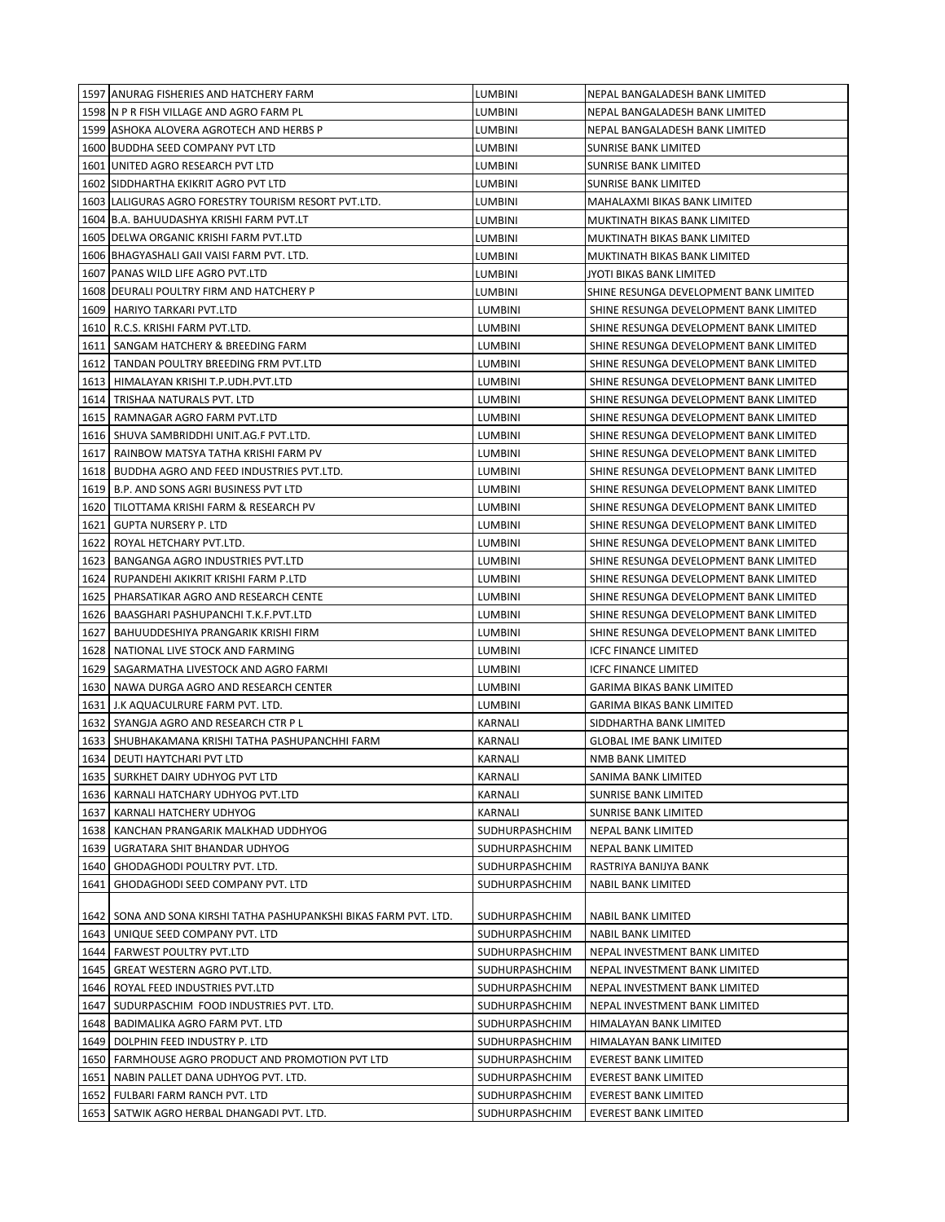| 1597 | ANURAG FISHERIES AND HATCHERY FARM | LUMBINI | NEPAL BANGALADESH BANK LIMITED |
|---|---|---|---|
| 1598 | N P R FISH VILLAGE AND AGRO FARM PL | LUMBINI | NEPAL BANGALADESH BANK LIMITED |
| 1599 | ASHOKA ALOVERA AGROTECH AND HERBS P | LUMBINI | NEPAL BANGALADESH BANK LIMITED |
| 1600 | BUDDHA SEED COMPANY PVT LTD | LUMBINI | SUNRISE BANK LIMITED |
| 1601 | UNITED AGRO RESEARCH PVT LTD | LUMBINI | SUNRISE BANK LIMITED |
| 1602 | SIDDHARTHA EKIKRIT AGRO PVT LTD | LUMBINI | SUNRISE BANK LIMITED |
| 1603 | LALIGURAS AGRO FORESTRY TOURISM RESORT PVT.LTD. | LUMBINI | MAHALAXMI BIKAS BANK LIMITED |
| 1604 | B.A. BAHUUDASHYA KRISHI FARM PVT.LT | LUMBINI | MUKTINATH BIKAS BANK LIMITED |
| 1605 | DELWA ORGANIC KRISHI FARM PVT.LTD | LUMBINI | MUKTINATH BIKAS BANK LIMITED |
| 1606 | BHAGYASHALI GAII VAISI FARM PVT. LTD. | LUMBINI | MUKTINATH BIKAS BANK LIMITED |
| 1607 | PANAS WILD LIFE AGRO PVT.LTD | LUMBINI | JYOTI BIKAS BANK LIMITED |
| 1608 | DEURALI POULTRY FIRM AND HATCHERY P | LUMBINI | SHINE RESUNGA DEVELOPMENT BANK LIMITED |
| 1609 | HARIYO TARKARI PVT.LTD | LUMBINI | SHINE RESUNGA DEVELOPMENT BANK LIMITED |
| 1610 | R.C.S. KRISHI FARM PVT.LTD. | LUMBINI | SHINE RESUNGA DEVELOPMENT BANK LIMITED |
| 1611 | SANGAM HATCHERY & BREEDING FARM | LUMBINI | SHINE RESUNGA DEVELOPMENT BANK LIMITED |
| 1612 | TANDAN POULTRY BREEDING FRM PVT.LTD | LUMBINI | SHINE RESUNGA DEVELOPMENT BANK LIMITED |
| 1613 | HIMALAYAN KRISHI T.P.UDH.PVT.LTD | LUMBINI | SHINE RESUNGA DEVELOPMENT BANK LIMITED |
| 1614 | TRISHAA NATURALS PVT. LTD | LUMBINI | SHINE RESUNGA DEVELOPMENT BANK LIMITED |
| 1615 | RAMNAGAR AGRO FARM PVT.LTD | LUMBINI | SHINE RESUNGA DEVELOPMENT BANK LIMITED |
| 1616 | SHUVA SAMBRIDDHI UNIT.AG.F PVT.LTD. | LUMBINI | SHINE RESUNGA DEVELOPMENT BANK LIMITED |
| 1617 | RAINBOW MATSYA TATHA KRISHI FARM PV | LUMBINI | SHINE RESUNGA DEVELOPMENT BANK LIMITED |
| 1618 | BUDDHA AGRO AND FEED INDUSTRIES PVT.LTD. | LUMBINI | SHINE RESUNGA DEVELOPMENT BANK LIMITED |
| 1619 | B.P. AND SONS AGRI BUSINESS PVT LTD | LUMBINI | SHINE RESUNGA DEVELOPMENT BANK LIMITED |
| 1620 | TILOTTAMA KRISHI FARM & RESEARCH PV | LUMBINI | SHINE RESUNGA DEVELOPMENT BANK LIMITED |
| 1621 | GUPTA NURSERY P. LTD | LUMBINI | SHINE RESUNGA DEVELOPMENT BANK LIMITED |
| 1622 | ROYAL HETCHARY PVT.LTD. | LUMBINI | SHINE RESUNGA DEVELOPMENT BANK LIMITED |
| 1623 | BANGANGA AGRO INDUSTRIES PVT.LTD | LUMBINI | SHINE RESUNGA DEVELOPMENT BANK LIMITED |
| 1624 | RUPANDEHI AKIKRIT KRISHI FARM P.LTD | LUMBINI | SHINE RESUNGA DEVELOPMENT BANK LIMITED |
| 1625 | PHARSATIKAR AGRO AND RESEARCH CENTE | LUMBINI | SHINE RESUNGA DEVELOPMENT BANK LIMITED |
| 1626 | BAASGHARI PASHUPANCHI T.K.F.PVT.LTD | LUMBINI | SHINE RESUNGA DEVELOPMENT BANK LIMITED |
| 1627 | BAHUUDDESHIYA PRANGARIK KRISHI FIRM | LUMBINI | SHINE RESUNGA DEVELOPMENT BANK LIMITED |
| 1628 | NATIONAL LIVE STOCK AND FARMING | LUMBINI | ICFC FINANCE LIMITED |
| 1629 | SAGARMATHA LIVESTOCK AND AGRO FARMI | LUMBINI | ICFC FINANCE LIMITED |
| 1630 | NAWA DURGA AGRO AND RESEARCH CENTER | LUMBINI | GARIMA BIKAS BANK LIMITED |
| 1631 | J.K AQUACULRURE FARM PVT. LTD. | LUMBINI | GARIMA BIKAS BANK LIMITED |
| 1632 | SYANGJA AGRO AND RESEARCH CTR P L | KARNALI | SIDDHARTHA BANK LIMITED |
| 1633 | SHUBHAKAMANA KRISHI TATHA PASHUPANCHHI FARM | KARNALI | GLOBAL IME BANK LIMITED |
| 1634 | DEUTI HAYTCHARI PVT LTD | KARNALI | NMB BANK LIMITED |
| 1635 | SURKHET DAIRY UDHYOG PVT LTD | KARNALI | SANIMA BANK LIMITED |
| 1636 | KARNALI HATCHARY UDHYOG PVT.LTD | KARNALI | SUNRISE BANK LIMITED |
| 1637 | KARNALI HATCHERY UDHYOG | KARNALI | SUNRISE BANK LIMITED |
| 1638 | KANCHAN PRANGARIK MALKHAD UDDHYOG | SUDHURPASHCHIM | NEPAL BANK LIMITED |
| 1639 | UGRATARA SHIT BHANDAR UDHYOG | SUDHURPASHCHIM | NEPAL BANK LIMITED |
| 1640 | GHODAGHODI POULTRY PVT. LTD. | SUDHURPASHCHIM | RASTRIYA BANIJYA BANK |
| 1641 | GHODAGHODI SEED COMPANY PVT. LTD | SUDHURPASHCHIM | NABIL BANK LIMITED |
| 1642 | SONA AND SONA KIRSHI TATHA PASHUPANKSHI BIKAS FARM PVT. LTD. | SUDHURPASHCHIM | NABIL BANK LIMITED |
| 1643 | UNIQUE SEED COMPANY PVT. LTD | SUDHURPASHCHIM | NABIL BANK LIMITED |
| 1644 | FARWEST POULTRY PVT.LTD | SUDHURPASHCHIM | NEPAL INVESTMENT BANK LIMITED |
| 1645 | GREAT WESTERN AGRO PVT.LTD. | SUDHURPASHCHIM | NEPAL INVESTMENT BANK LIMITED |
| 1646 | ROYAL FEED INDUSTRIES PVT.LTD | SUDHURPASHCHIM | NEPAL INVESTMENT BANK LIMITED |
| 1647 | SUDURPASCHIM FOOD INDUSTRIES PVT. LTD. | SUDHURPASHCHIM | NEPAL INVESTMENT BANK LIMITED |
| 1648 | BADIMALIKA AGRO FARM PVT. LTD | SUDHURPASHCHIM | HIMALAYAN BANK LIMITED |
| 1649 | DOLPHIN FEED INDUSTRY P. LTD | SUDHURPASHCHIM | HIMALAYAN BANK LIMITED |
| 1650 | FARMHOUSE AGRO PRODUCT AND PROMOTION PVT LTD | SUDHURPASHCHIM | EVEREST BANK LIMITED |
| 1651 | NABIN PALLET DANA UDHYOG PVT. LTD. | SUDHURPASHCHIM | EVEREST BANK LIMITED |
| 1652 | FULBARI FARM RANCH PVT. LTD | SUDHURPASHCHIM | EVEREST BANK LIMITED |
| 1653 | SATWIK AGRO HERBAL DHANGADI PVT. LTD. | SUDHURPASHCHIM | EVEREST BANK LIMITED |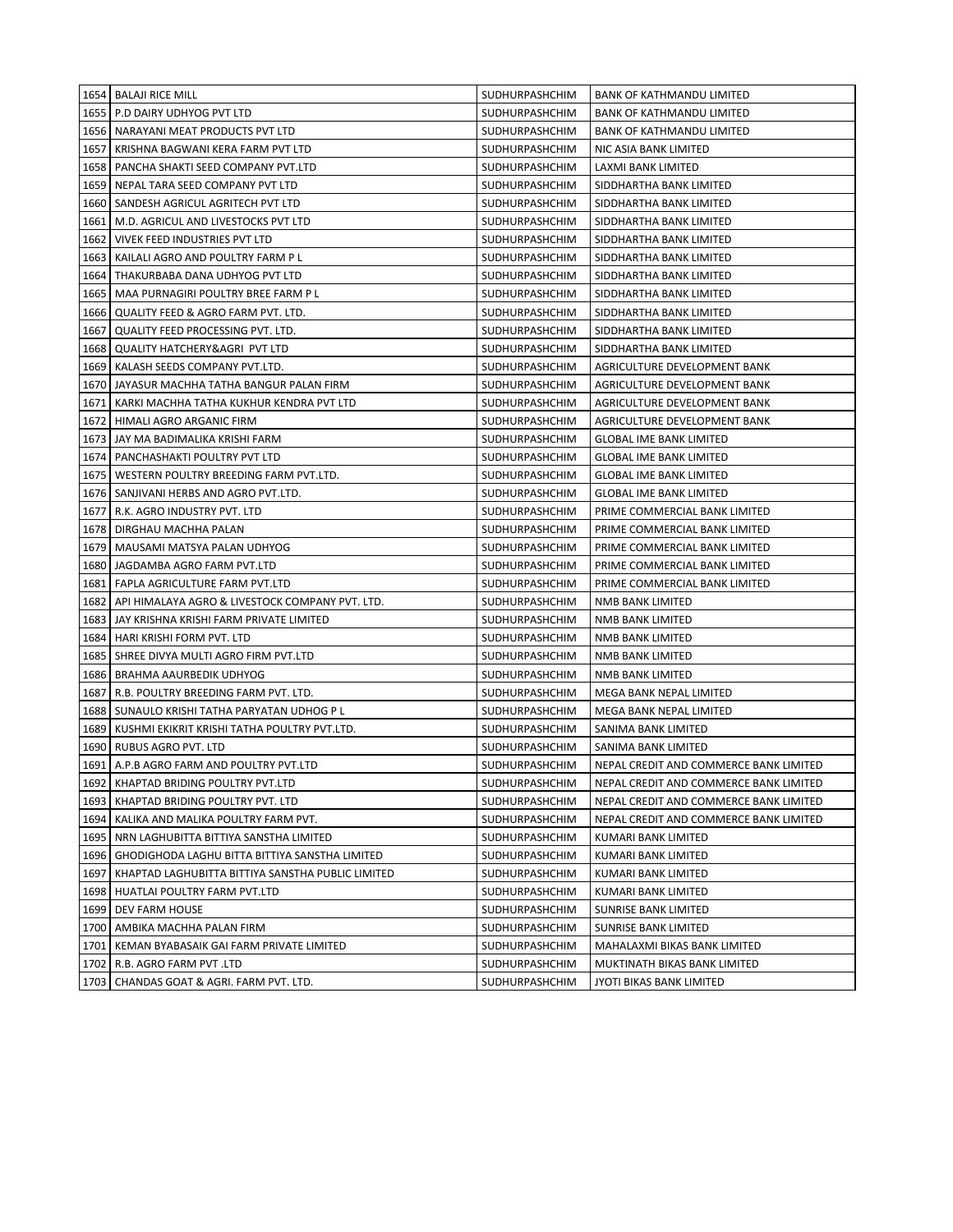| | | | |
|---|---|---|---|
| 1654 | BALAJI RICE MILL | SUDHURPASHCHIM | BANK OF KATHMANDU LIMITED |
| 1655 | P.D DAIRY UDHYOG PVT LTD | SUDHURPASHCHIM | BANK OF KATHMANDU LIMITED |
| 1656 | NARAYANI MEAT PRODUCTS PVT LTD | SUDHURPASHCHIM | BANK OF KATHMANDU LIMITED |
| 1657 | KRISHNA BAGWANI KERA FARM PVT LTD | SUDHURPASHCHIM | NIC ASIA BANK LIMITED |
| 1658 | PANCHA SHAKTI SEED COMPANY PVT.LTD | SUDHURPASHCHIM | LAXMI BANK LIMITED |
| 1659 | NEPAL TARA SEED COMPANY PVT LTD | SUDHURPASHCHIM | SIDDHARTHA BANK LIMITED |
| 1660 | SANDESH AGRICUL AGRITECH PVT LTD | SUDHURPASHCHIM | SIDDHARTHA BANK LIMITED |
| 1661 | M.D. AGRICUL AND LIVESTOCKS PVT LTD | SUDHURPASHCHIM | SIDDHARTHA BANK LIMITED |
| 1662 | VIVEK FEED INDUSTRIES PVT LTD | SUDHURPASHCHIM | SIDDHARTHA BANK LIMITED |
| 1663 | KAILALI AGRO AND POULTRY FARM P L | SUDHURPASHCHIM | SIDDHARTHA BANK LIMITED |
| 1664 | THAKURBABA DANA UDHYOG PVT LTD | SUDHURPASHCHIM | SIDDHARTHA BANK LIMITED |
| 1665 | MAA PURNAGIRI POULTRY BREE FARM P L | SUDHURPASHCHIM | SIDDHARTHA BANK LIMITED |
| 1666 | QUALITY FEED & AGRO FARM PVT. LTD. | SUDHURPASHCHIM | SIDDHARTHA BANK LIMITED |
| 1667 | QUALITY FEED PROCESSING PVT. LTD. | SUDHURPASHCHIM | SIDDHARTHA BANK LIMITED |
| 1668 | QUALITY HATCHERY&AGRI PVT LTD | SUDHURPASHCHIM | SIDDHARTHA BANK LIMITED |
| 1669 | KALASH SEEDS COMPANY PVT.LTD. | SUDHURPASHCHIM | AGRICULTURE DEVELOPMENT BANK |
| 1670 | JAYASUR MACHHA TATHA BANGUR PALAN FIRM | SUDHURPASHCHIM | AGRICULTURE DEVELOPMENT BANK |
| 1671 | KARKI MACHHA TATHA KUKHUR KENDRA PVT LTD | SUDHURPASHCHIM | AGRICULTURE DEVELOPMENT BANK |
| 1672 | HIMALI AGRO ARGANIC FIRM | SUDHURPASHCHIM | AGRICULTURE DEVELOPMENT BANK |
| 1673 | JAY MA BADIMALIKA KRISHI FARM | SUDHURPASHCHIM | GLOBAL IME BANK LIMITED |
| 1674 | PANCHASHAKTI POULTRY PVT LTD | SUDHURPASHCHIM | GLOBAL IME BANK LIMITED |
| 1675 | WESTERN POULTRY BREEDING FARM PVT.LTD. | SUDHURPASHCHIM | GLOBAL IME BANK LIMITED |
| 1676 | SANJIVANI HERBS AND AGRO PVT.LTD. | SUDHURPASHCHIM | GLOBAL IME BANK LIMITED |
| 1677 | R.K. AGRO INDUSTRY PVT. LTD | SUDHURPASHCHIM | PRIME COMMERCIAL BANK LIMITED |
| 1678 | DIRGHAU MACHHA PALAN | SUDHURPASHCHIM | PRIME COMMERCIAL BANK LIMITED |
| 1679 | MAUSAMI MATSYA PALAN UDHYOG | SUDHURPASHCHIM | PRIME COMMERCIAL BANK LIMITED |
| 1680 | JAGDAMBA AGRO FARM PVT.LTD | SUDHURPASHCHIM | PRIME COMMERCIAL BANK LIMITED |
| 1681 | FAPLA AGRICULTURE FARM PVT.LTD | SUDHURPASHCHIM | PRIME COMMERCIAL BANK LIMITED |
| 1682 | API HIMALAYA AGRO & LIVESTOCK COMPANY PVT. LTD. | SUDHURPASHCHIM | NMB BANK LIMITED |
| 1683 | JAY KRISHNA KRISHI FARM PRIVATE LIMITED | SUDHURPASHCHIM | NMB BANK LIMITED |
| 1684 | HARI KRISHI FORM PVT. LTD | SUDHURPASHCHIM | NMB BANK LIMITED |
| 1685 | SHREE DIVYA MULTI AGRO FIRM PVT.LTD | SUDHURPASHCHIM | NMB BANK LIMITED |
| 1686 | BRAHMA AAURBEDIK UDHYOG | SUDHURPASHCHIM | NMB BANK LIMITED |
| 1687 | R.B. POULTRY BREEDING FARM PVT. LTD. | SUDHURPASHCHIM | MEGA BANK NEPAL LIMITED |
| 1688 | SUNAULO KRISHI TATHA PARYATAN UDHOG P L | SUDHURPASHCHIM | MEGA BANK NEPAL LIMITED |
| 1689 | KUSHMI EKIKRIT KRISHI TATHA POULTRY PVT.LTD. | SUDHURPASHCHIM | SANIMA BANK LIMITED |
| 1690 | RUBUS AGRO PVT. LTD | SUDHURPASHCHIM | SANIMA BANK LIMITED |
| 1691 | A.P.B AGRO FARM AND POULTRY PVT.LTD | SUDHURPASHCHIM | NEPAL CREDIT AND COMMERCE BANK LIMITED |
| 1692 | KHAPTAD BRIDING POULTRY PVT.LTD | SUDHURPASHCHIM | NEPAL CREDIT AND COMMERCE BANK LIMITED |
| 1693 | KHAPTAD BRIDING POULTRY PVT. LTD | SUDHURPASHCHIM | NEPAL CREDIT AND COMMERCE BANK LIMITED |
| 1694 | KALIKA AND MALIKA POULTRY FARM PVT. | SUDHURPASHCHIM | NEPAL CREDIT AND COMMERCE BANK LIMITED |
| 1695 | NRN LAGHUBITTA BITTIYA SANSTHA LIMITED | SUDHURPASHCHIM | KUMARI BANK LIMITED |
| 1696 | GHODIGHODA LAGHU BITTA BITTIYA SANSTHA LIMITED | SUDHURPASHCHIM | KUMARI BANK LIMITED |
| 1697 | KHAPTAD LAGHUBITTA BITTIYA SANSTHA PUBLIC LIMITED | SUDHURPASHCHIM | KUMARI BANK LIMITED |
| 1698 | HUATLAI POULTRY FARM PVT.LTD | SUDHURPASHCHIM | KUMARI BANK LIMITED |
| 1699 | DEV FARM HOUSE | SUDHURPASHCHIM | SUNRISE BANK LIMITED |
| 1700 | AMBIKA MACHHA PALAN FIRM | SUDHURPASHCHIM | SUNRISE BANK LIMITED |
| 1701 | KEMAN BYABASAIK GAI FARM PRIVATE LIMITED | SUDHURPASHCHIM | MAHALAXMI BIKAS BANK LIMITED |
| 1702 | R.B. AGRO FARM PVT .LTD | SUDHURPASHCHIM | MUKTINATH BIKAS BANK LIMITED |
| 1703 | CHANDAS GOAT & AGRI. FARM PVT. LTD. | SUDHURPASHCHIM | JYOTI BIKAS BANK LIMITED |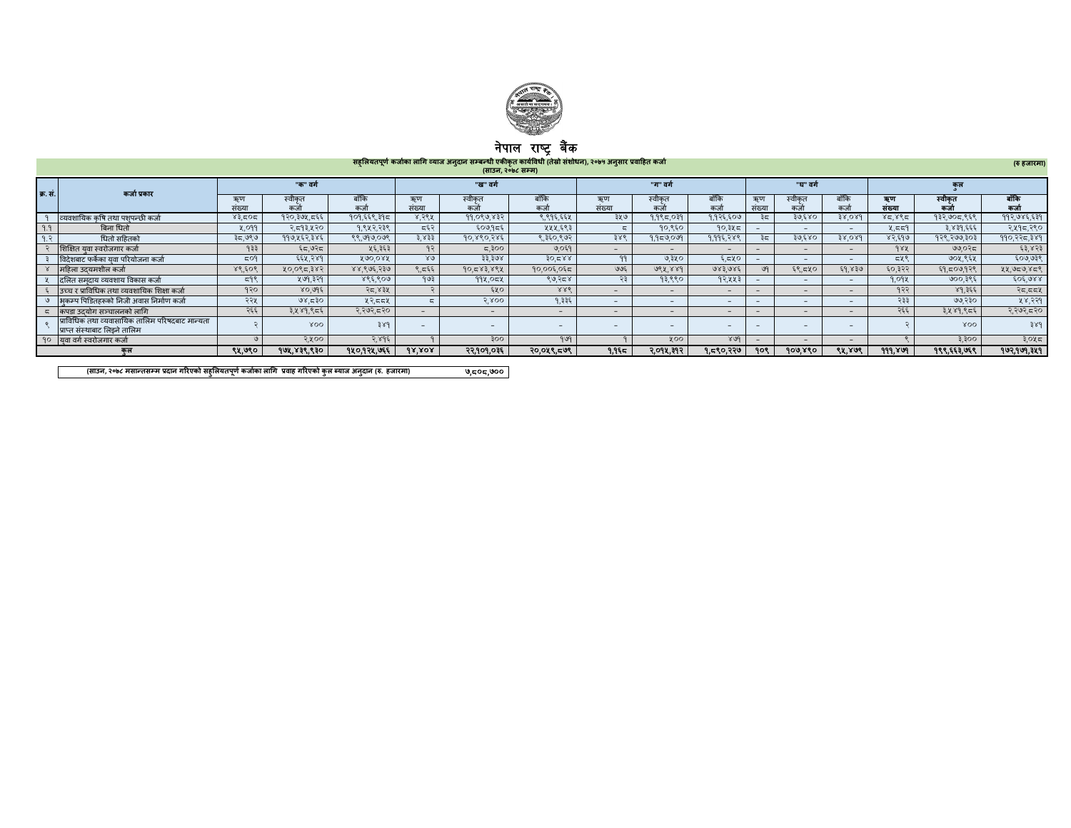# नेपाल राष्ट्र बैंक

**सहुलियतपूर्ण कर्जाका लागि ब्याज अनुदान सम्बन्धी एकीकृत कार्यविधि (तेस्रो संशोधन), २०७५ अनुसार प्रवाहित कर्जा**
**(साउन, २०७८ सम्म)**

(रु हजारमा)

| क्र. सं. | कर्जा प्रकार | "क" वर्ग | | | "ख" वर्ग | | | "ग" वर्ग | | | "घ" वर्ग | | | कुल | | |
|---|---|---|---|---|---|---|---|---|---|---|---|---|---|---|---|---|
| | | ऋण संख्या | स्वीकृत कर्जा | बाँकि कर्जा | ऋण संख्या | स्वीकृत कर्जा | बाँकि कर्जा | ऋण संख्या | स्वीकृत कर्जा | बाँकि कर्जा | ऋण संख्या | स्वीकृत कर्जा | बाँकि कर्जा | ऋण संख्या | स्वीकृत कर्जा | बाँकि कर्जा |
| १ | व्यवसायिक कृषि तथा पशुपन्छी कर्जा | ४३,८०८ | १२०,३७५,८६६ | १०१,६६९,३१८ | ४,२९५ | ११,०९७,४३२ | ९,९१६,६६५ | ३५७ | १,११८,०३१ | १,१२६,६०७ | ३८ | ३७,६४० | ३४,०४१ | ४८,४९८ | १३२,७०८,९६९ | ११२,७४६,६३१ |
| १.१ | बिना धितो | ५,०११ | २,८१३,५२० | १,९५२,२३९ | ८६२ | ६०७,१८६ | ५५५,६९३ | ८ | १०,९६० | १०,३५८ | - | - | - | ५,८८१ | ३,४३१,६६६ | २,५१८,२९० |
| १.२ | धितो सहितको | ३८,७९७ | ११७,५६२,३४६ | ९९,७१७,०७९ | ३,४३३ | १०,४९०,२४६ | ९,३६०,९७२ | ३४९ | १,१८७,०७१ | १,११६,२४९ | ३८ | ३७,६४० | ३४,०४१ | ४२,६१७ | १२९,२७७,३०३ | ११०,२२८,३४१ |
| २ | शिक्षित युवा स्वरोजगार कर्जा | १३३ | ६८,७२८ | ५६,३६३ | १२ | ८,३०० | ७,०६१ | - | - | - | - | - | - | १४५ | ७७,०२८ | ६३,४२३ |
| ३ | विदेशबाट फर्केका युवा परियोजना कर्जा | ८०१ | ६६५,२४१ | ५७०,०४५ | ४७ | ३३,३७४ | ३०,८४४ | ११ | ७,३५० | ६,८५० | - | - | - | ८५९ | ७०५,९६५ | ६०७,७३९ |
| ४ | महिला उद्यमशील कर्जा | ४९,६०९ | ५०,०९८,३४२ | ४४,९७६,२३७ | ९,८६६ | १०,८४३,४९५ | १०,००६,०६८ | ७७६ | ७९५,४४१ | ७४३,७४६ | ७१ | ६९,८५० | ६१,४३७ | ६०,३२२ | ६१,८०७,१२९ | ५५,७८७,४८९ |
| ५ | दलित समुदाय व्यवसाय विकास कर्जा | ८१९ | ५७१,३२१ | ४९६,९०७ | १७३ | ११५,०८५ | ९७,२८४ | २३ | १३,९९० | १२,५५३ | - | - | - | १,०१५ | ७००,३९६ | ६०६,७४४ |
| ६ | उच्च र प्राविधिक तथा व्यवसायिक शिक्षा कर्जा | १२० | ४०,७१६ | २८,४३५ | २ | ६५० | ४४९ | - | - | - | - | - | - | १२२ | ४१,३६६ | २८,८८५ |
| ७ | भुकम्प पिडितहरूको निजी अवास निर्माण कर्जा | २२५ | ७४,८३० | ५२,८८५ | ८ | २,४०० | १,३३६ | - | - | - | - | - | - | २३३ | ७७,२३० | ५४,२२१ |
| ८ | कपडा उद्योग सञ्चालनको लागि | २६६ | ३,५४१,९८६ | २,२७२,८२० | - | - | - | - | - | - | - | - | - | २६६ | ३,५४१,९८६ | २,२७२,८२० |
| ९ | प्राविधिक तथा व्यवसायिक तालिम परिषदबाट मान्यता प्राप्त संस्थाबाट लिइने तालिम | २ | ४०० | ३४१ | - | - | - | - | - | - | - | - | - | २ | ४०० | ३४१ |
| १० | युवा वर्ग स्वरोजगार कर्जा | ७ | ३,५०० | ३,४१६ | १ | ३०० | १७१ | १ | ५०० | ४७१ | - | - | - | ९ | ३,३०० | ३,०५८ |
| | **कुल** | **९५,७९०** | **१७५,४३९,९३०** | **१५०,१२५,७६६** | **१४,४०४** | **२२,१०१,०३६** | **२०,०५९,८७९** | **१,१६८** | **२,०१५,३१२** | **१,८९०,२२७** | **१०९** | **१०७,४९०** | **९५,४७९** | **१११,४७१** | **१९९,६६३,७६९** | **१७२,१७१,३५१** |

| (साउन, २०७८ मसान्तसम्म प्रदान गरिएको सहुलियतपूर्ण कर्जाका लागि प्रवाह गरिएको कुल ब्याज अनुदान (रु. हजारमा) | ७,८०८,७०० |
|---|---|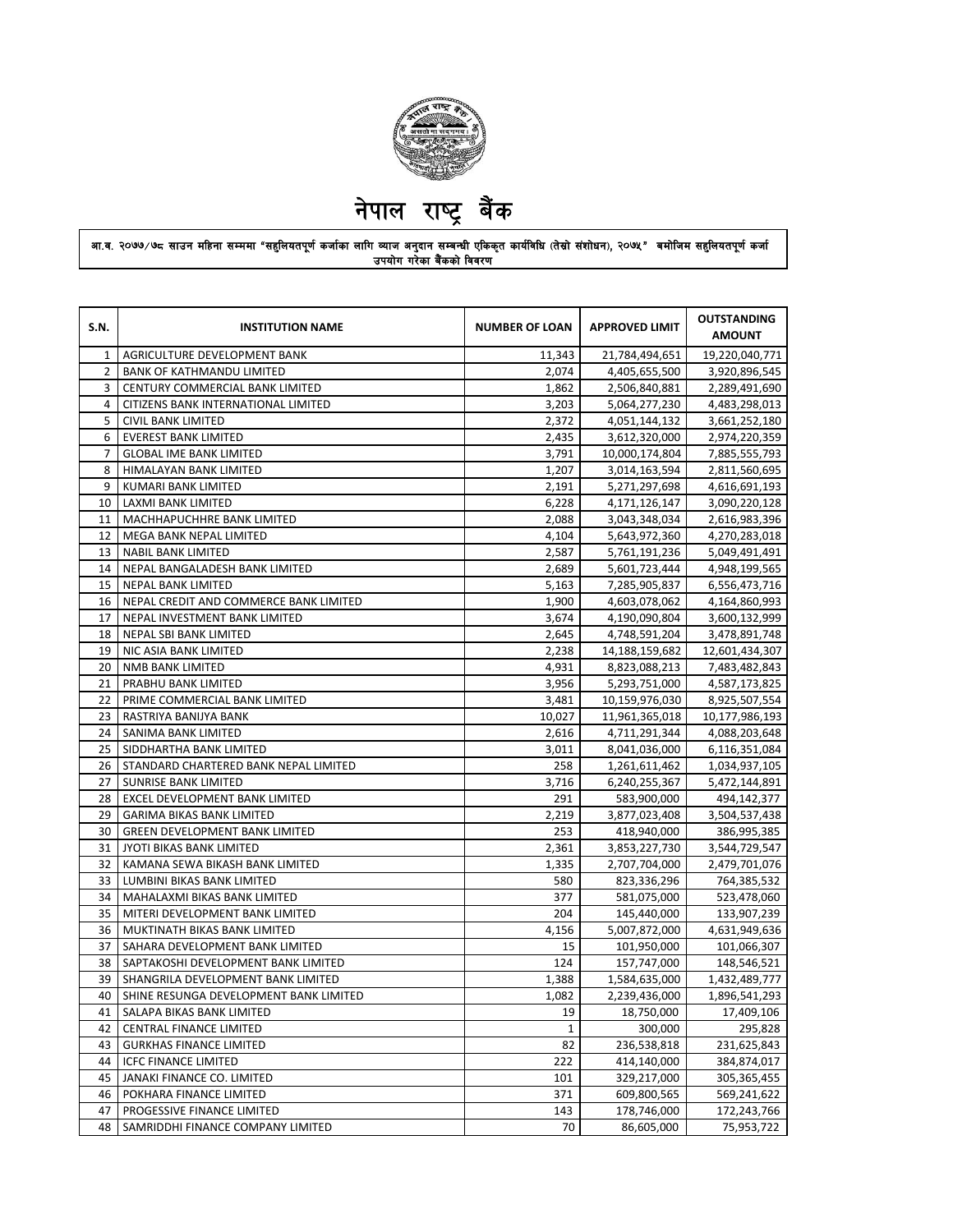# नेपाल राष्ट्र बैंक

आ.व. २०७७/७८ साउन महिना सम्ममा "सहुलियतपूर्ण कर्जाका लागि ब्याज अनुदान सम्बन्धी एकिकृत कार्यविधि (तेस्रो संशोधन), २०७५" बमोजिम सहुलियतपूर्ण कर्जा उपयोग गरेका बैंकको विवरण

| S.N. | INSTITUTION NAME | NUMBER OF LOAN | APPROVED LIMIT | OUTSTANDING AMOUNT |
|---|---|---|---|---|
| 1 | AGRICULTURE DEVELOPMENT BANK | 11,343 | 21,784,494,651 | 19,220,040,771 |
| 2 | BANK OF KATHMANDU LIMITED | 2,074 | 4,405,655,500 | 3,920,896,545 |
| 3 | CENTURY COMMERCIAL BANK LIMITED | 1,862 | 2,506,840,881 | 2,289,491,690 |
| 4 | CITIZENS BANK INTERNATIONAL LIMITED | 3,203 | 5,064,277,230 | 4,483,298,013 |
| 5 | CIVIL BANK LIMITED | 2,372 | 4,051,144,132 | 3,661,252,180 |
| 6 | EVEREST BANK LIMITED | 2,435 | 3,612,320,000 | 2,974,220,359 |
| 7 | GLOBAL IME BANK LIMITED | 3,791 | 10,000,174,804 | 7,885,555,793 |
| 8 | HIMALAYAN BANK LIMITED | 1,207 | 3,014,163,594 | 2,811,560,695 |
| 9 | KUMARI BANK LIMITED | 2,191 | 5,271,297,698 | 4,616,691,193 |
| 10 | LAXMI BANK LIMITED | 6,228 | 4,171,126,147 | 3,090,220,128 |
| 11 | MACHHAPUCHHRE BANK LIMITED | 2,088 | 3,043,348,034 | 2,616,983,396 |
| 12 | MEGA BANK NEPAL LIMITED | 4,104 | 5,643,972,360 | 4,270,283,018 |
| 13 | NABIL BANK LIMITED | 2,587 | 5,761,191,236 | 5,049,491,491 |
| 14 | NEPAL BANGALADESH BANK LIMITED | 2,689 | 5,601,723,444 | 4,948,199,565 |
| 15 | NEPAL BANK LIMITED | 5,163 | 7,285,905,837 | 6,556,473,716 |
| 16 | NEPAL CREDIT AND COMMERCE BANK LIMITED | 1,900 | 4,603,078,062 | 4,164,860,993 |
| 17 | NEPAL INVESTMENT BANK LIMITED | 3,674 | 4,190,090,804 | 3,600,132,999 |
| 18 | NEPAL SBI BANK LIMITED | 2,645 | 4,748,591,204 | 3,478,891,748 |
| 19 | NIC ASIA BANK LIMITED | 2,238 | 14,188,159,682 | 12,601,434,307 |
| 20 | NMB BANK LIMITED | 4,931 | 8,823,088,213 | 7,483,482,843 |
| 21 | PRABHU BANK LIMITED | 3,956 | 5,293,751,000 | 4,587,173,825 |
| 22 | PRIME COMMERCIAL BANK LIMITED | 3,481 | 10,159,976,030 | 8,925,507,554 |
| 23 | RASTRIYA BANIJYA BANK | 10,027 | 11,961,365,018 | 10,177,986,193 |
| 24 | SANIMA BANK LIMITED | 2,616 | 4,711,291,344 | 4,088,203,648 |
| 25 | SIDDHARTHA BANK LIMITED | 3,011 | 8,041,036,000 | 6,116,351,084 |
| 26 | STANDARD CHARTERED BANK NEPAL LIMITED | 258 | 1,261,611,462 | 1,034,937,105 |
| 27 | SUNRISE BANK LIMITED | 3,716 | 6,240,255,367 | 5,472,144,891 |
| 28 | EXCEL DEVELOPMENT BANK LIMITED | 291 | 583,900,000 | 494,142,377 |
| 29 | GARIMA BIKAS BANK LIMITED | 2,219 | 3,877,023,408 | 3,504,537,438 |
| 30 | GREEN DEVELOPMENT BANK LIMITED | 253 | 418,940,000 | 386,995,385 |
| 31 | JYOTI BIKAS BANK LIMITED | 2,361 | 3,853,227,730 | 3,544,729,547 |
| 32 | KAMANA SEWA BIKASH BANK LIMITED | 1,335 | 2,707,704,000 | 2,479,701,076 |
| 33 | LUMBINI BIKAS BANK LIMITED | 580 | 823,336,296 | 764,385,532 |
| 34 | MAHALAXMI BIKAS BANK LIMITED | 377 | 581,075,000 | 523,478,060 |
| 35 | MITERI DEVELOPMENT BANK LIMITED | 204 | 145,440,000 | 133,907,239 |
| 36 | MUKTINATH BIKAS BANK LIMITED | 4,156 | 5,007,872,000 | 4,631,949,636 |
| 37 | SAHARA DEVELOPMENT BANK LIMITED | 15 | 101,950,000 | 101,066,307 |
| 38 | SAPTAKOSHI DEVELOPMENT BANK LIMITED | 124 | 157,747,000 | 148,546,521 |
| 39 | SHANGRILA DEVELOPMENT BANK LIMITED | 1,388 | 1,584,635,000 | 1,432,489,777 |
| 40 | SHINE RESUNGA DEVELOPMENT BANK LIMITED | 1,082 | 2,239,436,000 | 1,896,541,293 |
| 41 | SALAPA BIKAS BANK LIMITED | 19 | 18,750,000 | 17,409,106 |
| 42 | CENTRAL FINANCE LIMITED | 1 | 300,000 | 295,828 |
| 43 | GURKHAS FINANCE LIMITED | 82 | 236,538,818 | 231,625,843 |
| 44 | ICFC FINANCE LIMITED | 222 | 414,140,000 | 384,874,017 |
| 45 | JANAKI FINANCE CO. LIMITED | 101 | 329,217,000 | 305,365,455 |
| 46 | POKHARA FINANCE LIMITED | 371 | 609,800,565 | 569,241,622 |
| 47 | PROGESSIVE FINANCE LIMITED | 143 | 178,746,000 | 172,243,766 |
| 48 | SAMRIDDHI FINANCE COMPANY LIMITED | 70 | 86,605,000 | 75,953,722 |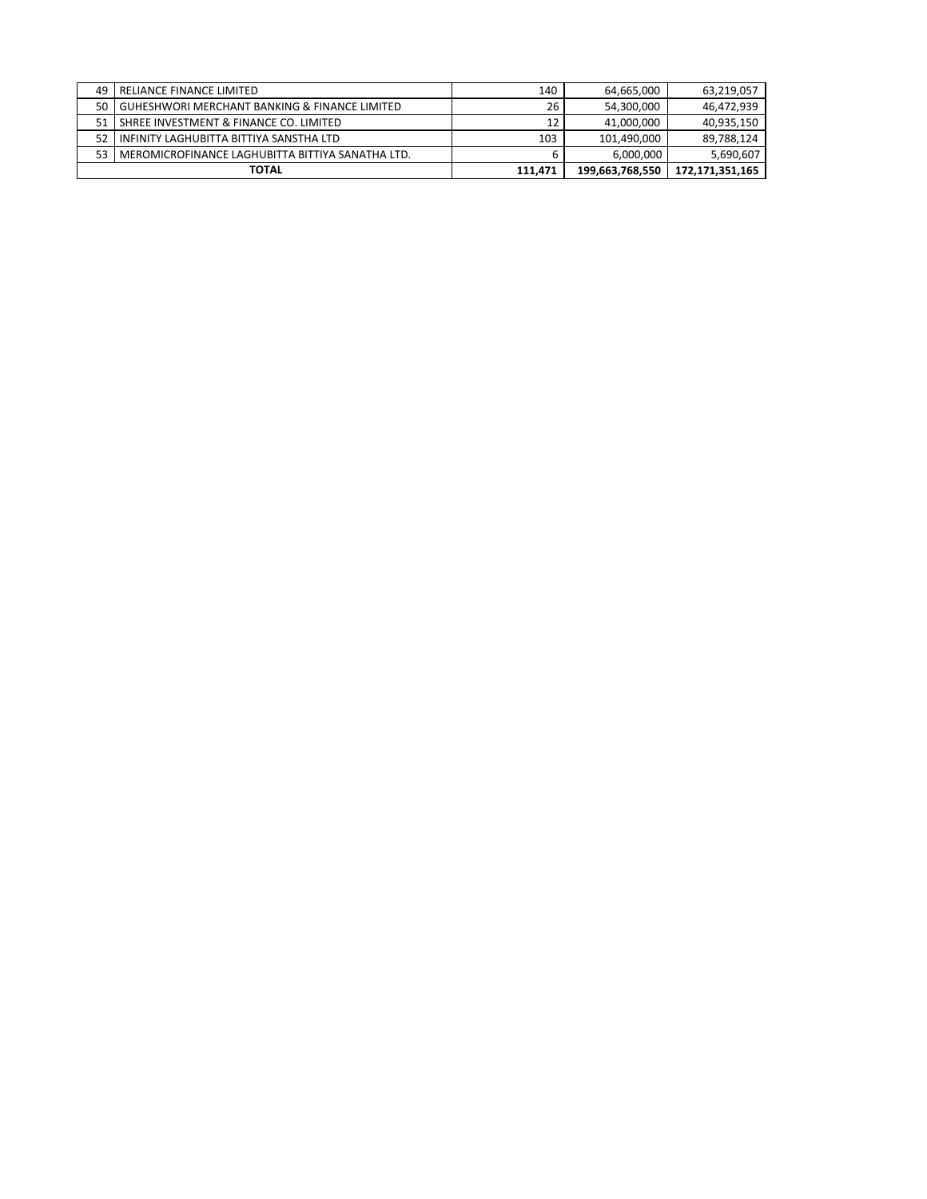| | | | | |
|---|---|---|---|---|
| 49 | RELIANCE FINANCE LIMITED | 140 | 64,665,000 | 63,219,057 |
| 50 | GUHESHWORI MERCHANT BANKING & FINANCE LIMITED | 26 | 54,300,000 | 46,472,939 |
| 51 | SHREE INVESTMENT & FINANCE CO. LIMITED | 12 | 41,000,000 | 40,935,150 |
| 52 | INFINITY LAGHUBITTA BITTIYA SANSTHA LTD | 103 | 101,490,000 | 89,788,124 |
| 53 | MEROMICROFINANCE LAGHUBITTA BITTIYA SANATHA LTD. | 6 | 6,000,000 | 5,690,607 |
| **TOTAL** | | **111,471** | **199,663,768,550** | **172,171,351,165** |